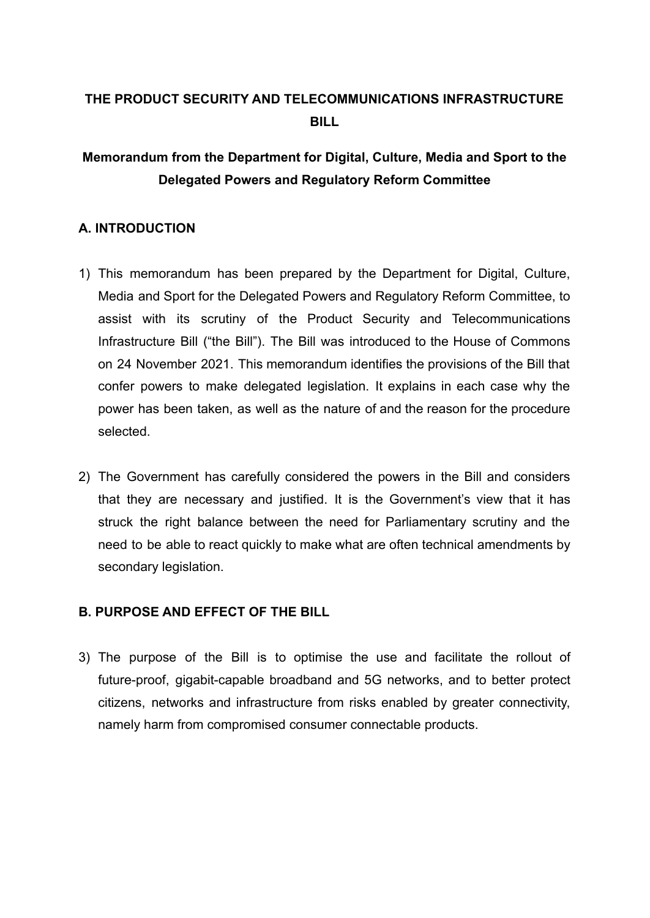# THE PRODUCT SECURITY AND TELECOMMUNICATIONS INFRASTRUCTURE BILL

## Memorandum from the Department for Digital, Culture, Media and Sport to the Delegated Powers and Regulatory Reform Committee

### A. INTRODUCTION

1) This memorandum has been prepared by the Department for Digital, Culture, Media and Sport for the Delegated Powers and Regulatory Reform Committee, to assist with its scrutiny of the Product Security and Telecommunications Infrastructure Bill ("the Bill"). The Bill was introduced to the House of Commons on 24 November 2021. This memorandum identifies the provisions of the Bill that confer powers to make delegated legislation. It explains in each case why the power has been taken, as well as the nature of and the reason for the procedure selected.

2) The Government has carefully considered the powers in the Bill and considers that they are necessary and justified. It is the Government's view that it has struck the right balance between the need for Parliamentary scrutiny and the need to be able to react quickly to make what are often technical amendments by secondary legislation.

### B. PURPOSE AND EFFECT OF THE BILL

3) The purpose of the Bill is to optimise the use and facilitate the rollout of future-proof, gigabit-capable broadband and 5G networks, and to better protect citizens, networks and infrastructure from risks enabled by greater connectivity, namely harm from compromised consumer connectable products.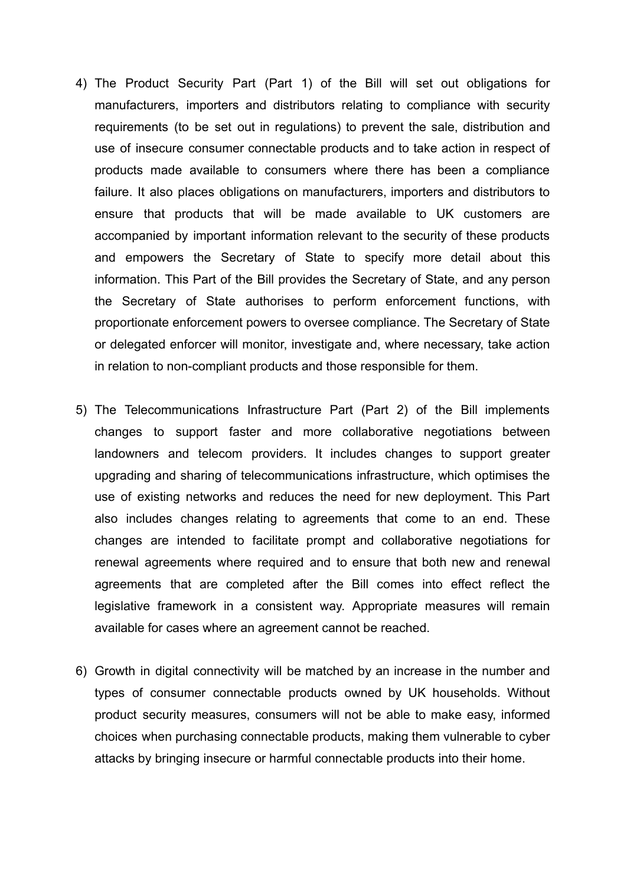4) The Product Security Part (Part 1) of the Bill will set out obligations for manufacturers, importers and distributors relating to compliance with security requirements (to be set out in regulations) to prevent the sale, distribution and use of insecure consumer connectable products and to take action in respect of products made available to consumers where there has been a compliance failure. It also places obligations on manufacturers, importers and distributors to ensure that products that will be made available to UK customers are accompanied by important information relevant to the security of these products and empowers the Secretary of State to specify more detail about this information. This Part of the Bill provides the Secretary of State, and any person the Secretary of State authorises to perform enforcement functions, with proportionate enforcement powers to oversee compliance. The Secretary of State or delegated enforcer will monitor, investigate and, where necessary, take action in relation to non-compliant products and those responsible for them.

5) The Telecommunications Infrastructure Part (Part 2) of the Bill implements changes to support faster and more collaborative negotiations between landowners and telecom providers. It includes changes to support greater upgrading and sharing of telecommunications infrastructure, which optimises the use of existing networks and reduces the need for new deployment. This Part also includes changes relating to agreements that come to an end. These changes are intended to facilitate prompt and collaborative negotiations for renewal agreements where required and to ensure that both new and renewal agreements that are completed after the Bill comes into effect reflect the legislative framework in a consistent way. Appropriate measures will remain available for cases where an agreement cannot be reached.

6) Growth in digital connectivity will be matched by an increase in the number and types of consumer connectable products owned by UK households. Without product security measures, consumers will not be able to make easy, informed choices when purchasing connectable products, making them vulnerable to cyber attacks by bringing insecure or harmful connectable products into their home.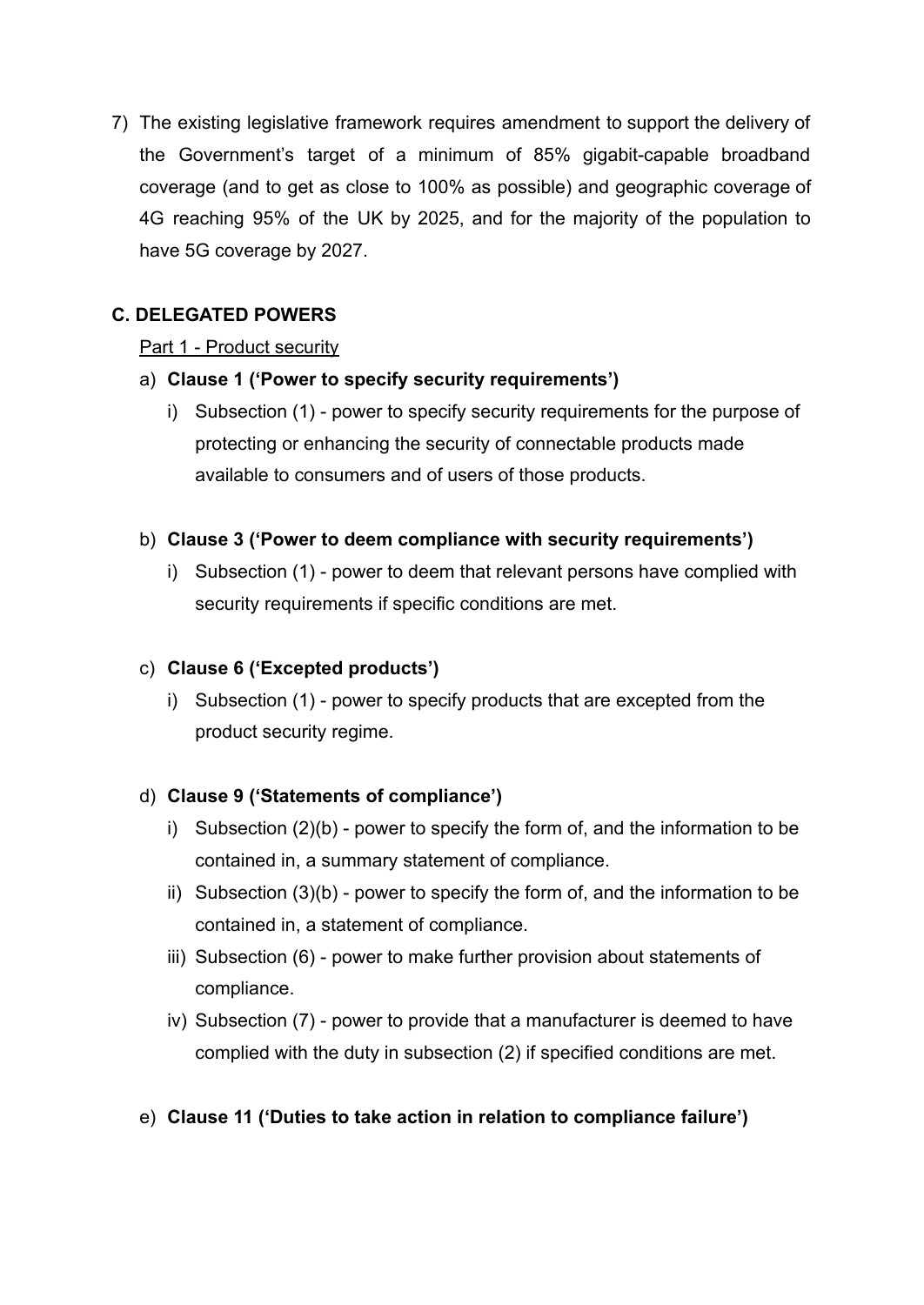7) The existing legislative framework requires amendment to support the delivery of the Government's target of a minimum of 85% gigabit-capable broadband coverage (and to get as close to 100% as possible) and geographic coverage of 4G reaching 95% of the UK by 2025, and for the majority of the population to have 5G coverage by 2027.

## C. DELEGATED POWERS

Part 1 - Product security

a) **Clause 1 ('Power to specify security requirements')**
   i) Subsection (1) - power to specify security requirements for the purpose of protecting or enhancing the security of connectable products made available to consumers and of users of those products.

b) **Clause 3 ('Power to deem compliance with security requirements')**
   i) Subsection (1) - power to deem that relevant persons have complied with security requirements if specific conditions are met.

c) **Clause 6 ('Excepted products')**
   i) Subsection (1) - power to specify products that are excepted from the product security regime.

d) **Clause 9 ('Statements of compliance')**
   i) Subsection (2)(b) - power to specify the form of, and the information to be contained in, a summary statement of compliance.
   ii) Subsection (3)(b) - power to specify the form of, and the information to be contained in, a statement of compliance.
   iii) Subsection (6) - power to make further provision about statements of compliance.
   iv) Subsection (7) - power to provide that a manufacturer is deemed to have complied with the duty in subsection (2) if specified conditions are met.

e) **Clause 11 ('Duties to take action in relation to compliance failure')**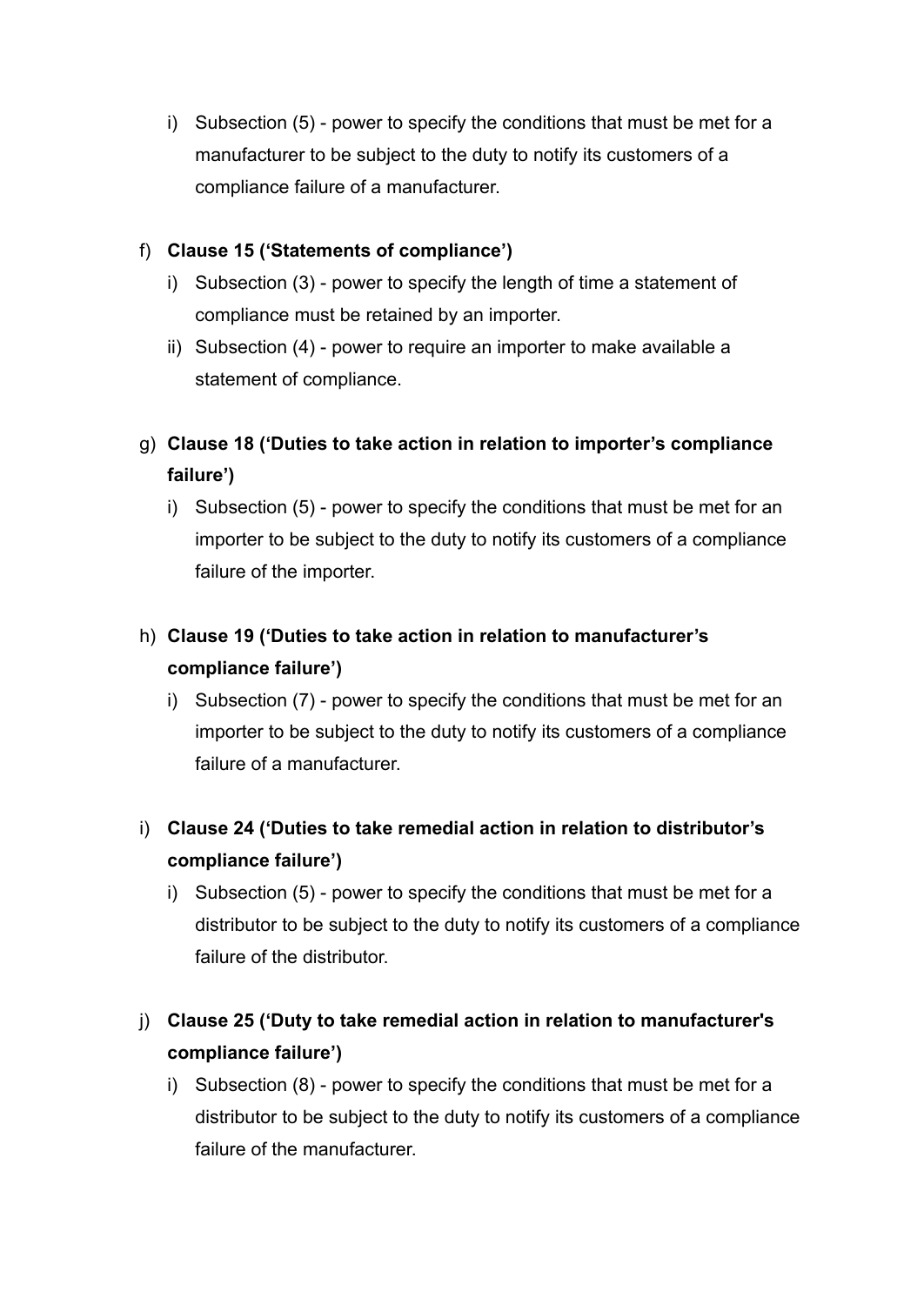i) Subsection (5) - power to specify the conditions that must be met for a manufacturer to be subject to the duty to notify its customers of a compliance failure of a manufacturer.

f) **Clause 15 ('Statements of compliance')**
   i) Subsection (3) - power to specify the length of time a statement of compliance must be retained by an importer.
   ii) Subsection (4) - power to require an importer to make available a statement of compliance.

g) **Clause 18 ('Duties to take action in relation to importer's compliance failure')**
   i) Subsection (5) - power to specify the conditions that must be met for an importer to be subject to the duty to notify its customers of a compliance failure of the importer.

h) **Clause 19 ('Duties to take action in relation to manufacturer's compliance failure')**
   i) Subsection (7) - power to specify the conditions that must be met for an importer to be subject to the duty to notify its customers of a compliance failure of a manufacturer.

i) **Clause 24 ('Duties to take remedial action in relation to distributor's compliance failure')**
   i) Subsection (5) - power to specify the conditions that must be met for a distributor to be subject to the duty to notify its customers of a compliance failure of the distributor.

j) **Clause 25 ('Duty to take remedial action in relation to manufacturer's compliance failure')**
   i) Subsection (8) - power to specify the conditions that must be met for a distributor to be subject to the duty to notify its customers of a compliance failure of the manufacturer.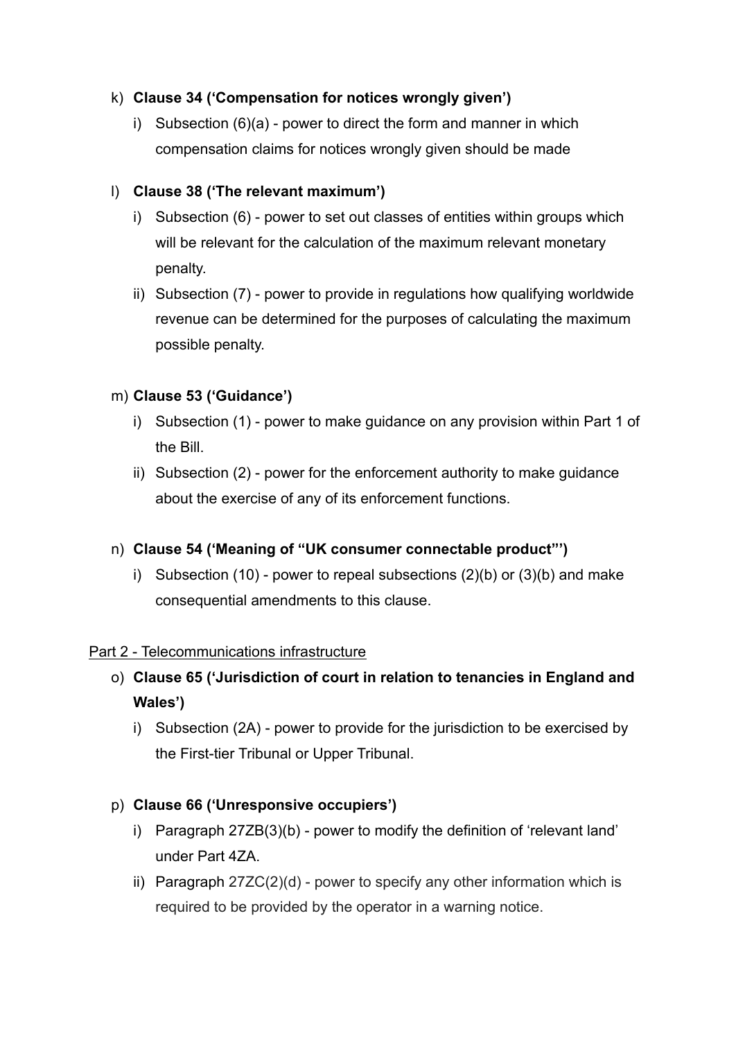k) **Clause 34 ('Compensation for notices wrongly given')**

   i) Subsection (6)(a) - power to direct the form and manner in which compensation claims for notices wrongly given should be made

l) **Clause 38 ('The relevant maximum')**

   i) Subsection (6) - power to set out classes of entities within groups which will be relevant for the calculation of the maximum relevant monetary penalty.

   ii) Subsection (7) - power to provide in regulations how qualifying worldwide revenue can be determined for the purposes of calculating the maximum possible penalty.

m) **Clause 53 ('Guidance')**

   i) Subsection (1) - power to make guidance on any provision within Part 1 of the Bill.

   ii) Subsection (2) - power for the enforcement authority to make guidance about the exercise of any of its enforcement functions.

n) **Clause 54 ('Meaning of "UK consumer connectable product"')**

   i) Subsection (10) - power to repeal subsections (2)(b) or (3)(b) and make consequential amendments to this clause.

<u>Part 2 - Telecommunications infrastructure</u>

o) **Clause 65 ('Jurisdiction of court in relation to tenancies in England and Wales')**

   i) Subsection (2A) - power to provide for the jurisdiction to be exercised by the First-tier Tribunal or Upper Tribunal.

p) **Clause 66 ('Unresponsive occupiers')**

   i) Paragraph 27ZB(3)(b) - power to modify the definition of 'relevant land' under Part 4ZA.

   ii) Paragraph 27ZC(2)(d) - power to specify any other information which is required to be provided by the operator in a warning notice.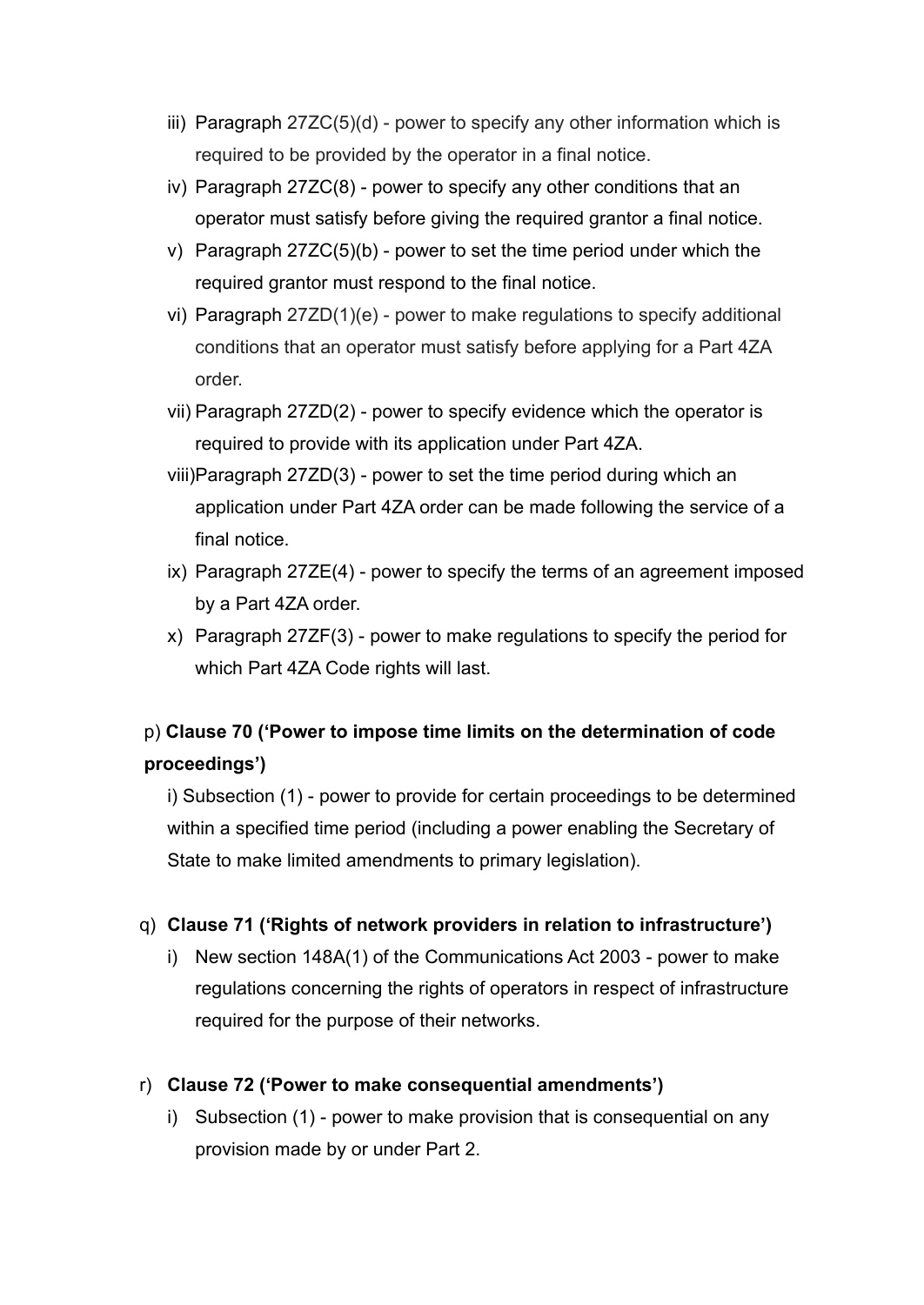iii) Paragraph 27ZC(5)(d) - power to specify any other information which is required to be provided by the operator in a final notice.

iv) Paragraph 27ZC(8) - power to specify any other conditions that an operator must satisfy before giving the required grantor a final notice.

v) Paragraph 27ZC(5)(b) - power to set the time period under which the required grantor must respond to the final notice.

vi) Paragraph 27ZD(1)(e) - power to make regulations to specify additional conditions that an operator must satisfy before applying for a Part 4ZA order.

vii) Paragraph 27ZD(2) - power to specify evidence which the operator is required to provide with its application under Part 4ZA.

viii) Paragraph 27ZD(3) - power to set the time period during which an application under Part 4ZA order can be made following the service of a final notice.

ix) Paragraph 27ZE(4) - power to specify the terms of an agreement imposed by a Part 4ZA order.

x) Paragraph 27ZF(3) - power to make regulations to specify the period for which Part 4ZA Code rights will last.

p) **Clause 70 ('Power to impose time limits on the determination of code proceedings')**

i) Subsection (1) - power to provide for certain proceedings to be determined within a specified time period (including a power enabling the Secretary of State to make limited amendments to primary legislation).

q) **Clause 71 ('Rights of network providers in relation to infrastructure')**

i) New section 148A(1) of the Communications Act 2003 - power to make regulations concerning the rights of operators in respect of infrastructure required for the purpose of their networks.

r) **Clause 72 ('Power to make consequential amendments')**

i) Subsection (1) - power to make provision that is consequential on any provision made by or under Part 2.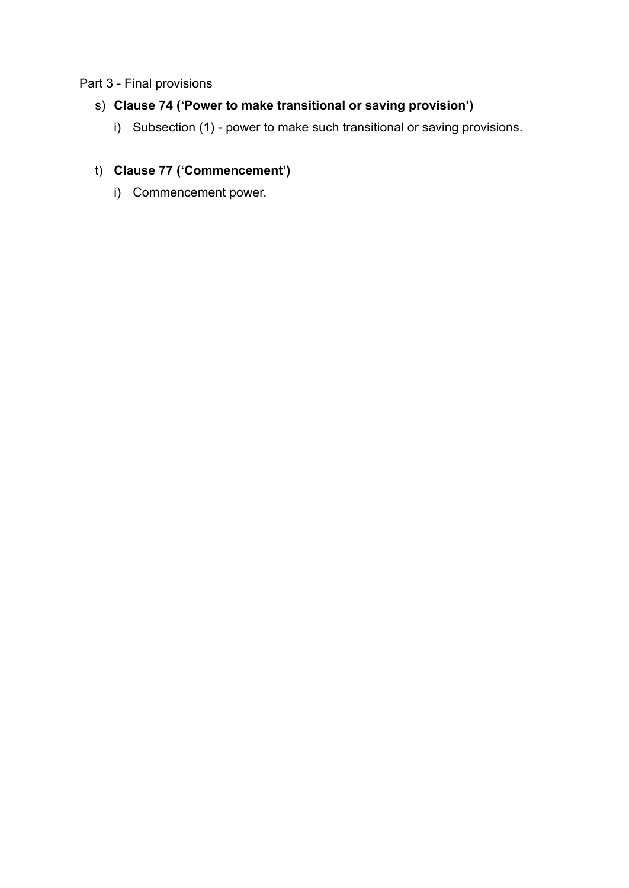<u>Part 3 - Final provisions</u>

s) **Clause 74 ('Power to make transitional or saving provision')**

    i) Subsection (1) - power to make such transitional or saving provisions.

t) **Clause 77 ('Commencement')**

    i) Commencement power.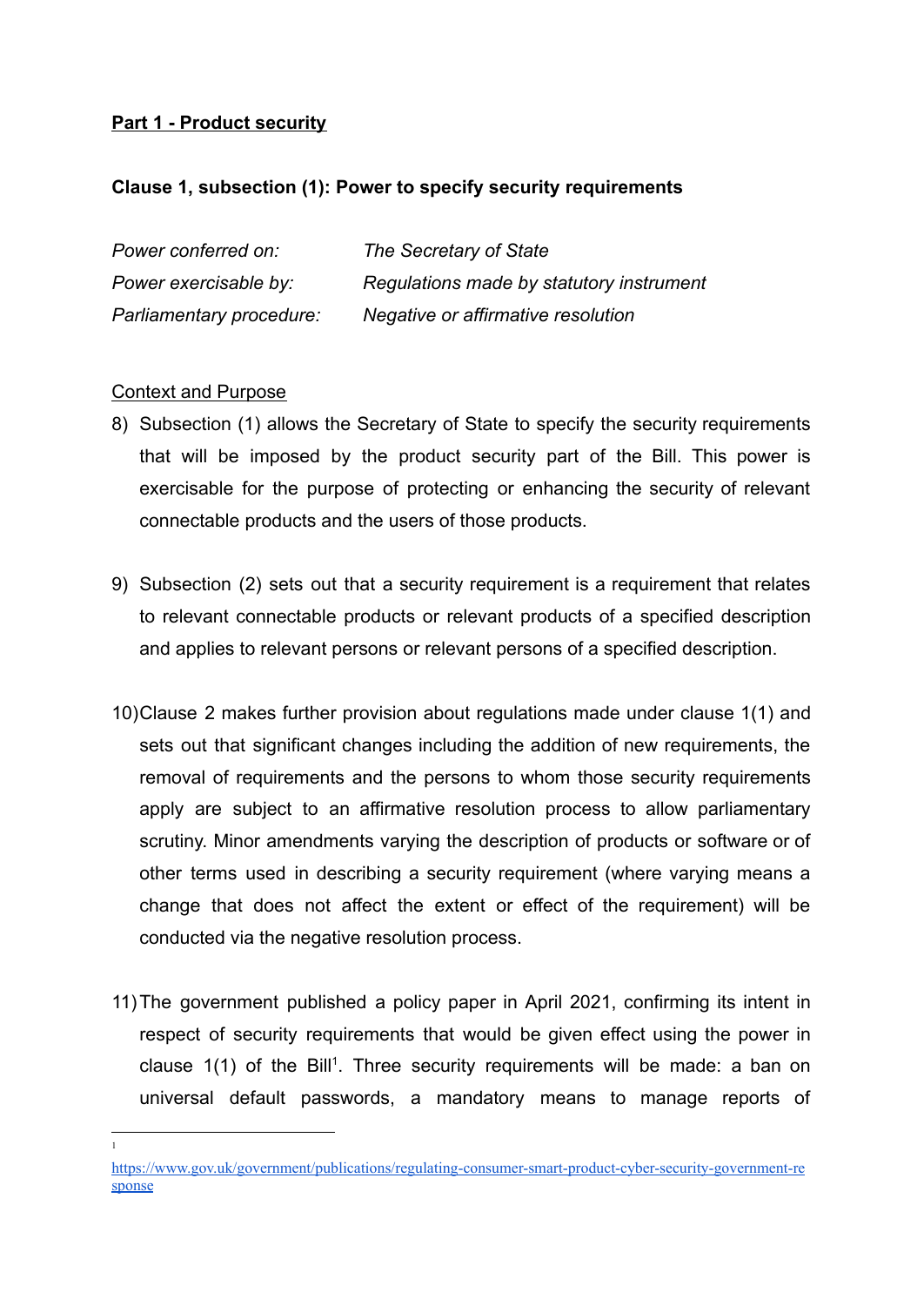**Part 1 - Product security**

**Clause 1, subsection (1): Power to specify security requirements**

| | |
|---|---|
| *Power conferred on:* | *The Secretary of State* |
| *Power exercisable by:* | *Regulations made by statutory instrument* |
| *Parliamentary procedure:* | *Negative or affirmative resolution* |

Context and Purpose

8) Subsection (1) allows the Secretary of State to specify the security requirements that will be imposed by the product security part of the Bill. This power is exercisable for the purpose of protecting or enhancing the security of relevant connectable products and the users of those products.

9) Subsection (2) sets out that a security requirement is a requirement that relates to relevant connectable products or relevant products of a specified description and applies to relevant persons or relevant persons of a specified description.

10) Clause 2 makes further provision about regulations made under clause 1(1) and sets out that significant changes including the addition of new requirements, the removal of requirements and the persons to whom those security requirements apply are subject to an affirmative resolution process to allow parliamentary scrutiny. Minor amendments varying the description of products or software or of other terms used in describing a security requirement (where varying means a change that does not affect the extent or effect of the requirement) will be conducted via the negative resolution process.

11) The government published a policy paper in April 2021, confirming its intent in respect of security requirements that would be given effect using the power in clause 1(1) of the Bill[1]. Three security requirements will be made: a ban on universal default passwords, a mandatory means to manage reports of

[1] https://www.gov.uk/government/publications/regulating-consumer-smart-product-cyber-security-government-response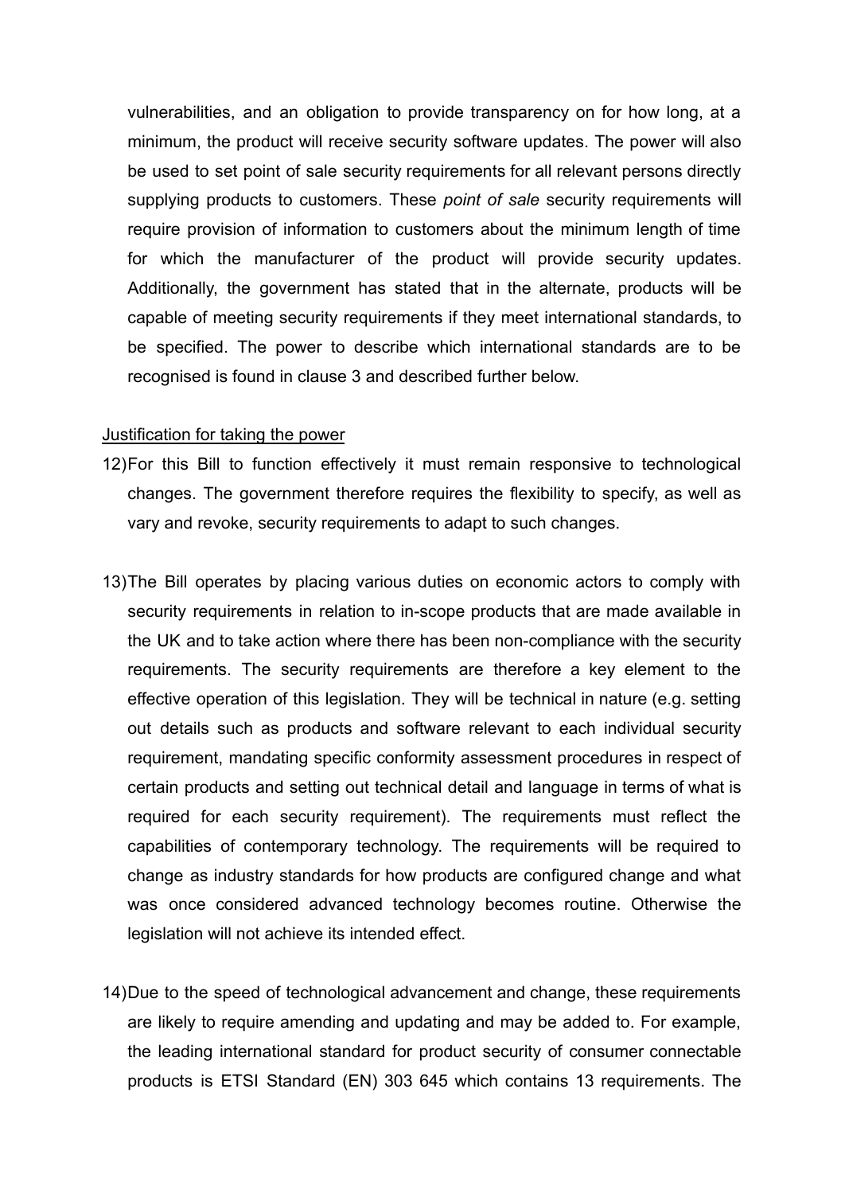vulnerabilities, and an obligation to provide transparency on for how long, at a minimum, the product will receive security software updates. The power will also be used to set point of sale security requirements for all relevant persons directly supplying products to customers. These *point of sale* security requirements will require provision of information to customers about the minimum length of time for which the manufacturer of the product will provide security updates. Additionally, the government has stated that in the alternate, products will be capable of meeting security requirements if they meet international standards, to be specified. The power to describe which international standards are to be recognised is found in clause 3 and described further below.

Justification for taking the power

12) For this Bill to function effectively it must remain responsive to technological changes. The government therefore requires the flexibility to specify, as well as vary and revoke, security requirements to adapt to such changes.

13) The Bill operates by placing various duties on economic actors to comply with security requirements in relation to in-scope products that are made available in the UK and to take action where there has been non-compliance with the security requirements. The security requirements are therefore a key element to the effective operation of this legislation. They will be technical in nature (e.g. setting out details such as products and software relevant to each individual security requirement, mandating specific conformity assessment procedures in respect of certain products and setting out technical detail and language in terms of what is required for each security requirement). The requirements must reflect the capabilities of contemporary technology. The requirements will be required to change as industry standards for how products are configured change and what was once considered advanced technology becomes routine. Otherwise the legislation will not achieve its intended effect.

14) Due to the speed of technological advancement and change, these requirements are likely to require amending and updating and may be added to. For example, the leading international standard for product security of consumer connectable products is ETSI Standard (EN) 303 645 which contains 13 requirements. The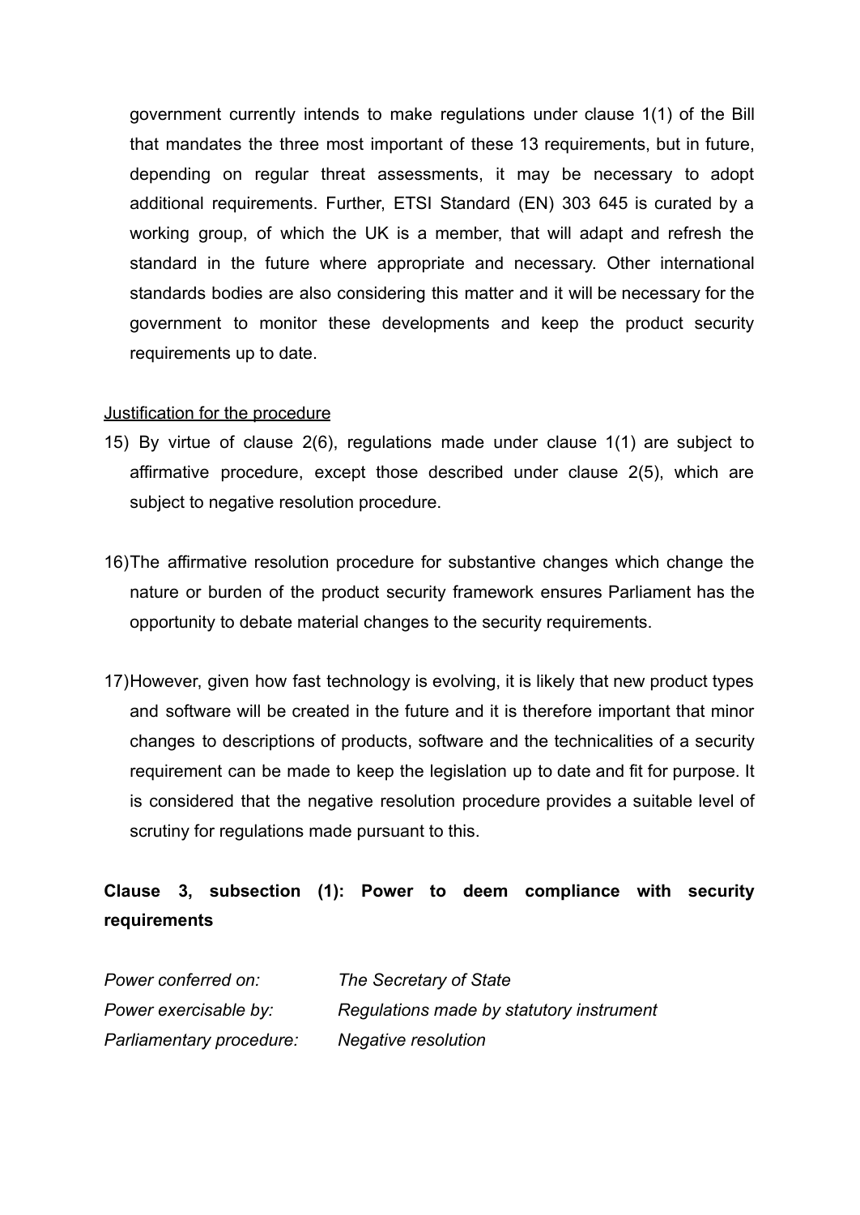government currently intends to make regulations under clause 1(1) of the Bill that mandates the three most important of these 13 requirements, but in future, depending on regular threat assessments, it may be necessary to adopt additional requirements. Further, ETSI Standard (EN) 303 645 is curated by a working group, of which the UK is a member, that will adapt and refresh the standard in the future where appropriate and necessary. Other international standards bodies are also considering this matter and it will be necessary for the government to monitor these developments and keep the product security requirements up to date.

Justification for the procedure

15) By virtue of clause 2(6), regulations made under clause 1(1) are subject to affirmative procedure, except those described under clause 2(5), which are subject to negative resolution procedure.

16) The affirmative resolution procedure for substantive changes which change the nature or burden of the product security framework ensures Parliament has the opportunity to debate material changes to the security requirements.

17) However, given how fast technology is evolving, it is likely that new product types and software will be created in the future and it is therefore important that minor changes to descriptions of products, software and the technicalities of a security requirement can be made to keep the legislation up to date and fit for purpose. It is considered that the negative resolution procedure provides a suitable level of scrutiny for regulations made pursuant to this.

**Clause 3, subsection (1): Power to deem compliance with security requirements**

*Power conferred on:* *The Secretary of State*
*Power exercisable by:* *Regulations made by statutory instrument*
*Parliamentary procedure:* *Negative resolution*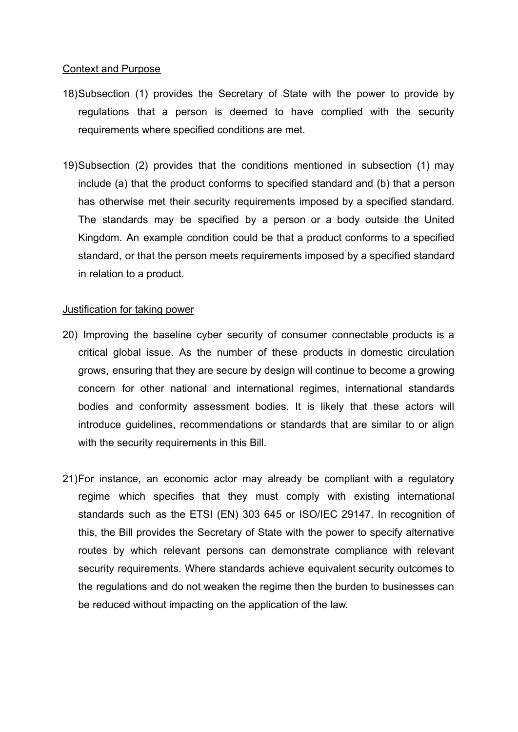Context and Purpose

18) Subsection (1) provides the Secretary of State with the power to provide by regulations that a person is deemed to have complied with the security requirements where specified conditions are met.

19) Subsection (2) provides that the conditions mentioned in subsection (1) may include (a) that the product conforms to specified standard and (b) that a person has otherwise met their security requirements imposed by a specified standard. The standards may be specified by a person or a body outside the United Kingdom. An example condition could be that a product conforms to a specified standard, or that the person meets requirements imposed by a specified standard in relation to a product.

Justification for taking power

20) Improving the baseline cyber security of consumer connectable products is a critical global issue. As the number of these products in domestic circulation grows, ensuring that they are secure by design will continue to become a growing concern for other national and international regimes, international standards bodies and conformity assessment bodies. It is likely that these actors will introduce guidelines, recommendations or standards that are similar to or align with the security requirements in this Bill.

21) For instance, an economic actor may already be compliant with a regulatory regime which specifies that they must comply with existing international standards such as the ETSI (EN) 303 645 or ISO/IEC 29147. In recognition of this, the Bill provides the Secretary of State with the power to specify alternative routes by which relevant persons can demonstrate compliance with relevant security requirements. Where standards achieve equivalent security outcomes to the regulations and do not weaken the regime then the burden to businesses can be reduced without impacting on the application of the law.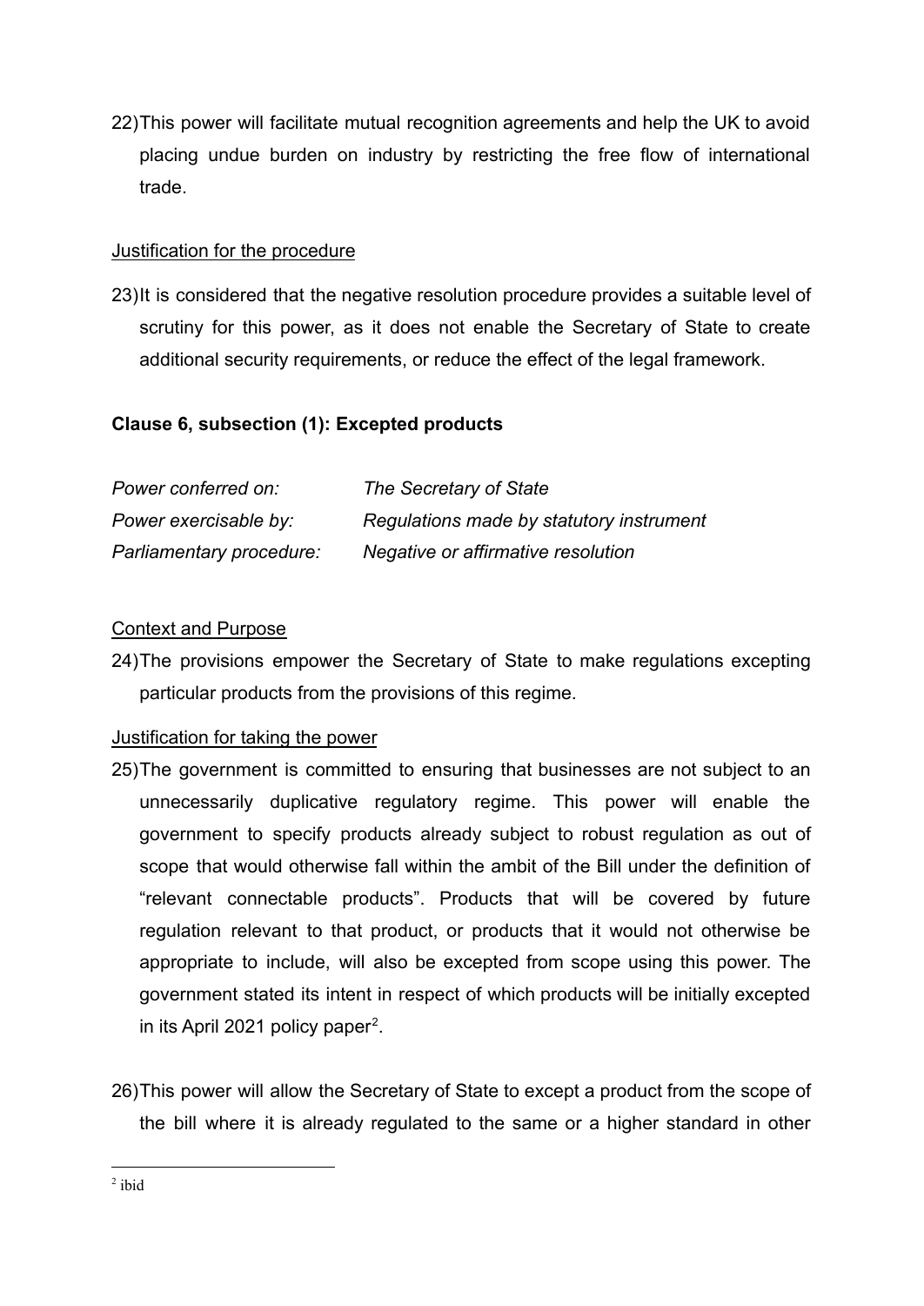22) This power will facilitate mutual recognition agreements and help the UK to avoid placing undue burden on industry by restricting the free flow of international trade.

Justification for the procedure

23) It is considered that the negative resolution procedure provides a suitable level of scrutiny for this power, as it does not enable the Secretary of State to create additional security requirements, or reduce the effect of the legal framework.

**Clause 6, subsection (1): Excepted products**

| | |
|---|---|
| *Power conferred on:* | *The Secretary of State* |
| *Power exercisable by:* | *Regulations made by statutory instrument* |
| *Parliamentary procedure:* | *Negative or affirmative resolution* |

Context and Purpose

24) The provisions empower the Secretary of State to make regulations excepting particular products from the provisions of this regime.

Justification for taking the power

25) The government is committed to ensuring that businesses are not subject to an unnecessarily duplicative regulatory regime. This power will enable the government to specify products already subject to robust regulation as out of scope that would otherwise fall within the ambit of the Bill under the definition of "relevant connectable products". Products that will be covered by future regulation relevant to that product, or products that it would not otherwise be appropriate to include, will also be excepted from scope using this power. The government stated its intent in respect of which products will be initially excepted in its April 2021 policy paper[2].

26) This power will allow the Secretary of State to except a product from the scope of the bill where it is already regulated to the same or a higher standard in other

[2] ibid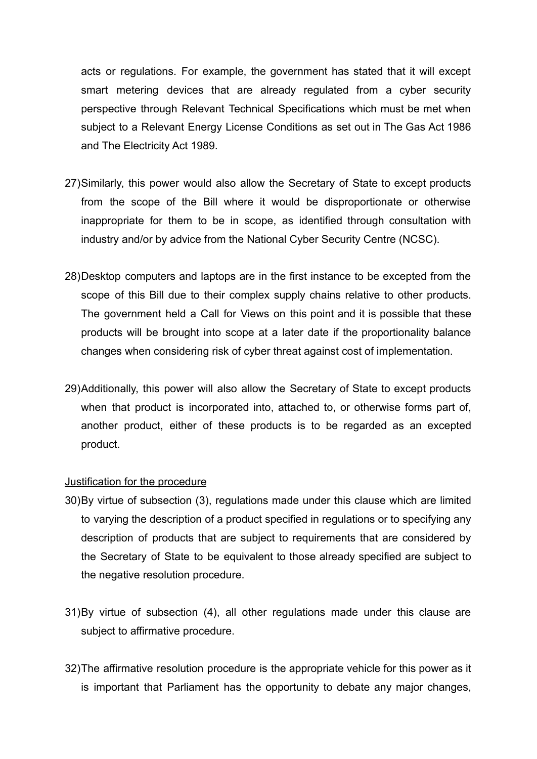acts or regulations. For example, the government has stated that it will except smart metering devices that are already regulated from a cyber security perspective through Relevant Technical Specifications which must be met when subject to a Relevant Energy License Conditions as set out in The Gas Act 1986 and The Electricity Act 1989.

27) Similarly, this power would also allow the Secretary of State to except products from the scope of the Bill where it would be disproportionate or otherwise inappropriate for them to be in scope, as identified through consultation with industry and/or by advice from the National Cyber Security Centre (NCSC).

28) Desktop computers and laptops are in the first instance to be excepted from the scope of this Bill due to their complex supply chains relative to other products. The government held a Call for Views on this point and it is possible that these products will be brought into scope at a later date if the proportionality balance changes when considering risk of cyber threat against cost of implementation.

29) Additionally, this power will also allow the Secretary of State to except products when that product is incorporated into, attached to, or otherwise forms part of, another product, either of these products is to be regarded as an excepted product.

Justification for the procedure

30) By virtue of subsection (3), regulations made under this clause which are limited to varying the description of a product specified in regulations or to specifying any description of products that are subject to requirements that are considered by the Secretary of State to be equivalent to those already specified are subject to the negative resolution procedure.

31) By virtue of subsection (4), all other regulations made under this clause are subject to affirmative procedure.

32) The affirmative resolution procedure is the appropriate vehicle for this power as it is important that Parliament has the opportunity to debate any major changes,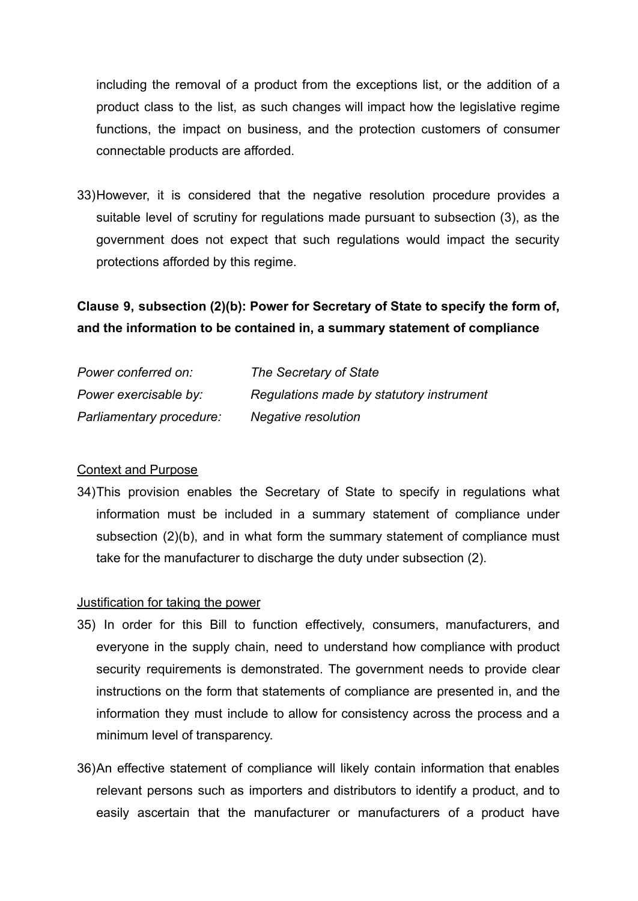including the removal of a product from the exceptions list, or the addition of a product class to the list, as such changes will impact how the legislative regime functions, the impact on business, and the protection customers of consumer connectable products are afforded.

33) However, it is considered that the negative resolution procedure provides a suitable level of scrutiny for regulations made pursuant to subsection (3), as the government does not expect that such regulations would impact the security protections afforded by this regime.

**Clause 9, subsection (2)(b): Power for Secretary of State to specify the form of, and the information to be contained in, a summary statement of compliance**

| | |
|---|---|
| *Power conferred on:* | *The Secretary of State* |
| *Power exercisable by:* | *Regulations made by statutory instrument* |
| *Parliamentary procedure:* | *Negative resolution* |

Context and Purpose

34) This provision enables the Secretary of State to specify in regulations what information must be included in a summary statement of compliance under subsection (2)(b), and in what form the summary statement of compliance must take for the manufacturer to discharge the duty under subsection (2).

Justification for taking the power

35) In order for this Bill to function effectively, consumers, manufacturers, and everyone in the supply chain, need to understand how compliance with product security requirements is demonstrated. The government needs to provide clear instructions on the form that statements of compliance are presented in, and the information they must include to allow for consistency across the process and a minimum level of transparency.

36) An effective statement of compliance will likely contain information that enables relevant persons such as importers and distributors to identify a product, and to easily ascertain that the manufacturer or manufacturers of a product have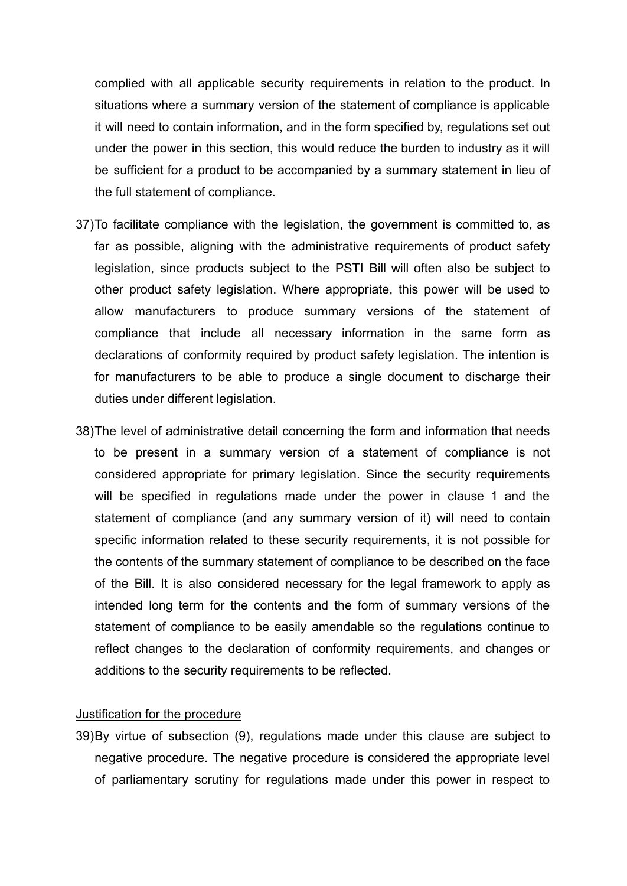complied with all applicable security requirements in relation to the product. In situations where a summary version of the statement of compliance is applicable it will need to contain information, and in the form specified by, regulations set out under the power in this section, this would reduce the burden to industry as it will be sufficient for a product to be accompanied by a summary statement in lieu of the full statement of compliance.

37) To facilitate compliance with the legislation, the government is committed to, as far as possible, aligning with the administrative requirements of product safety legislation, since products subject to the PSTI Bill will often also be subject to other product safety legislation. Where appropriate, this power will be used to allow manufacturers to produce summary versions of the statement of compliance that include all necessary information in the same form as declarations of conformity required by product safety legislation. The intention is for manufacturers to be able to produce a single document to discharge their duties under different legislation.

38) The level of administrative detail concerning the form and information that needs to be present in a summary version of a statement of compliance is not considered appropriate for primary legislation. Since the security requirements will be specified in regulations made under the power in clause 1 and the statement of compliance (and any summary version of it) will need to contain specific information related to these security requirements, it is not possible for the contents of the summary statement of compliance to be described on the face of the Bill. It is also considered necessary for the legal framework to apply as intended long term for the contents and the form of summary versions of the statement of compliance to be easily amendable so the regulations continue to reflect changes to the declaration of conformity requirements, and changes or additions to the security requirements to be reflected.

Justification for the procedure

39) By virtue of subsection (9), regulations made under this clause are subject to negative procedure. The negative procedure is considered the appropriate level of parliamentary scrutiny for regulations made under this power in respect to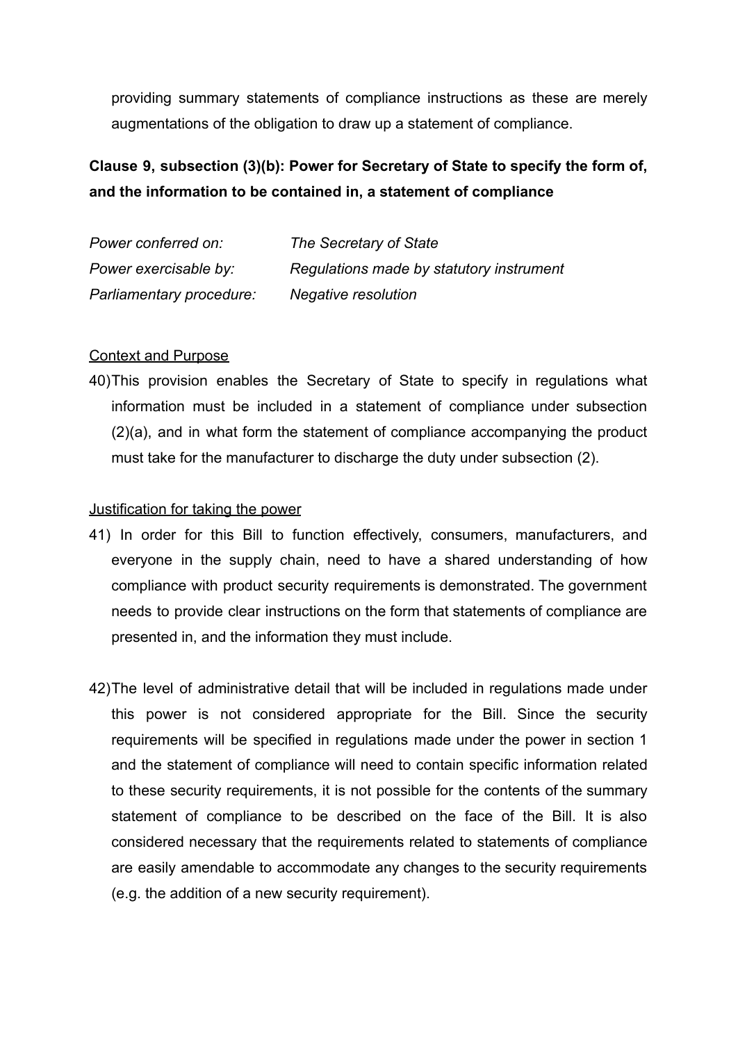providing summary statements of compliance instructions as these are merely augmentations of the obligation to draw up a statement of compliance.

**Clause 9, subsection (3)(b): Power for Secretary of State to specify the form of, and the information to be contained in, a statement of compliance**

| | |
|---|---|
| *Power conferred on:* | *The Secretary of State* |
| *Power exercisable by:* | *Regulations made by statutory instrument* |
| *Parliamentary procedure:* | *Negative resolution* |

Context and Purpose

40) This provision enables the Secretary of State to specify in regulations what information must be included in a statement of compliance under subsection (2)(a), and in what form the statement of compliance accompanying the product must take for the manufacturer to discharge the duty under subsection (2).

Justification for taking the power

41) In order for this Bill to function effectively, consumers, manufacturers, and everyone in the supply chain, need to have a shared understanding of how compliance with product security requirements is demonstrated. The government needs to provide clear instructions on the form that statements of compliance are presented in, and the information they must include.

42) The level of administrative detail that will be included in regulations made under this power is not considered appropriate for the Bill. Since the security requirements will be specified in regulations made under the power in section 1 and the statement of compliance will need to contain specific information related to these security requirements, it is not possible for the contents of the summary statement of compliance to be described on the face of the Bill. It is also considered necessary that the requirements related to statements of compliance are easily amendable to accommodate any changes to the security requirements (e.g. the addition of a new security requirement).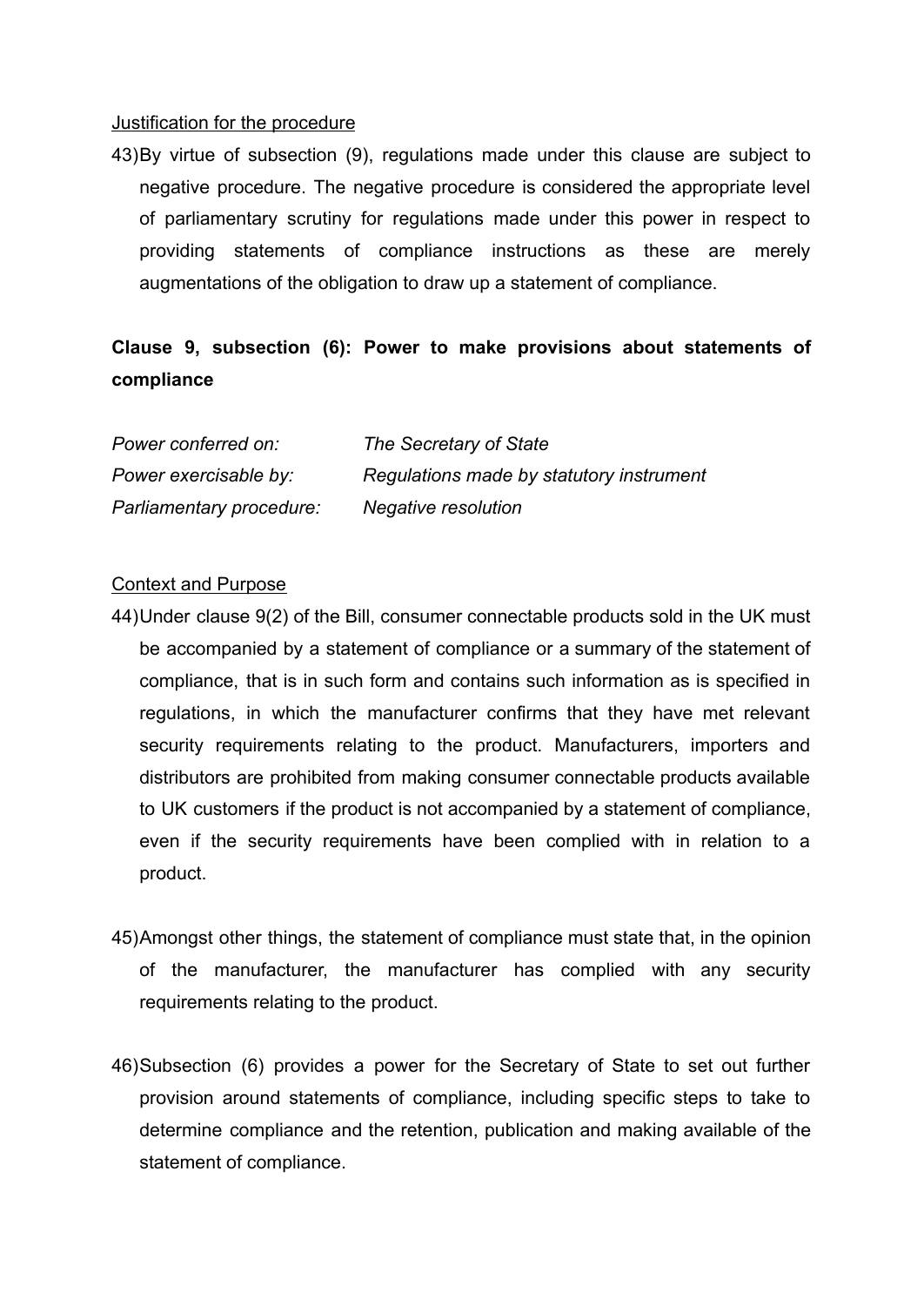Justification for the procedure

43) By virtue of subsection (9), regulations made under this clause are subject to negative procedure. The negative procedure is considered the appropriate level of parliamentary scrutiny for regulations made under this power in respect to providing statements of compliance instructions as these are merely augmentations of the obligation to draw up a statement of compliance.

**Clause 9, subsection (6): Power to make provisions about statements of compliance**

| | |
|---|---|
| *Power conferred on:* | *The Secretary of State* |
| *Power exercisable by:* | *Regulations made by statutory instrument* |
| *Parliamentary procedure:* | *Negative resolution* |

Context and Purpose

44) Under clause 9(2) of the Bill, consumer connectable products sold in the UK must be accompanied by a statement of compliance or a summary of the statement of compliance, that is in such form and contains such information as is specified in regulations, in which the manufacturer confirms that they have met relevant security requirements relating to the product. Manufacturers, importers and distributors are prohibited from making consumer connectable products available to UK customers if the product is not accompanied by a statement of compliance, even if the security requirements have been complied with in relation to a product.

45) Amongst other things, the statement of compliance must state that, in the opinion of the manufacturer, the manufacturer has complied with any security requirements relating to the product.

46) Subsection (6) provides a power for the Secretary of State to set out further provision around statements of compliance, including specific steps to take to determine compliance and the retention, publication and making available of the statement of compliance.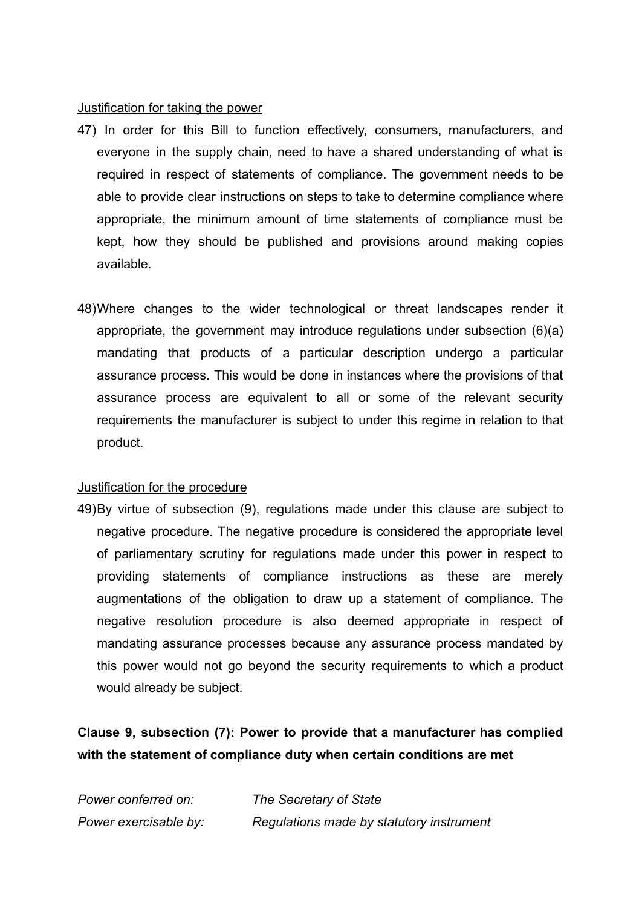Justification for taking the power

47) In order for this Bill to function effectively, consumers, manufacturers, and everyone in the supply chain, need to have a shared understanding of what is required in respect of statements of compliance. The government needs to be able to provide clear instructions on steps to take to determine compliance where appropriate, the minimum amount of time statements of compliance must be kept, how they should be published and provisions around making copies available.

48) Where changes to the wider technological or threat landscapes render it appropriate, the government may introduce regulations under subsection (6)(a) mandating that products of a particular description undergo a particular assurance process. This would be done in instances where the provisions of that assurance process are equivalent to all or some of the relevant security requirements the manufacturer is subject to under this regime in relation to that product.

Justification for the procedure

49) By virtue of subsection (9), regulations made under this clause are subject to negative procedure. The negative procedure is considered the appropriate level of parliamentary scrutiny for regulations made under this power in respect to providing statements of compliance instructions as these are merely augmentations of the obligation to draw up a statement of compliance. The negative resolution procedure is also deemed appropriate in respect of mandating assurance processes because any assurance process mandated by this power would not go beyond the security requirements to which a product would already be subject.

**Clause 9, subsection (7): Power to provide that a manufacturer has complied with the statement of compliance duty when certain conditions are met**

*Power conferred on:* *The Secretary of State*
*Power exercisable by:* *Regulations made by statutory instrument*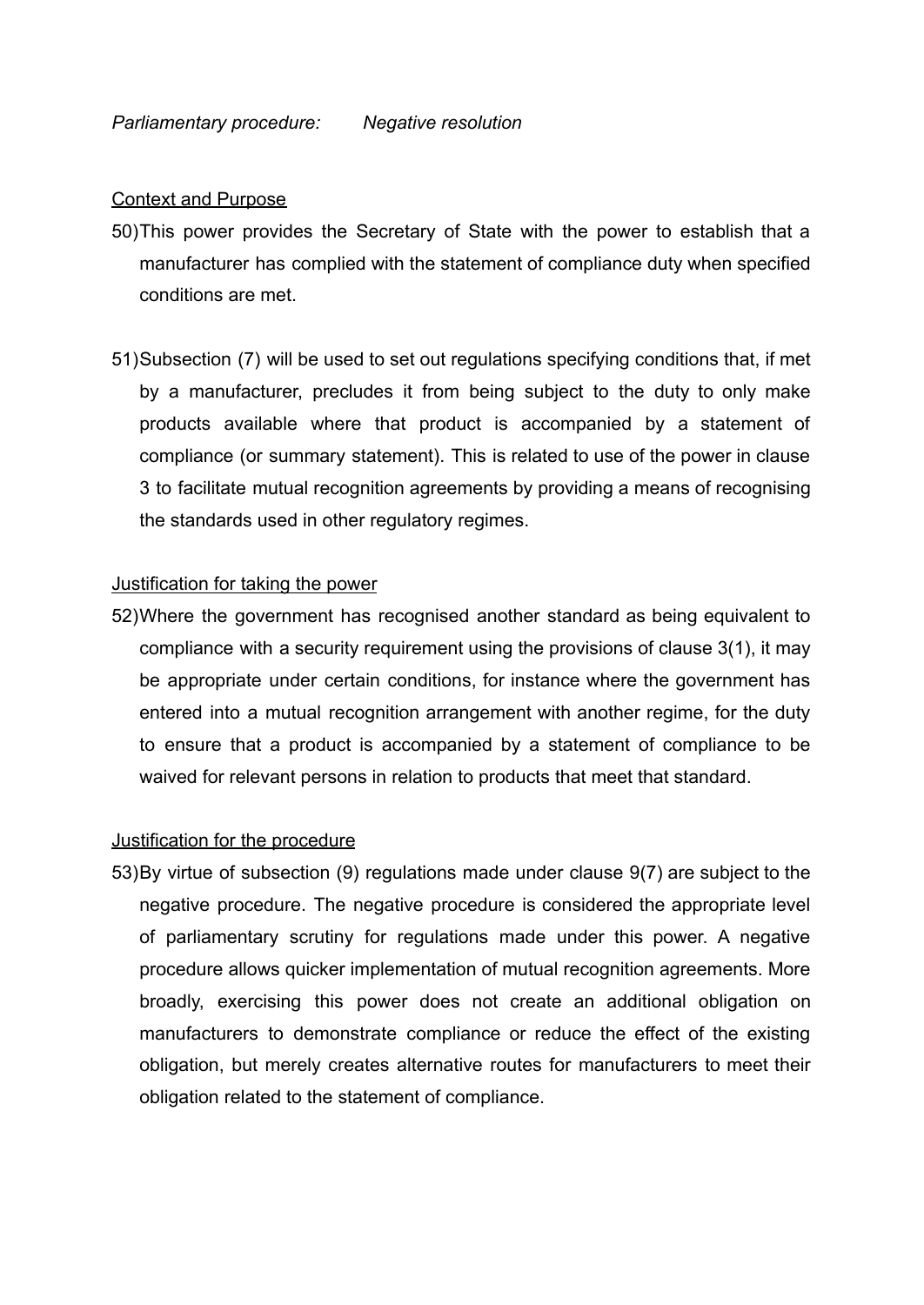*Parliamentary procedure: Negative resolution*

<u>Context and Purpose</u>

50) This power provides the Secretary of State with the power to establish that a manufacturer has complied with the statement of compliance duty when specified conditions are met.

51) Subsection (7) will be used to set out regulations specifying conditions that, if met by a manufacturer, precludes it from being subject to the duty to only make products available where that product is accompanied by a statement of compliance (or summary statement). This is related to use of the power in clause 3 to facilitate mutual recognition agreements by providing a means of recognising the standards used in other regulatory regimes.

<u>Justification for taking the power</u>

52) Where the government has recognised another standard as being equivalent to compliance with a security requirement using the provisions of clause 3(1), it may be appropriate under certain conditions, for instance where the government has entered into a mutual recognition arrangement with another regime, for the duty to ensure that a product is accompanied by a statement of compliance to be waived for relevant persons in relation to products that meet that standard.

<u>Justification for the procedure</u>

53) By virtue of subsection (9) regulations made under clause 9(7) are subject to the negative procedure. The negative procedure is considered the appropriate level of parliamentary scrutiny for regulations made under this power. A negative procedure allows quicker implementation of mutual recognition agreements. More broadly, exercising this power does not create an additional obligation on manufacturers to demonstrate compliance or reduce the effect of the existing obligation, but merely creates alternative routes for manufacturers to meet their obligation related to the statement of compliance.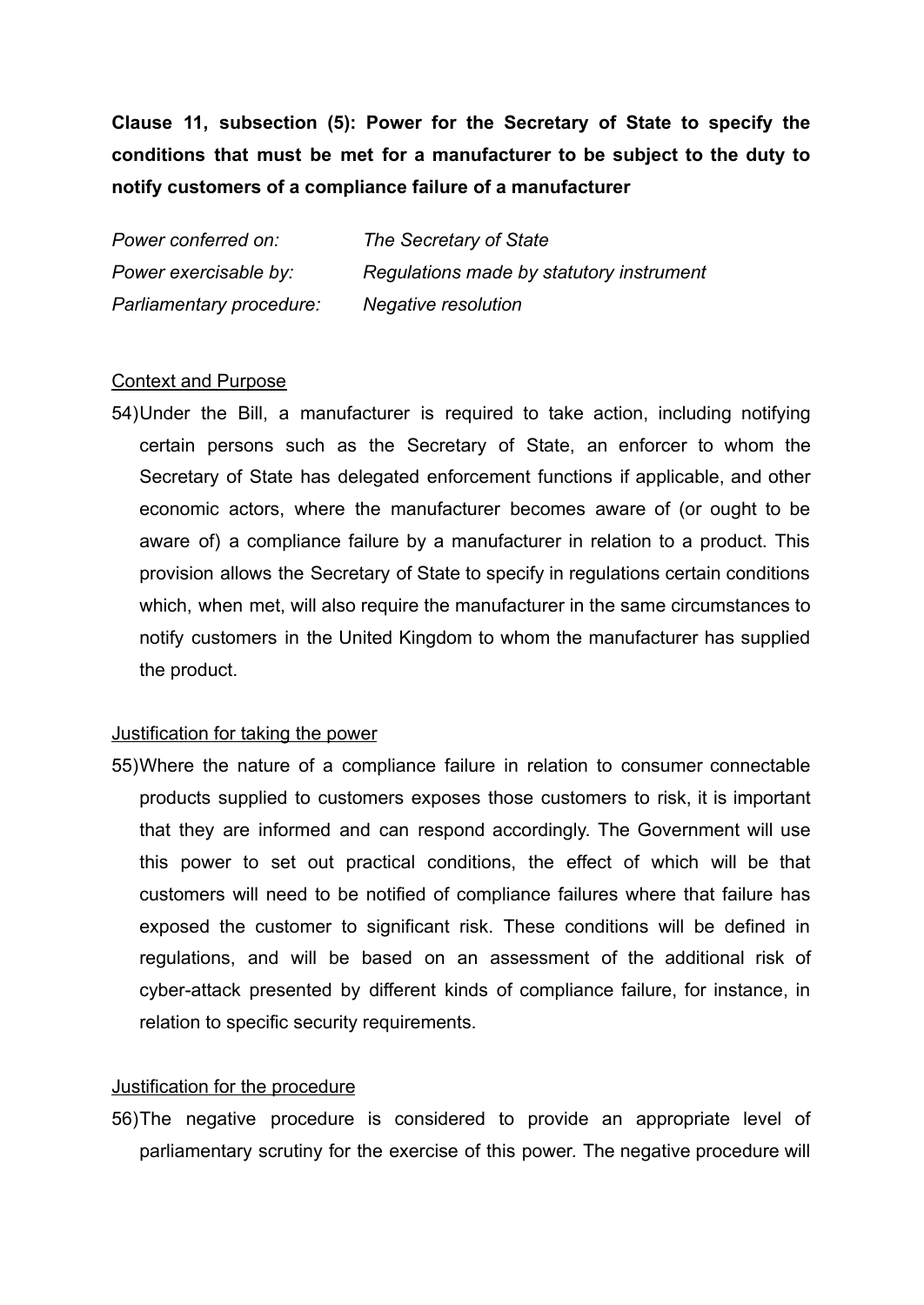**Clause 11, subsection (5): Power for the Secretary of State to specify the conditions that must be met for a manufacturer to be subject to the duty to notify customers of a compliance failure of a manufacturer**

| | |
|---|---|
| *Power conferred on:* | *The Secretary of State* |
| *Power exercisable by:* | *Regulations made by statutory instrument* |
| *Parliamentary procedure:* | *Negative resolution* |

Context and Purpose

54) Under the Bill, a manufacturer is required to take action, including notifying certain persons such as the Secretary of State, an enforcer to whom the Secretary of State has delegated enforcement functions if applicable, and other economic actors, where the manufacturer becomes aware of (or ought to be aware of) a compliance failure by a manufacturer in relation to a product. This provision allows the Secretary of State to specify in regulations certain conditions which, when met, will also require the manufacturer in the same circumstances to notify customers in the United Kingdom to whom the manufacturer has supplied the product.

Justification for taking the power

55) Where the nature of a compliance failure in relation to consumer connectable products supplied to customers exposes those customers to risk, it is important that they are informed and can respond accordingly. The Government will use this power to set out practical conditions, the effect of which will be that customers will need to be notified of compliance failures where that failure has exposed the customer to significant risk. These conditions will be defined in regulations, and will be based on an assessment of the additional risk of cyber-attack presented by different kinds of compliance failure, for instance, in relation to specific security requirements.

Justification for the procedure

56) The negative procedure is considered to provide an appropriate level of parliamentary scrutiny for the exercise of this power. The negative procedure will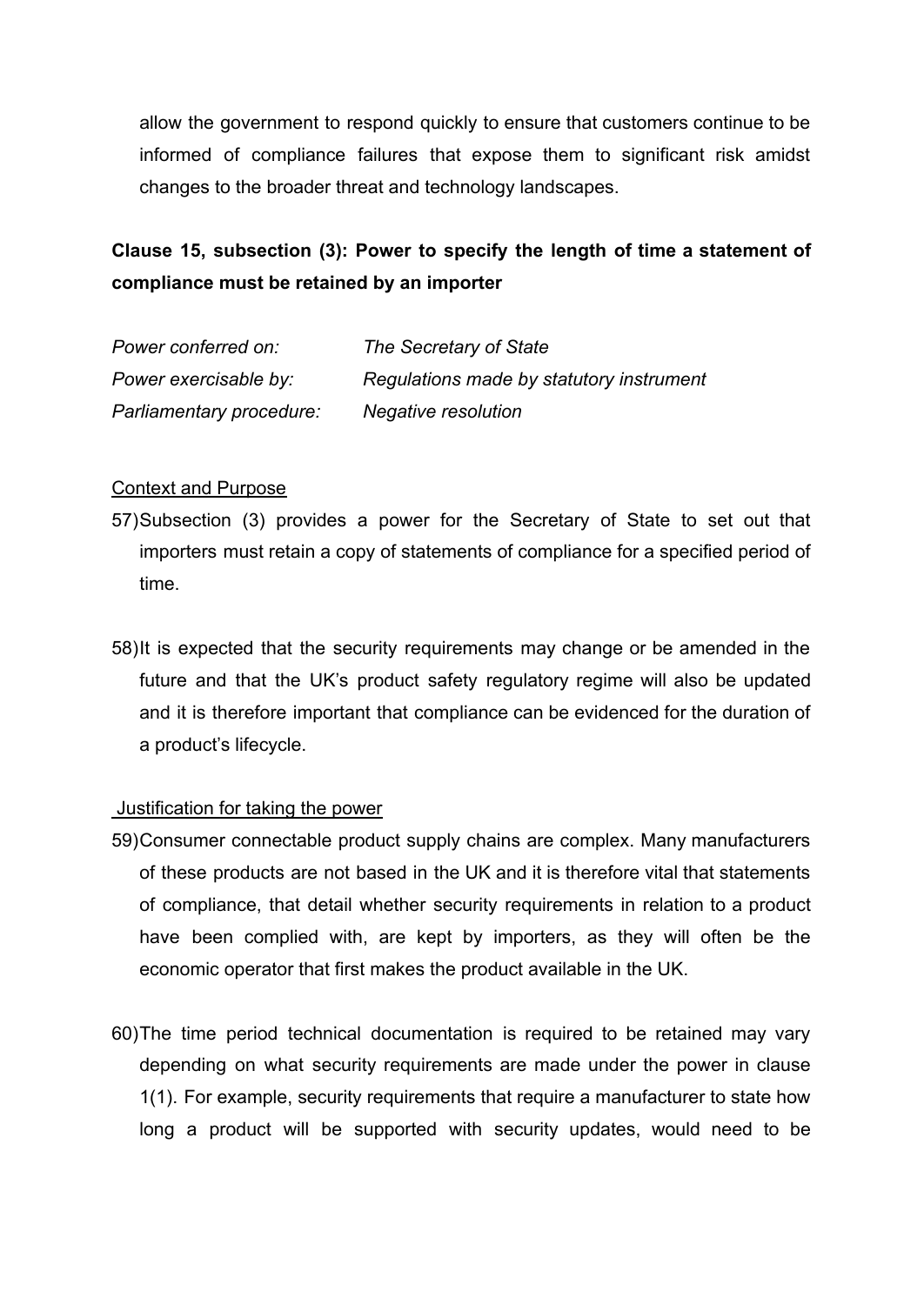allow the government to respond quickly to ensure that customers continue to be informed of compliance failures that expose them to significant risk amidst changes to the broader threat and technology landscapes.

**Clause 15, subsection (3): Power to specify the length of time a statement of compliance must be retained by an importer**

| | |
|---|---|
| *Power conferred on:* | *The Secretary of State* |
| *Power exercisable by:* | *Regulations made by statutory instrument* |
| *Parliamentary procedure:* | *Negative resolution* |

Context and Purpose

57) Subsection (3) provides a power for the Secretary of State to set out that importers must retain a copy of statements of compliance for a specified period of time.

58) It is expected that the security requirements may change or be amended in the future and that the UK's product safety regulatory regime will also be updated and it is therefore important that compliance can be evidenced for the duration of a product's lifecycle.

Justification for taking the power

59) Consumer connectable product supply chains are complex. Many manufacturers of these products are not based in the UK and it is therefore vital that statements of compliance, that detail whether security requirements in relation to a product have been complied with, are kept by importers, as they will often be the economic operator that first makes the product available in the UK.

60) The time period technical documentation is required to be retained may vary depending on what security requirements are made under the power in clause 1(1). For example, security requirements that require a manufacturer to state how long a product will be supported with security updates, would need to be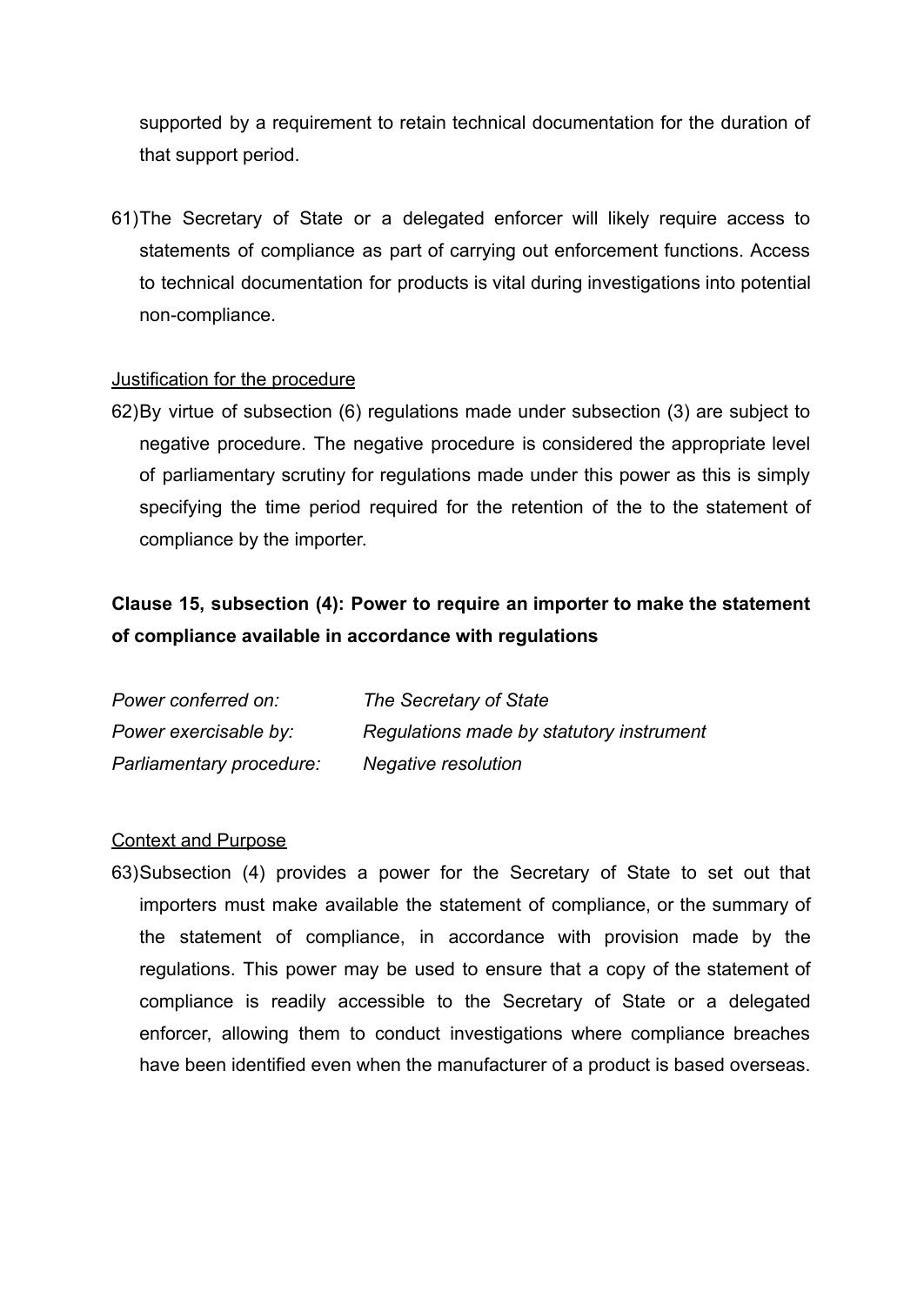supported by a requirement to retain technical documentation for the duration of that support period.

61) The Secretary of State or a delegated enforcer will likely require access to statements of compliance as part of carrying out enforcement functions. Access to technical documentation for products is vital during investigations into potential non-compliance.

Justification for the procedure

62) By virtue of subsection (6) regulations made under subsection (3) are subject to negative procedure. The negative procedure is considered the appropriate level of parliamentary scrutiny for regulations made under this power as this is simply specifying the time period required for the retention of the to the statement of compliance by the importer.

**Clause 15, subsection (4): Power to require an importer to make the statement of compliance available in accordance with regulations**

| | |
|---|---|
| *Power conferred on:* | *The Secretary of State* |
| *Power exercisable by:* | *Regulations made by statutory instrument* |
| *Parliamentary procedure:* | *Negative resolution* |

Context and Purpose

63) Subsection (4) provides a power for the Secretary of State to set out that importers must make available the statement of compliance, or the summary of the statement of compliance, in accordance with provision made by the regulations. This power may be used to ensure that a copy of the statement of compliance is readily accessible to the Secretary of State or a delegated enforcer, allowing them to conduct investigations where compliance breaches have been identified even when the manufacturer of a product is based overseas.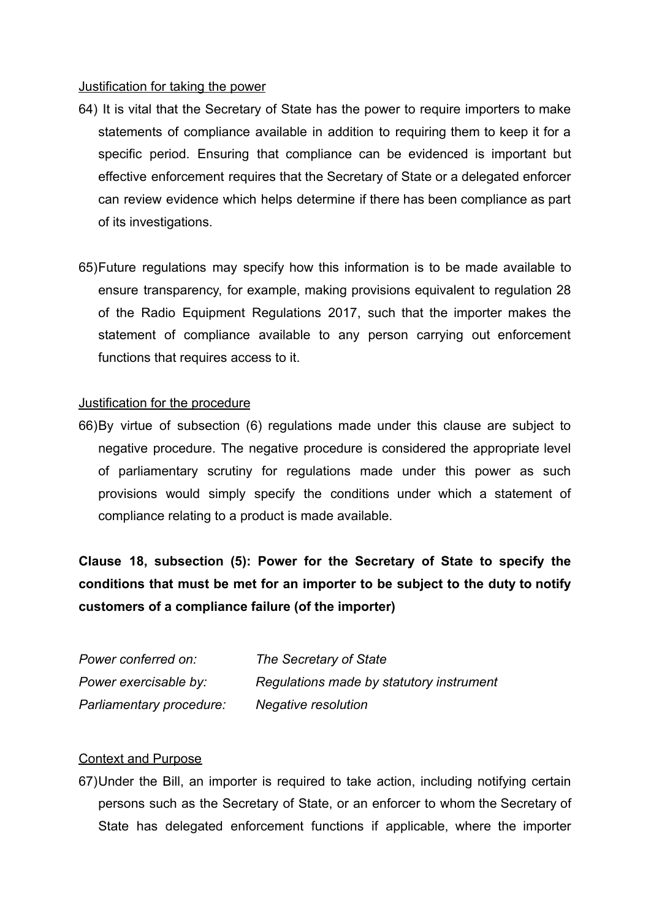Justification for taking the power

64) It is vital that the Secretary of State has the power to require importers to make statements of compliance available in addition to requiring them to keep it for a specific period. Ensuring that compliance can be evidenced is important but effective enforcement requires that the Secretary of State or a delegated enforcer can review evidence which helps determine if there has been compliance as part of its investigations.

65) Future regulations may specify how this information is to be made available to ensure transparency, for example, making provisions equivalent to regulation 28 of the Radio Equipment Regulations 2017, such that the importer makes the statement of compliance available to any person carrying out enforcement functions that requires access to it.

Justification for the procedure

66) By virtue of subsection (6) regulations made under this clause are subject to negative procedure. The negative procedure is considered the appropriate level of parliamentary scrutiny for regulations made under this power as such provisions would simply specify the conditions under which a statement of compliance relating to a product is made available.

**Clause 18, subsection (5): Power for the Secretary of State to specify the conditions that must be met for an importer to be subject to the duty to notify customers of a compliance failure (of the importer)**

| | |
|---|---|
| *Power conferred on:* | *The Secretary of State* |
| *Power exercisable by:* | *Regulations made by statutory instrument* |
| *Parliamentary procedure:* | *Negative resolution* |

Context and Purpose

67) Under the Bill, an importer is required to take action, including notifying certain persons such as the Secretary of State, or an enforcer to whom the Secretary of State has delegated enforcement functions if applicable, where the importer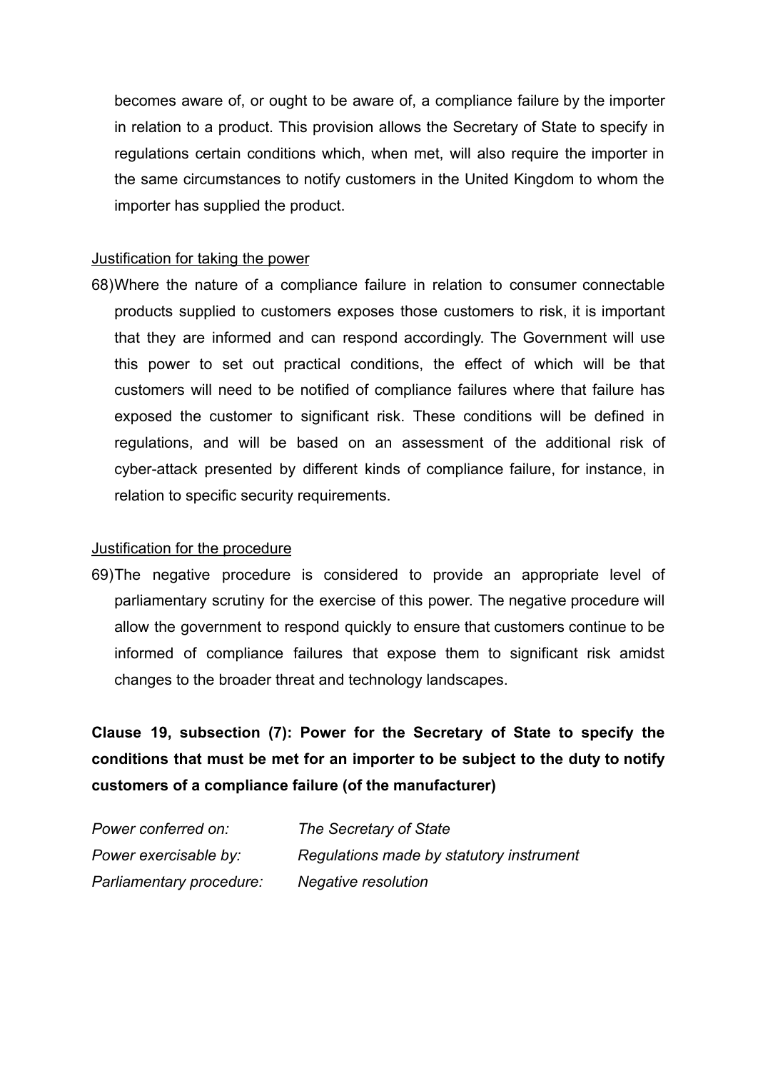becomes aware of, or ought to be aware of, a compliance failure by the importer in relation to a product. This provision allows the Secretary of State to specify in regulations certain conditions which, when met, will also require the importer in the same circumstances to notify customers in the United Kingdom to whom the importer has supplied the product.

Justification for taking the power

68) Where the nature of a compliance failure in relation to consumer connectable products supplied to customers exposes those customers to risk, it is important that they are informed and can respond accordingly. The Government will use this power to set out practical conditions, the effect of which will be that customers will need to be notified of compliance failures where that failure has exposed the customer to significant risk. These conditions will be defined in regulations, and will be based on an assessment of the additional risk of cyber-attack presented by different kinds of compliance failure, for instance, in relation to specific security requirements.

Justification for the procedure

69) The negative procedure is considered to provide an appropriate level of parliamentary scrutiny for the exercise of this power. The negative procedure will allow the government to respond quickly to ensure that customers continue to be informed of compliance failures that expose them to significant risk amidst changes to the broader threat and technology landscapes.

**Clause 19, subsection (7): Power for the Secretary of State to specify the conditions that must be met for an importer to be subject to the duty to notify customers of a compliance failure (of the manufacturer)**

| | |
|---|---|
| *Power conferred on:* | *The Secretary of State* |
| *Power exercisable by:* | *Regulations made by statutory instrument* |
| *Parliamentary procedure:* | *Negative resolution* |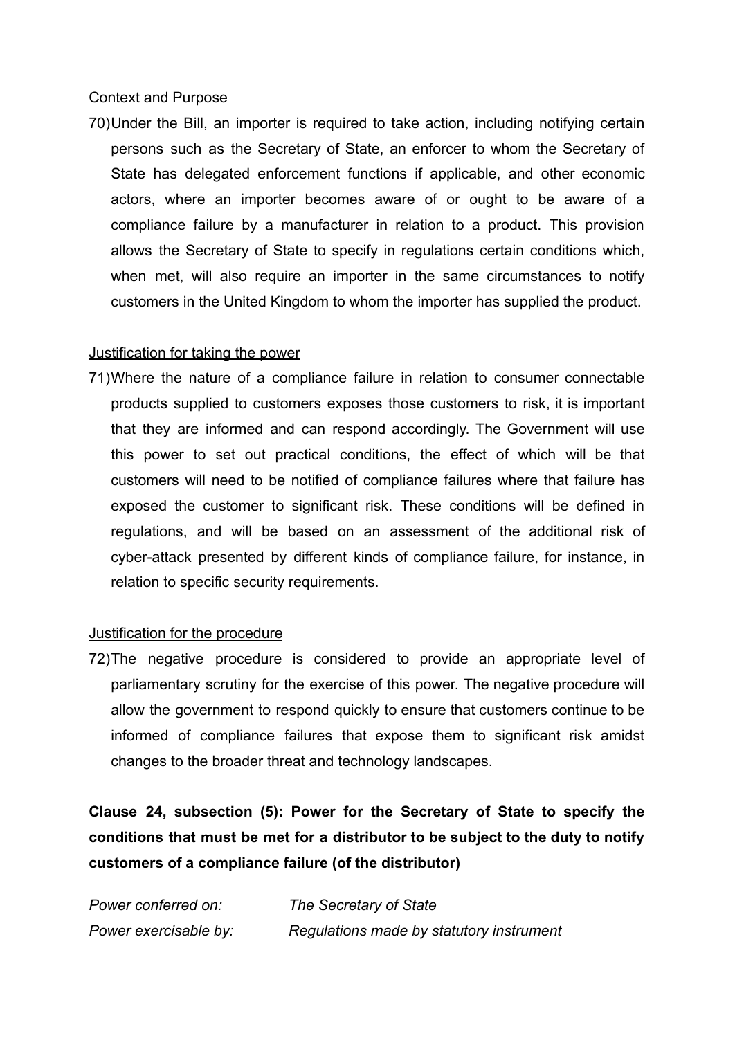Context and Purpose

70) Under the Bill, an importer is required to take action, including notifying certain persons such as the Secretary of State, an enforcer to whom the Secretary of State has delegated enforcement functions if applicable, and other economic actors, where an importer becomes aware of or ought to be aware of a compliance failure by a manufacturer in relation to a product. This provision allows the Secretary of State to specify in regulations certain conditions which, when met, will also require an importer in the same circumstances to notify customers in the United Kingdom to whom the importer has supplied the product.

Justification for taking the power

71) Where the nature of a compliance failure in relation to consumer connectable products supplied to customers exposes those customers to risk, it is important that they are informed and can respond accordingly. The Government will use this power to set out practical conditions, the effect of which will be that customers will need to be notified of compliance failures where that failure has exposed the customer to significant risk. These conditions will be defined in regulations, and will be based on an assessment of the additional risk of cyber-attack presented by different kinds of compliance failure, for instance, in relation to specific security requirements.

Justification for the procedure

72) The negative procedure is considered to provide an appropriate level of parliamentary scrutiny for the exercise of this power. The negative procedure will allow the government to respond quickly to ensure that customers continue to be informed of compliance failures that expose them to significant risk amidst changes to the broader threat and technology landscapes.

**Clause 24, subsection (5): Power for the Secretary of State to specify the conditions that must be met for a distributor to be subject to the duty to notify customers of a compliance failure (of the distributor)**

*Power conferred on:* *The Secretary of State*

*Power exercisable by:* *Regulations made by statutory instrument*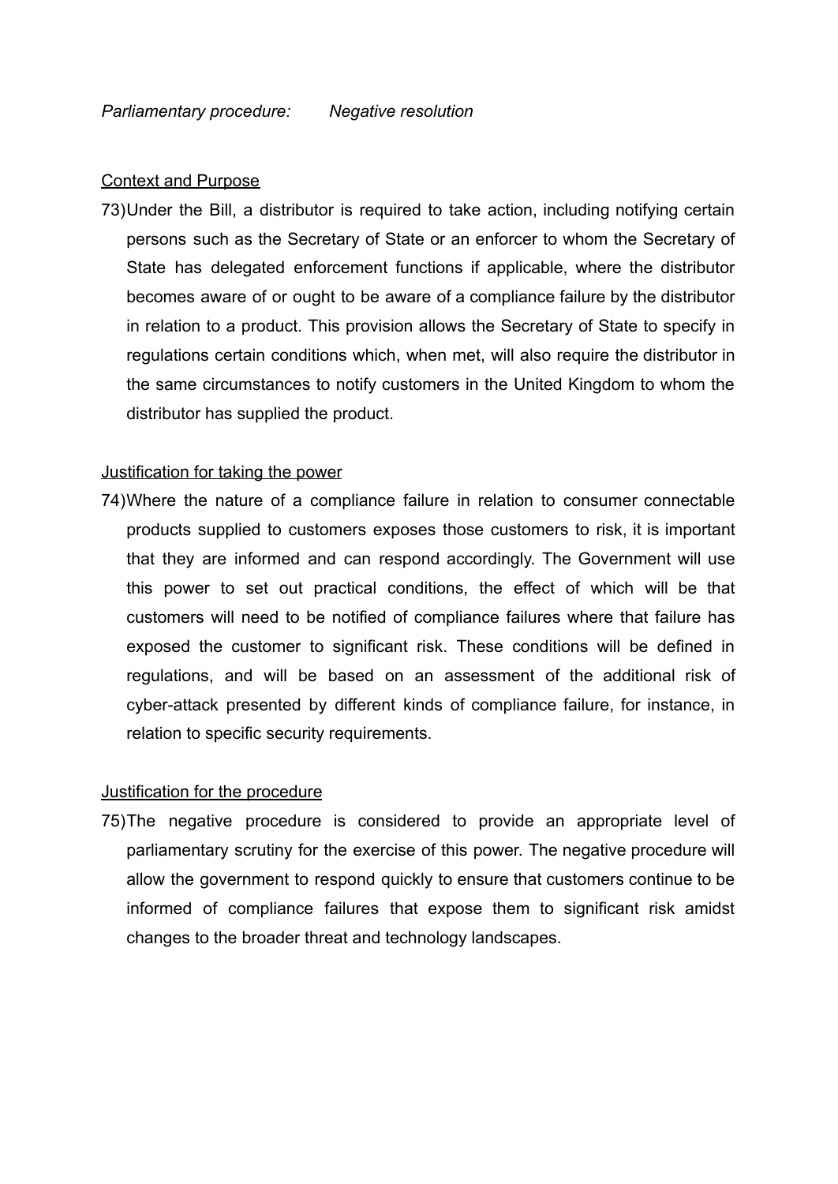*Parliamentary procedure:* *Negative resolution*

Context and Purpose

73) Under the Bill, a distributor is required to take action, including notifying certain persons such as the Secretary of State or an enforcer to whom the Secretary of State has delegated enforcement functions if applicable, where the distributor becomes aware of or ought to be aware of a compliance failure by the distributor in relation to a product. This provision allows the Secretary of State to specify in regulations certain conditions which, when met, will also require the distributor in the same circumstances to notify customers in the United Kingdom to whom the distributor has supplied the product.

Justification for taking the power

74) Where the nature of a compliance failure in relation to consumer connectable products supplied to customers exposes those customers to risk, it is important that they are informed and can respond accordingly. The Government will use this power to set out practical conditions, the effect of which will be that customers will need to be notified of compliance failures where that failure has exposed the customer to significant risk. These conditions will be defined in regulations, and will be based on an assessment of the additional risk of cyber-attack presented by different kinds of compliance failure, for instance, in relation to specific security requirements.

Justification for the procedure

75) The negative procedure is considered to provide an appropriate level of parliamentary scrutiny for the exercise of this power. The negative procedure will allow the government to respond quickly to ensure that customers continue to be informed of compliance failures that expose them to significant risk amidst changes to the broader threat and technology landscapes.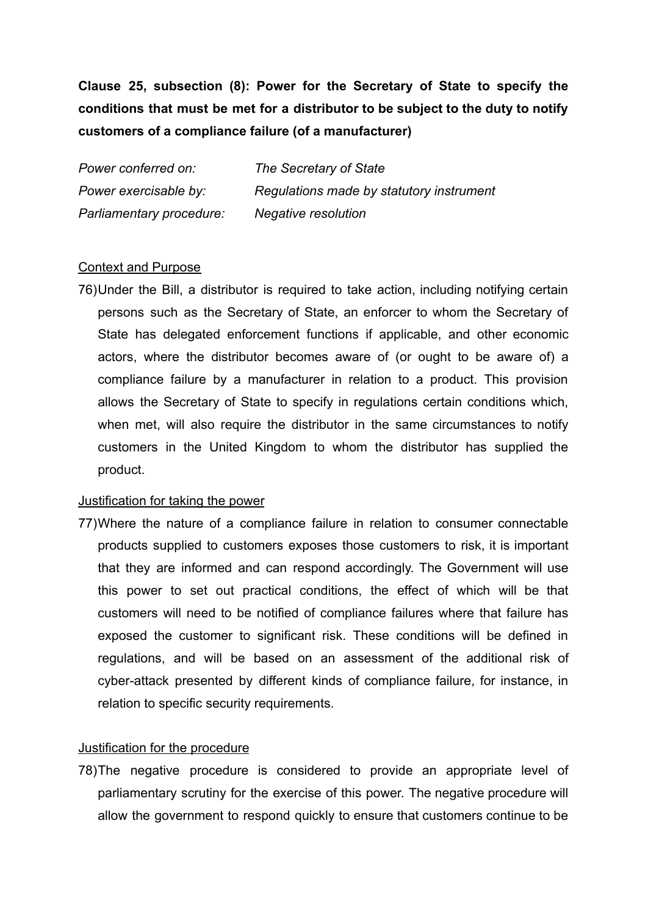**Clause 25, subsection (8): Power for the Secretary of State to specify the conditions that must be met for a distributor to be subject to the duty to notify customers of a compliance failure (of a manufacturer)**

| | |
|---|---|
| *Power conferred on:* | *The Secretary of State* |
| *Power exercisable by:* | *Regulations made by statutory instrument* |
| *Parliamentary procedure:* | *Negative resolution* |

Context and Purpose

76) Under the Bill, a distributor is required to take action, including notifying certain persons such as the Secretary of State, an enforcer to whom the Secretary of State has delegated enforcement functions if applicable, and other economic actors, where the distributor becomes aware of (or ought to be aware of) a compliance failure by a manufacturer in relation to a product. This provision allows the Secretary of State to specify in regulations certain conditions which, when met, will also require the distributor in the same circumstances to notify customers in the United Kingdom to whom the distributor has supplied the product.

Justification for taking the power

77) Where the nature of a compliance failure in relation to consumer connectable products supplied to customers exposes those customers to risk, it is important that they are informed and can respond accordingly. The Government will use this power to set out practical conditions, the effect of which will be that customers will need to be notified of compliance failures where that failure has exposed the customer to significant risk. These conditions will be defined in regulations, and will be based on an assessment of the additional risk of cyber-attack presented by different kinds of compliance failure, for instance, in relation to specific security requirements.

Justification for the procedure

78) The negative procedure is considered to provide an appropriate level of parliamentary scrutiny for the exercise of this power. The negative procedure will allow the government to respond quickly to ensure that customers continue to be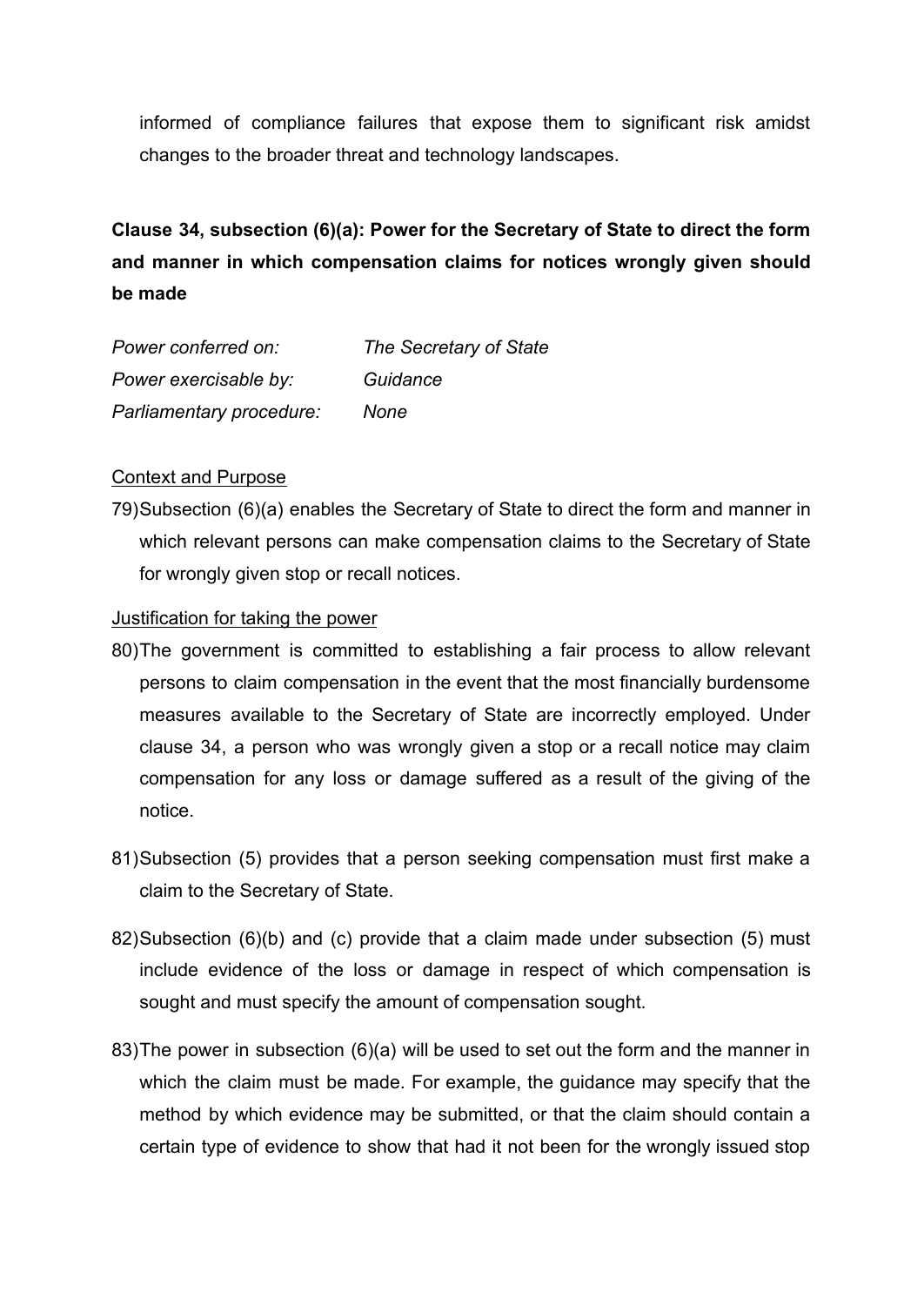informed of compliance failures that expose them to significant risk amidst changes to the broader threat and technology landscapes.

**Clause 34, subsection (6)(a): Power for the Secretary of State to direct the form and manner in which compensation claims for notices wrongly given should be made**

*Power conferred on:* *The Secretary of State*
*Power exercisable by:* *Guidance*
*Parliamentary procedure:* *None*

Context and Purpose

79) Subsection (6)(a) enables the Secretary of State to direct the form and manner in which relevant persons can make compensation claims to the Secretary of State for wrongly given stop or recall notices.

Justification for taking the power

80) The government is committed to establishing a fair process to allow relevant persons to claim compensation in the event that the most financially burdensome measures available to the Secretary of State are incorrectly employed. Under clause 34, a person who was wrongly given a stop or a recall notice may claim compensation for any loss or damage suffered as a result of the giving of the notice.

81) Subsection (5) provides that a person seeking compensation must first make a claim to the Secretary of State.

82) Subsection (6)(b) and (c) provide that a claim made under subsection (5) must include evidence of the loss or damage in respect of which compensation is sought and must specify the amount of compensation sought.

83) The power in subsection (6)(a) will be used to set out the form and the manner in which the claim must be made. For example, the guidance may specify that the method by which evidence may be submitted, or that the claim should contain a certain type of evidence to show that had it not been for the wrongly issued stop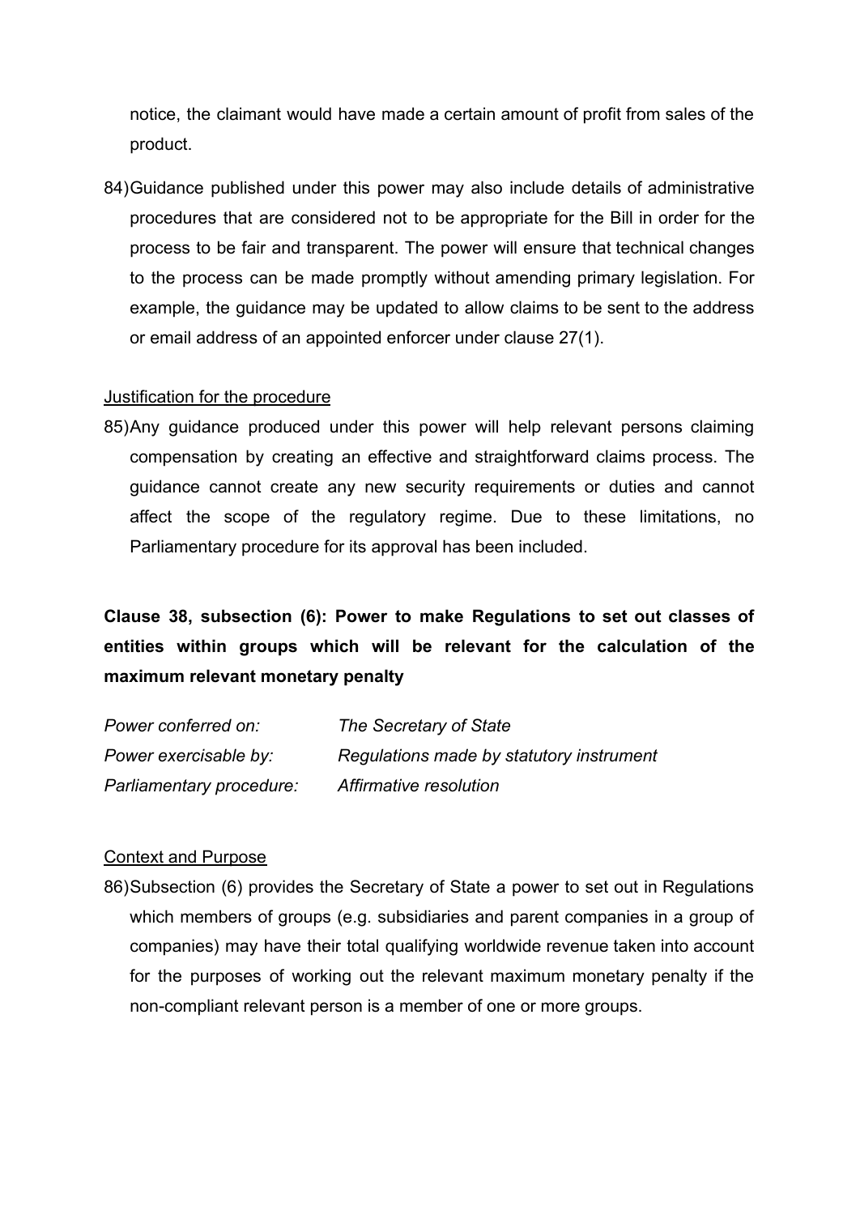notice, the claimant would have made a certain amount of profit from sales of the product.

84) Guidance published under this power may also include details of administrative procedures that are considered not to be appropriate for the Bill in order for the process to be fair and transparent. The power will ensure that technical changes to the process can be made promptly without amending primary legislation. For example, the guidance may be updated to allow claims to be sent to the address or email address of an appointed enforcer under clause 27(1).

<u>Justification for the procedure</u>

85) Any guidance produced under this power will help relevant persons claiming compensation by creating an effective and straightforward claims process. The guidance cannot create any new security requirements or duties and cannot affect the scope of the regulatory regime. Due to these limitations, no Parliamentary procedure for its approval has been included.

**Clause 38, subsection (6): Power to make Regulations to set out classes of entities within groups which will be relevant for the calculation of the maximum relevant monetary penalty**

| | |
|---|---|
| *Power conferred on:* | *The Secretary of State* |
| *Power exercisable by:* | *Regulations made by statutory instrument* |
| *Parliamentary procedure:* | *Affirmative resolution* |

<u>Context and Purpose</u>

86) Subsection (6) provides the Secretary of State a power to set out in Regulations which members of groups (e.g. subsidiaries and parent companies in a group of companies) may have their total qualifying worldwide revenue taken into account for the purposes of working out the relevant maximum monetary penalty if the non-compliant relevant person is a member of one or more groups.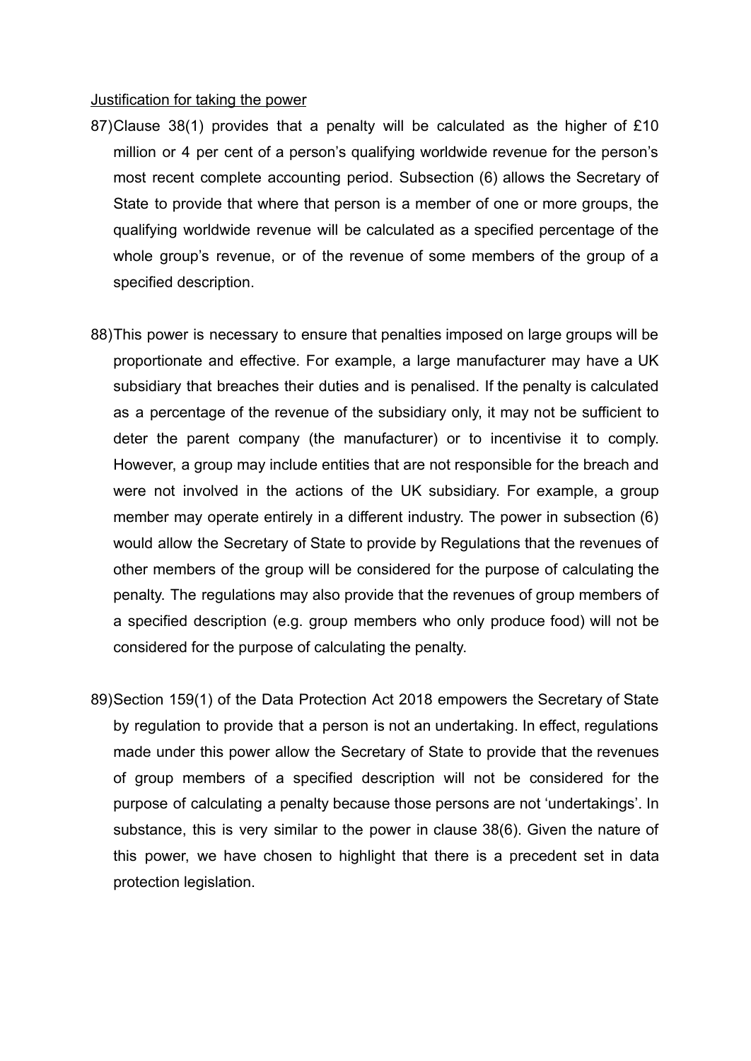Justification for taking the power

87) Clause 38(1) provides that a penalty will be calculated as the higher of £10 million or 4 per cent of a person's qualifying worldwide revenue for the person's most recent complete accounting period. Subsection (6) allows the Secretary of State to provide that where that person is a member of one or more groups, the qualifying worldwide revenue will be calculated as a specified percentage of the whole group's revenue, or of the revenue of some members of the group of a specified description.

88) This power is necessary to ensure that penalties imposed on large groups will be proportionate and effective. For example, a large manufacturer may have a UK subsidiary that breaches their duties and is penalised. If the penalty is calculated as a percentage of the revenue of the subsidiary only, it may not be sufficient to deter the parent company (the manufacturer) or to incentivise it to comply. However, a group may include entities that are not responsible for the breach and were not involved in the actions of the UK subsidiary. For example, a group member may operate entirely in a different industry. The power in subsection (6) would allow the Secretary of State to provide by Regulations that the revenues of other members of the group will be considered for the purpose of calculating the penalty. The regulations may also provide that the revenues of group members of a specified description (e.g. group members who only produce food) will not be considered for the purpose of calculating the penalty.

89) Section 159(1) of the Data Protection Act 2018 empowers the Secretary of State by regulation to provide that a person is not an undertaking. In effect, regulations made under this power allow the Secretary of State to provide that the revenues of group members of a specified description will not be considered for the purpose of calculating a penalty because those persons are not 'undertakings'. In substance, this is very similar to the power in clause 38(6). Given the nature of this power, we have chosen to highlight that there is a precedent set in data protection legislation.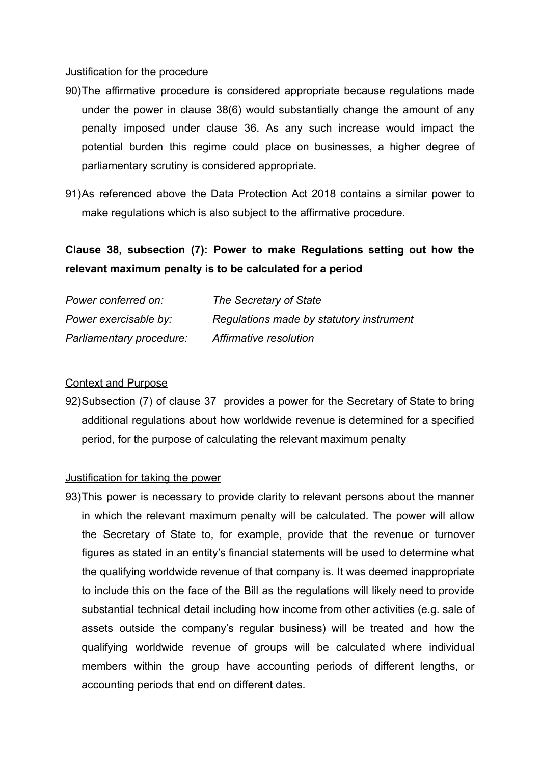Justification for the procedure

90) The affirmative procedure is considered appropriate because regulations made under the power in clause 38(6) would substantially change the amount of any penalty imposed under clause 36. As any such increase would impact the potential burden this regime could place on businesses, a higher degree of parliamentary scrutiny is considered appropriate.

91) As referenced above the Data Protection Act 2018 contains a similar power to make regulations which is also subject to the affirmative procedure.

**Clause 38, subsection (7): Power to make Regulations setting out how the relevant maximum penalty is to be calculated for a period**

| | |
|---|---|
| *Power conferred on:* | *The Secretary of State* |
| *Power exercisable by:* | *Regulations made by statutory instrument* |
| *Parliamentary procedure:* | *Affirmative resolution* |

Context and Purpose

92) Subsection (7) of clause 37 provides a power for the Secretary of State to bring additional regulations about how worldwide revenue is determined for a specified period, for the purpose of calculating the relevant maximum penalty

Justification for taking the power

93) This power is necessary to provide clarity to relevant persons about the manner in which the relevant maximum penalty will be calculated. The power will allow the Secretary of State to, for example, provide that the revenue or turnover figures as stated in an entity's financial statements will be used to determine what the qualifying worldwide revenue of that company is. It was deemed inappropriate to include this on the face of the Bill as the regulations will likely need to provide substantial technical detail including how income from other activities (e.g. sale of assets outside the company's regular business) will be treated and how the qualifying worldwide revenue of groups will be calculated where individual members within the group have accounting periods of different lengths, or accounting periods that end on different dates.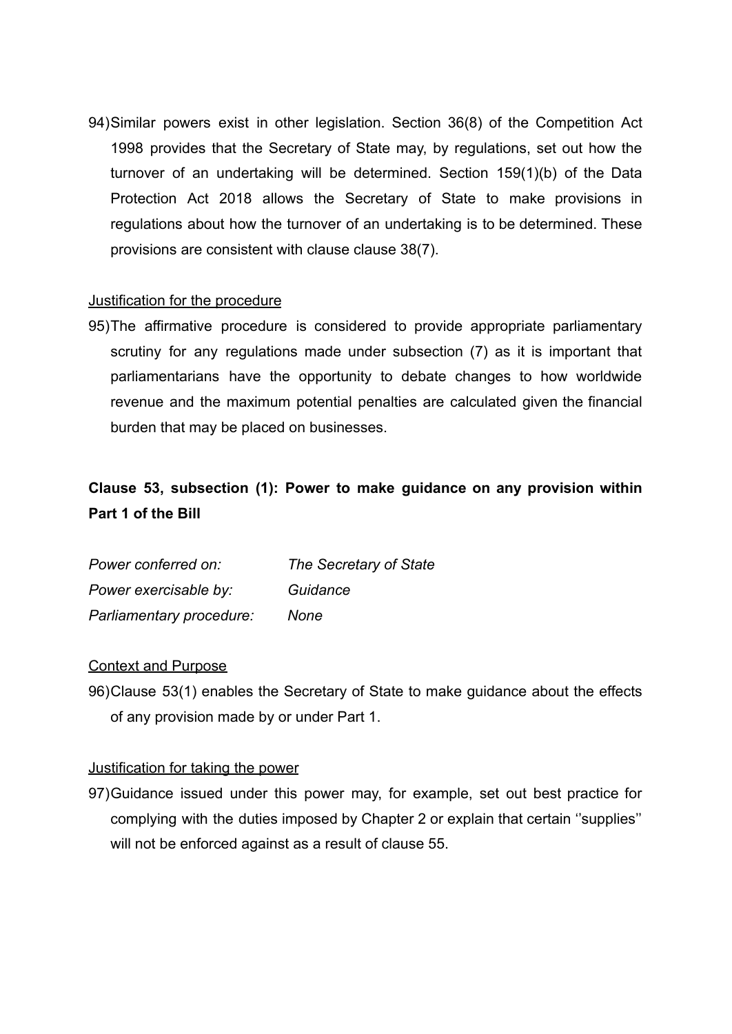94) Similar powers exist in other legislation. Section 36(8) of the Competition Act 1998 provides that the Secretary of State may, by regulations, set out how the turnover of an undertaking will be determined. Section 159(1)(b) of the Data Protection Act 2018 allows the Secretary of State to make provisions in regulations about how the turnover of an undertaking is to be determined. These provisions are consistent with clause clause 38(7).

<u>Justification for the procedure</u>

95) The affirmative procedure is considered to provide appropriate parliamentary scrutiny for any regulations made under subsection (7) as it is important that parliamentarians have the opportunity to debate changes to how worldwide revenue and the maximum potential penalties are calculated given the financial burden that may be placed on businesses.

**Clause 53, subsection (1): Power to make guidance on any provision within Part 1 of the Bill**

| | |
|---|---|
| *Power conferred on:* | *The Secretary of State* |
| *Power exercisable by:* | *Guidance* |
| *Parliamentary procedure:* | *None* |

<u>Context and Purpose</u>

96) Clause 53(1) enables the Secretary of State to make guidance about the effects of any provision made by or under Part 1.

<u>Justification for taking the power</u>

97) Guidance issued under this power may, for example, set out best practice for complying with the duties imposed by Chapter 2 or explain that certain ‘’supplies’’ will not be enforced against as a result of clause 55.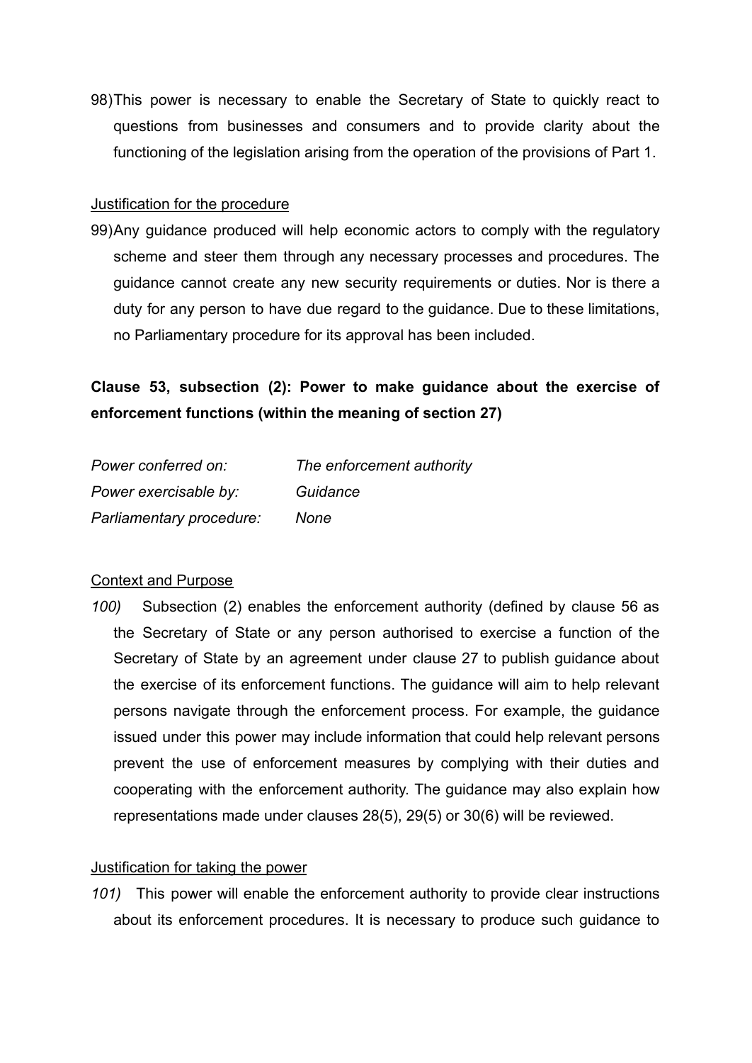98) This power is necessary to enable the Secretary of State to quickly react to questions from businesses and consumers and to provide clarity about the functioning of the legislation arising from the operation of the provisions of Part 1.

Justification for the procedure

99) Any guidance produced will help economic actors to comply with the regulatory scheme and steer them through any necessary processes and procedures. The guidance cannot create any new security requirements or duties. Nor is there a duty for any person to have due regard to the guidance. Due to these limitations, no Parliamentary procedure for its approval has been included.

**Clause 53, subsection (2): Power to make guidance about the exercise of enforcement functions (within the meaning of section 27)**

| | |
|---|---|
| *Power conferred on:* | *The enforcement authority* |
| *Power exercisable by:* | *Guidance* |
| *Parliamentary procedure:* | *None* |

Context and Purpose

*100)* Subsection (2) enables the enforcement authority (defined by clause 56 as the Secretary of State or any person authorised to exercise a function of the Secretary of State by an agreement under clause 27 to publish guidance about the exercise of its enforcement functions. The guidance will aim to help relevant persons navigate through the enforcement process. For example, the guidance issued under this power may include information that could help relevant persons prevent the use of enforcement measures by complying with their duties and cooperating with the enforcement authority. The guidance may also explain how representations made under clauses 28(5), 29(5) or 30(6) will be reviewed.

Justification for taking the power

*101)* This power will enable the enforcement authority to provide clear instructions about its enforcement procedures. It is necessary to produce such guidance to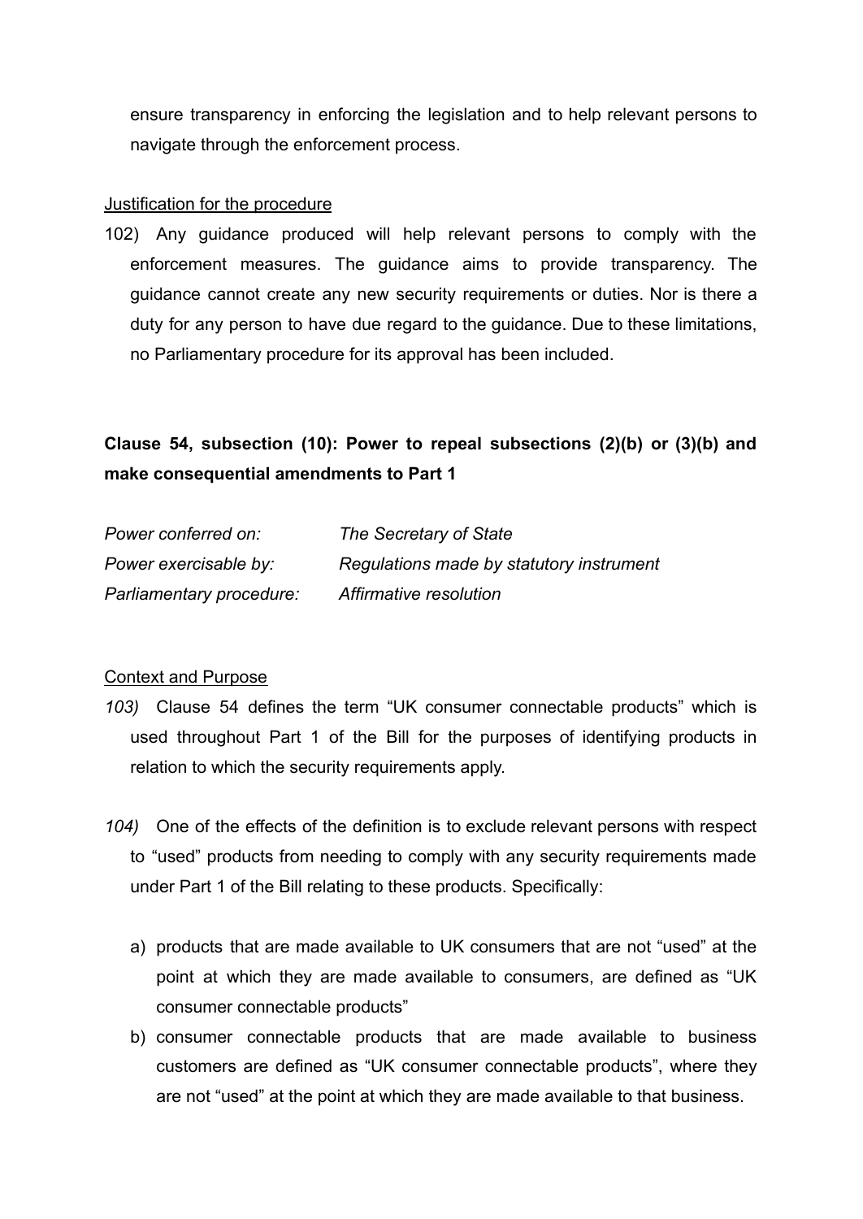ensure transparency in enforcing the legislation and to help relevant persons to navigate through the enforcement process.

Justification for the procedure

102) Any guidance produced will help relevant persons to comply with the enforcement measures. The guidance aims to provide transparency. The guidance cannot create any new security requirements or duties. Nor is there a duty for any person to have due regard to the guidance. Due to these limitations, no Parliamentary procedure for its approval has been included.

**Clause 54, subsection (10): Power to repeal subsections (2)(b) or (3)(b) and make consequential amendments to Part 1**

| | |
|---|---|
| *Power conferred on:* | *The Secretary of State* |
| *Power exercisable by:* | *Regulations made by statutory instrument* |
| *Parliamentary procedure:* | *Affirmative resolution* |

Context and Purpose

*103)* Clause 54 defines the term “UK consumer connectable products” which is used throughout Part 1 of the Bill for the purposes of identifying products in relation to which the security requirements apply.

*104)* One of the effects of the definition is to exclude relevant persons with respect to “used” products from needing to comply with any security requirements made under Part 1 of the Bill relating to these products. Specifically:

a) products that are made available to UK consumers that are not “used” at the point at which they are made available to consumers, are defined as “UK consumer connectable products”
b) consumer connectable products that are made available to business customers are defined as “UK consumer connectable products”, where they are not “used” at the point at which they are made available to that business.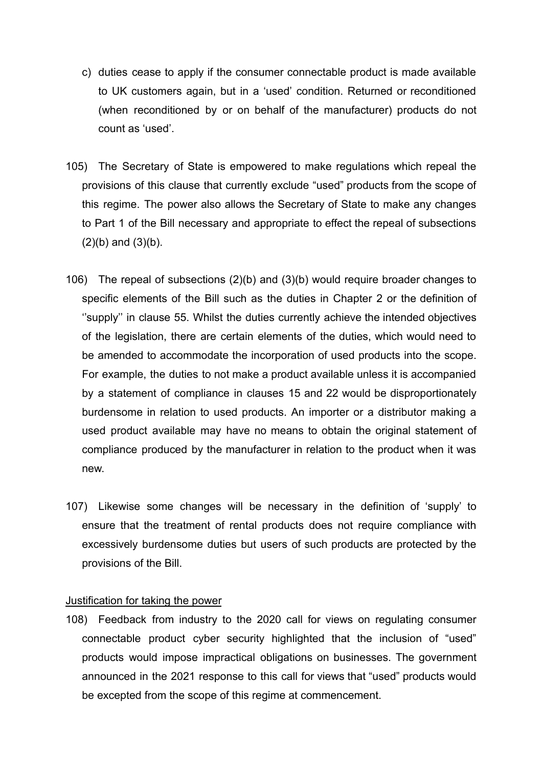c) duties cease to apply if the consumer connectable product is made available to UK customers again, but in a 'used' condition. Returned or reconditioned (when reconditioned by or on behalf of the manufacturer) products do not count as 'used'.

105) The Secretary of State is empowered to make regulations which repeal the provisions of this clause that currently exclude "used" products from the scope of this regime. The power also allows the Secretary of State to make any changes to Part 1 of the Bill necessary and appropriate to effect the repeal of subsections (2)(b) and (3)(b).

106) The repeal of subsections (2)(b) and (3)(b) would require broader changes to specific elements of the Bill such as the duties in Chapter 2 or the definition of ''supply'' in clause 55. Whilst the duties currently achieve the intended objectives of the legislation, there are certain elements of the duties, which would need to be amended to accommodate the incorporation of used products into the scope. For example, the duties to not make a product available unless it is accompanied by a statement of compliance in clauses 15 and 22 would be disproportionately burdensome in relation to used products. An importer or a distributor making a used product available may have no means to obtain the original statement of compliance produced by the manufacturer in relation to the product when it was new.

107) Likewise some changes will be necessary in the definition of 'supply' to ensure that the treatment of rental products does not require compliance with excessively burdensome duties but users of such products are protected by the provisions of the Bill.

<u>Justification for taking the power</u>

108) Feedback from industry to the 2020 call for views on regulating consumer connectable product cyber security highlighted that the inclusion of "used" products would impose impractical obligations on businesses. The government announced in the 2021 response to this call for views that "used" products would be excepted from the scope of this regime at commencement.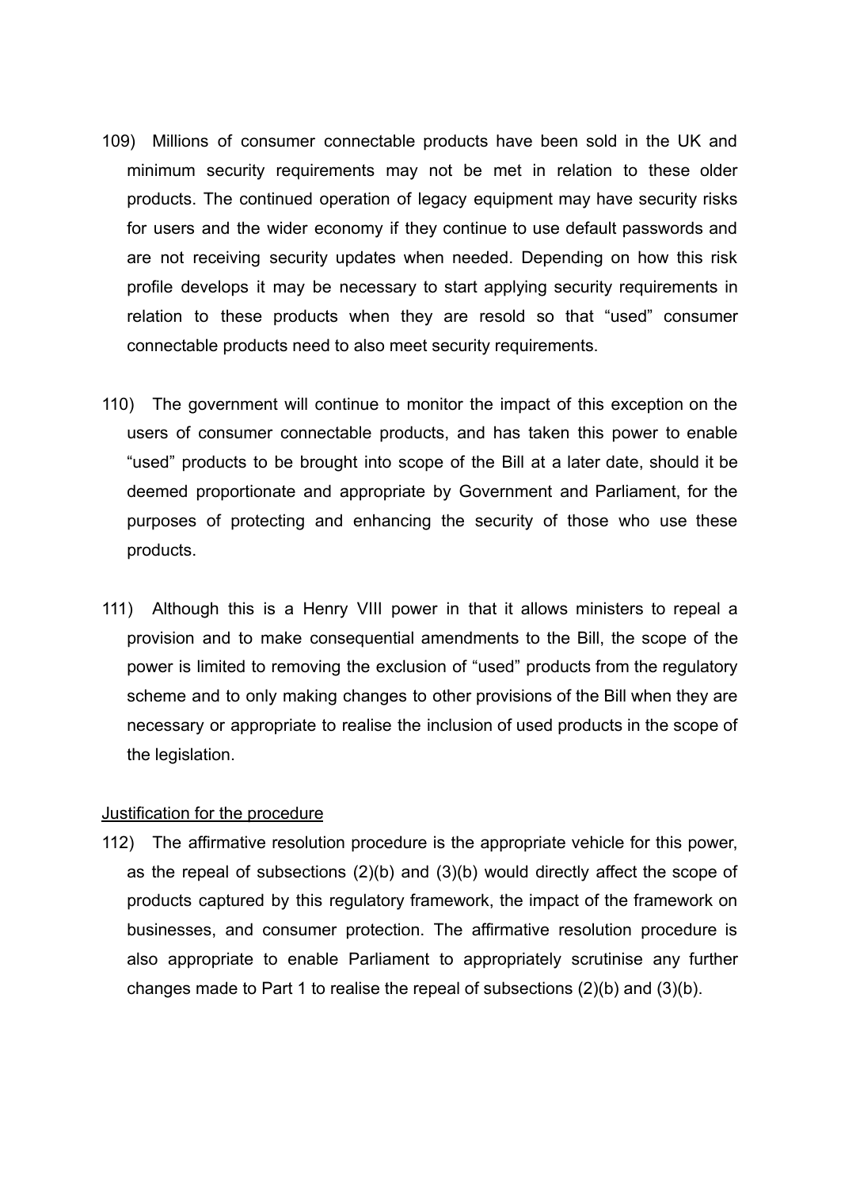109) Millions of consumer connectable products have been sold in the UK and minimum security requirements may not be met in relation to these older products. The continued operation of legacy equipment may have security risks for users and the wider economy if they continue to use default passwords and are not receiving security updates when needed. Depending on how this risk profile develops it may be necessary to start applying security requirements in relation to these products when they are resold so that "used" consumer connectable products need to also meet security requirements.

110) The government will continue to monitor the impact of this exception on the users of consumer connectable products, and has taken this power to enable "used" products to be brought into scope of the Bill at a later date, should it be deemed proportionate and appropriate by Government and Parliament, for the purposes of protecting and enhancing the security of those who use these products.

111) Although this is a Henry VIII power in that it allows ministers to repeal a provision and to make consequential amendments to the Bill, the scope of the power is limited to removing the exclusion of "used" products from the regulatory scheme and to only making changes to other provisions of the Bill when they are necessary or appropriate to realise the inclusion of used products in the scope of the legislation.

Justification for the procedure

112) The affirmative resolution procedure is the appropriate vehicle for this power, as the repeal of subsections (2)(b) and (3)(b) would directly affect the scope of products captured by this regulatory framework, the impact of the framework on businesses, and consumer protection. The affirmative resolution procedure is also appropriate to enable Parliament to appropriately scrutinise any further changes made to Part 1 to realise the repeal of subsections (2)(b) and (3)(b).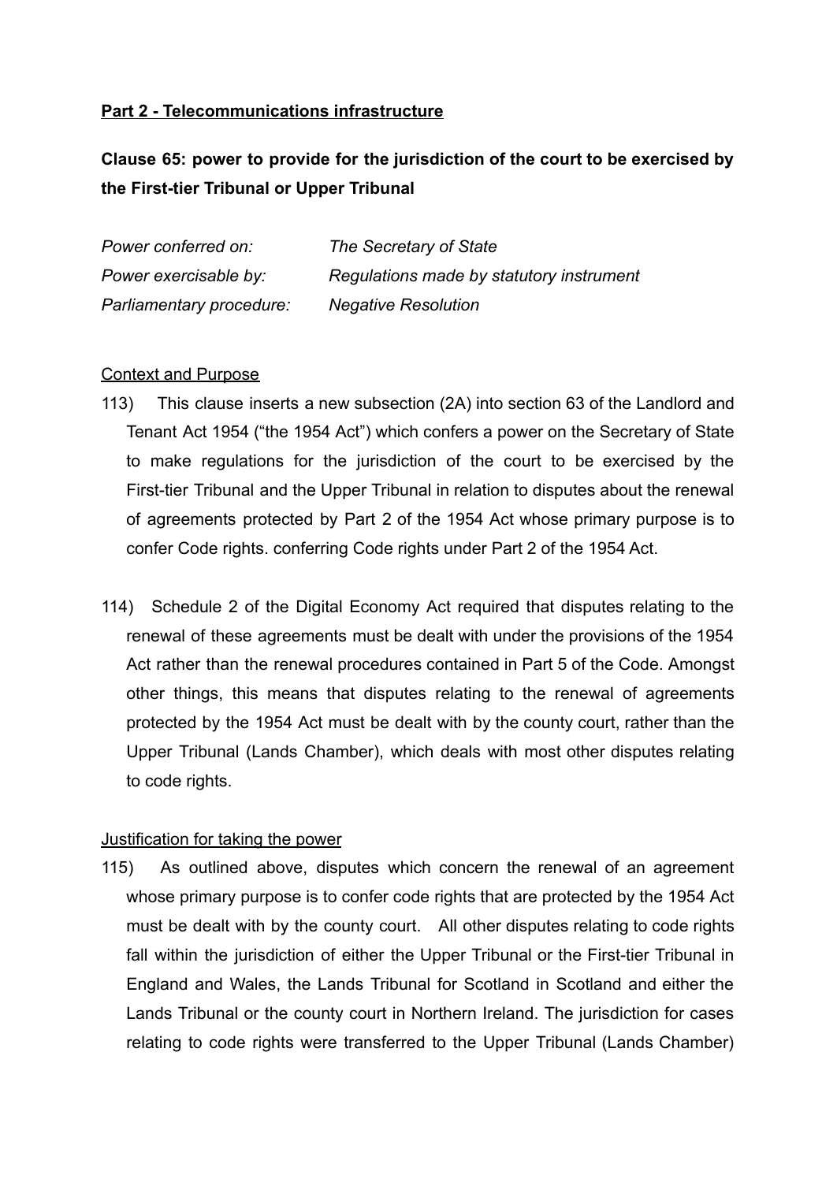**Part 2 - Telecommunications infrastructure**

**Clause 65: power to provide for the jurisdiction of the court to be exercised by the First-tier Tribunal or Upper Tribunal**

| | |
|---|---|
| *Power conferred on:* | *The Secretary of State* |
| *Power exercisable by:* | *Regulations made by statutory instrument* |
| *Parliamentary procedure:* | *Negative Resolution* |

Context and Purpose

113) This clause inserts a new subsection (2A) into section 63 of the Landlord and Tenant Act 1954 ("the 1954 Act") which confers a power on the Secretary of State to make regulations for the jurisdiction of the court to be exercised by the First-tier Tribunal and the Upper Tribunal in relation to disputes about the renewal of agreements protected by Part 2 of the 1954 Act whose primary purpose is to confer Code rights. conferring Code rights under Part 2 of the 1954 Act.

114) Schedule 2 of the Digital Economy Act required that disputes relating to the renewal of these agreements must be dealt with under the provisions of the 1954 Act rather than the renewal procedures contained in Part 5 of the Code. Amongst other things, this means that disputes relating to the renewal of agreements protected by the 1954 Act must be dealt with by the county court, rather than the Upper Tribunal (Lands Chamber), which deals with most other disputes relating to code rights.

Justification for taking the power

115) As outlined above, disputes which concern the renewal of an agreement whose primary purpose is to confer code rights that are protected by the 1954 Act must be dealt with by the county court. All other disputes relating to code rights fall within the jurisdiction of either the Upper Tribunal or the First-tier Tribunal in England and Wales, the Lands Tribunal for Scotland in Scotland and either the Lands Tribunal or the county court in Northern Ireland. The jurisdiction for cases relating to code rights were transferred to the Upper Tribunal (Lands Chamber)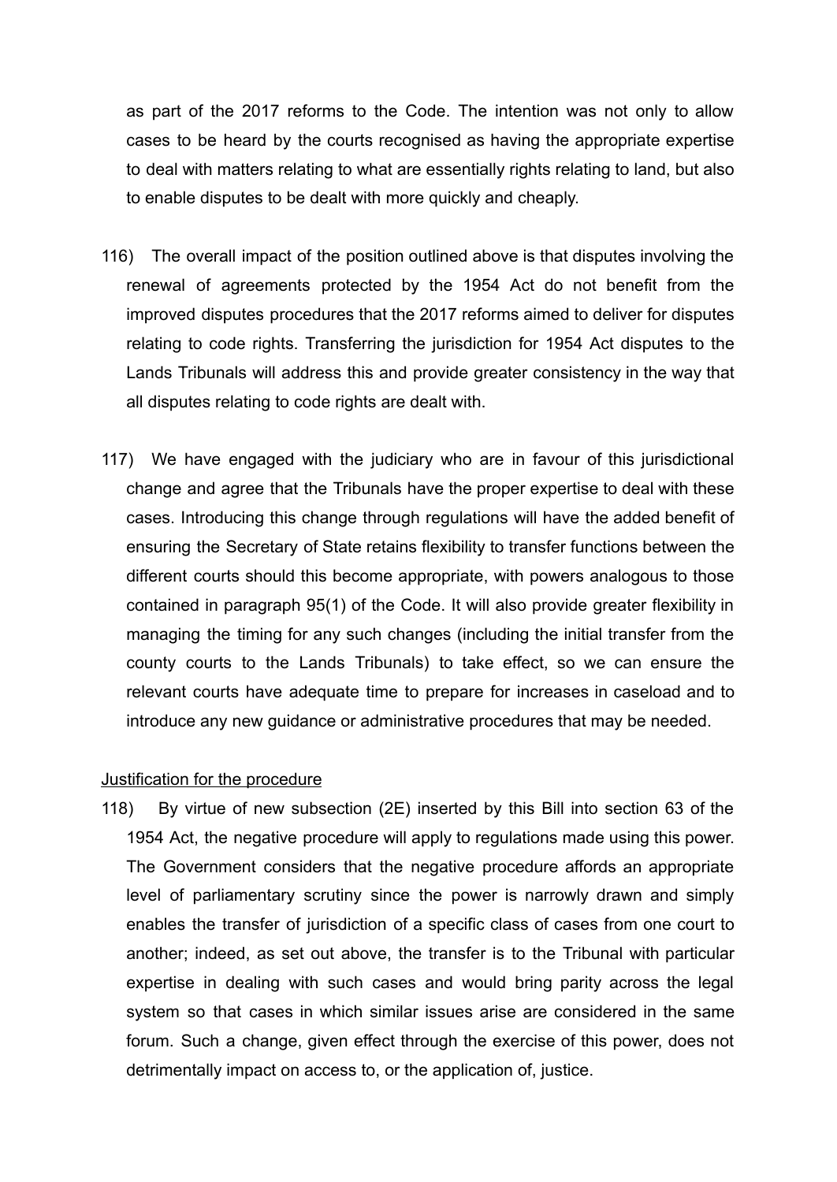as part of the 2017 reforms to the Code. The intention was not only to allow cases to be heard by the courts recognised as having the appropriate expertise to deal with matters relating to what are essentially rights relating to land, but also to enable disputes to be dealt with more quickly and cheaply.

116) The overall impact of the position outlined above is that disputes involving the renewal of agreements protected by the 1954 Act do not benefit from the improved disputes procedures that the 2017 reforms aimed to deliver for disputes relating to code rights. Transferring the jurisdiction for 1954 Act disputes to the Lands Tribunals will address this and provide greater consistency in the way that all disputes relating to code rights are dealt with.

117) We have engaged with the judiciary who are in favour of this jurisdictional change and agree that the Tribunals have the proper expertise to deal with these cases. Introducing this change through regulations will have the added benefit of ensuring the Secretary of State retains flexibility to transfer functions between the different courts should this become appropriate, with powers analogous to those contained in paragraph 95(1) of the Code. It will also provide greater flexibility in managing the timing for any such changes (including the initial transfer from the county courts to the Lands Tribunals) to take effect, so we can ensure the relevant courts have adequate time to prepare for increases in caseload and to introduce any new guidance or administrative procedures that may be needed.

<u>Justification for the procedure</u>

118) By virtue of new subsection (2E) inserted by this Bill into section 63 of the 1954 Act, the negative procedure will apply to regulations made using this power. The Government considers that the negative procedure affords an appropriate level of parliamentary scrutiny since the power is narrowly drawn and simply enables the transfer of jurisdiction of a specific class of cases from one court to another; indeed, as set out above, the transfer is to the Tribunal with particular expertise in dealing with such cases and would bring parity across the legal system so that cases in which similar issues arise are considered in the same forum. Such a change, given effect through the exercise of this power, does not detrimentally impact on access to, or the application of, justice.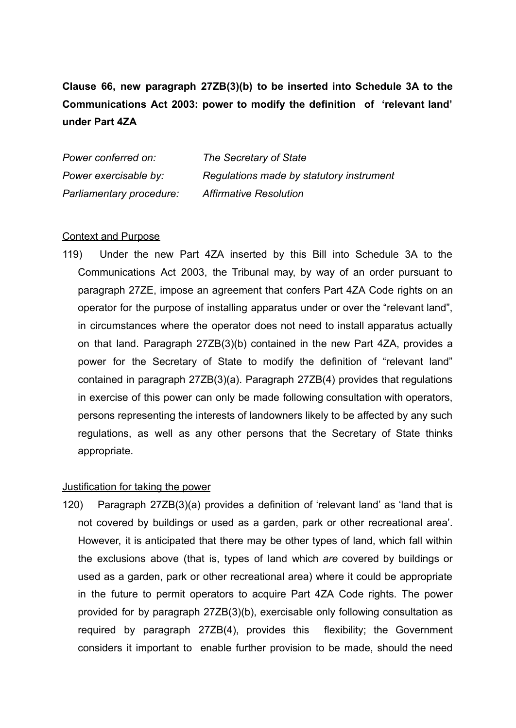**Clause 66, new paragraph 27ZB(3)(b) to be inserted into Schedule 3A to the Communications Act 2003: power to modify the definition of 'relevant land' under Part 4ZA**

| | |
|---|---|
| *Power conferred on:* | *The Secretary of State* |
| *Power exercisable by:* | *Regulations made by statutory instrument* |
| *Parliamentary procedure:* | *Affirmative Resolution* |

<u>Context and Purpose</u>

119) Under the new Part 4ZA inserted by this Bill into Schedule 3A to the Communications Act 2003, the Tribunal may, by way of an order pursuant to paragraph 27ZE, impose an agreement that confers Part 4ZA Code rights on an operator for the purpose of installing apparatus under or over the "relevant land", in circumstances where the operator does not need to install apparatus actually on that land. Paragraph 27ZB(3)(b) contained in the new Part 4ZA, provides a power for the Secretary of State to modify the definition of "relevant land" contained in paragraph 27ZB(3)(a). Paragraph 27ZB(4) provides that regulations in exercise of this power can only be made following consultation with operators, persons representing the interests of landowners likely to be affected by any such regulations, as well as any other persons that the Secretary of State thinks appropriate.

<u>Justification for taking the power</u>

120) Paragraph 27ZB(3)(a) provides a definition of 'relevant land' as 'land that is not covered by buildings or used as a garden, park or other recreational area'. However, it is anticipated that there may be other types of land, which fall within the exclusions above (that is, types of land which *are* covered by buildings or used as a garden, park or other recreational area) where it could be appropriate in the future to permit operators to acquire Part 4ZA Code rights. The power provided for by paragraph 27ZB(3)(b), exercisable only following consultation as required by paragraph 27ZB(4), provides this flexibility; the Government considers it important to enable further provision to be made, should the need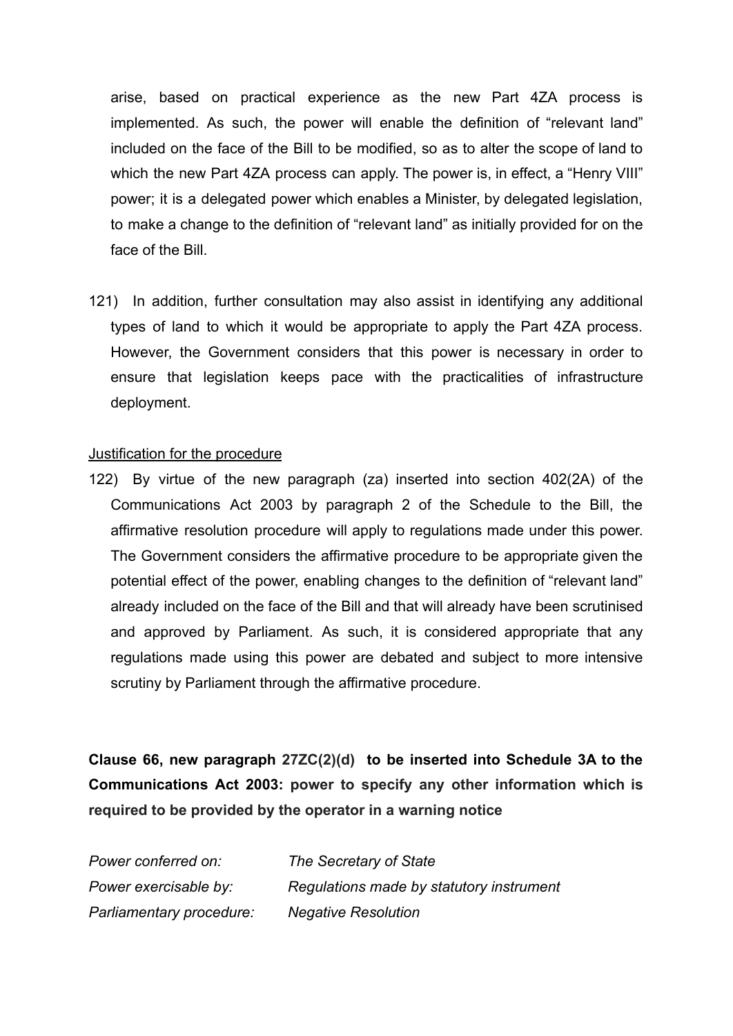arise, based on practical experience as the new Part 4ZA process is implemented. As such, the power will enable the definition of “relevant land” included on the face of the Bill to be modified, so as to alter the scope of land to which the new Part 4ZA process can apply. The power is, in effect, a “Henry VIII” power; it is a delegated power which enables a Minister, by delegated legislation, to make a change to the definition of “relevant land” as initially provided for on the face of the Bill.

121) In addition, further consultation may also assist in identifying any additional types of land to which it would be appropriate to apply the Part 4ZA process. However, the Government considers that this power is necessary in order to ensure that legislation keeps pace with the practicalities of infrastructure deployment.

Justification for the procedure

122) By virtue of the new paragraph (za) inserted into section 402(2A) of the Communications Act 2003 by paragraph 2 of the Schedule to the Bill, the affirmative resolution procedure will apply to regulations made under this power. The Government considers the affirmative procedure to be appropriate given the potential effect of the power, enabling changes to the definition of “relevant land” already included on the face of the Bill and that will already have been scrutinised and approved by Parliament. As such, it is considered appropriate that any regulations made using this power are debated and subject to more intensive scrutiny by Parliament through the affirmative procedure.

**Clause 66, new paragraph 27ZC(2)(d) to be inserted into Schedule 3A to the Communications Act 2003: power to specify any other information which is required to be provided by the operator in a warning notice**

| | |
|---|---|
| *Power conferred on:* | *The Secretary of State* |
| *Power exercisable by:* | *Regulations made by statutory instrument* |
| *Parliamentary procedure:* | *Negative Resolution* |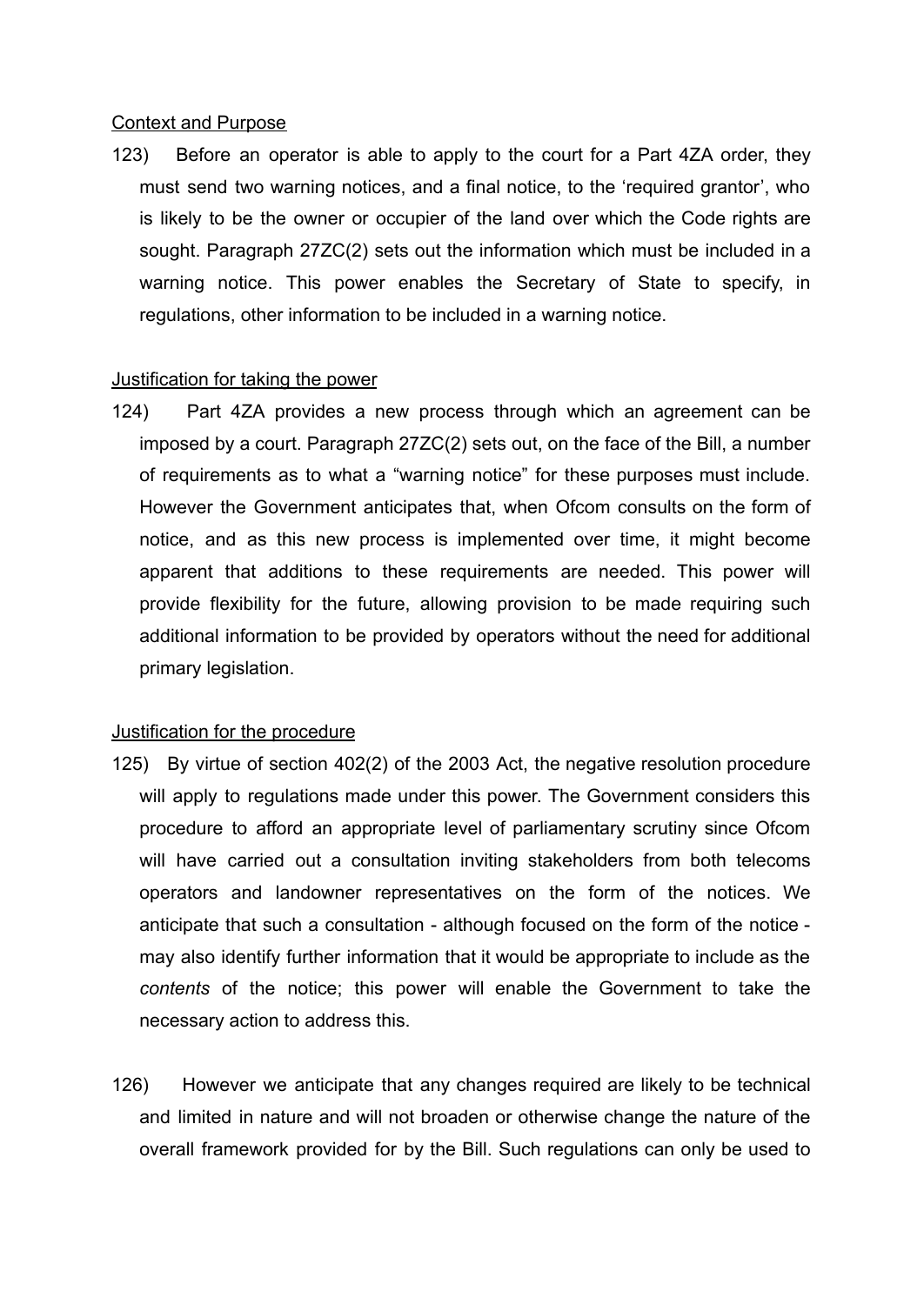Context and Purpose

123) Before an operator is able to apply to the court for a Part 4ZA order, they must send two warning notices, and a final notice, to the 'required grantor', who is likely to be the owner or occupier of the land over which the Code rights are sought. Paragraph 27ZC(2) sets out the information which must be included in a warning notice. This power enables the Secretary of State to specify, in regulations, other information to be included in a warning notice.

Justification for taking the power

124) Part 4ZA provides a new process through which an agreement can be imposed by a court. Paragraph 27ZC(2) sets out, on the face of the Bill, a number of requirements as to what a "warning notice" for these purposes must include. However the Government anticipates that, when Ofcom consults on the form of notice, and as this new process is implemented over time, it might become apparent that additions to these requirements are needed. This power will provide flexibility for the future, allowing provision to be made requiring such additional information to be provided by operators without the need for additional primary legislation.

Justification for the procedure

125) By virtue of section 402(2) of the 2003 Act, the negative resolution procedure will apply to regulations made under this power. The Government considers this procedure to afford an appropriate level of parliamentary scrutiny since Ofcom will have carried out a consultation inviting stakeholders from both telecoms operators and landowner representatives on the form of the notices. We anticipate that such a consultation - although focused on the form of the notice - may also identify further information that it would be appropriate to include as the *contents* of the notice; this power will enable the Government to take the necessary action to address this.

126) However we anticipate that any changes required are likely to be technical and limited in nature and will not broaden or otherwise change the nature of the overall framework provided for by the Bill. Such regulations can only be used to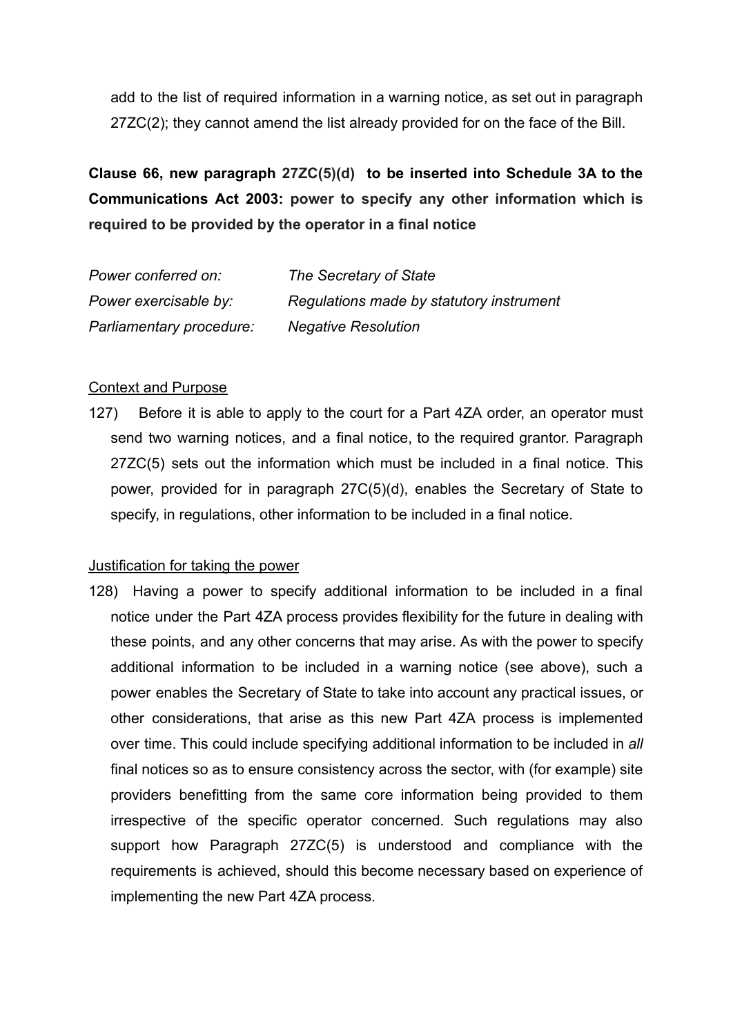add to the list of required information in a warning notice, as set out in paragraph 27ZC(2); they cannot amend the list already provided for on the face of the Bill.

**Clause 66, new paragraph 27ZC(5)(d) to be inserted into Schedule 3A to the Communications Act 2003: power to specify any other information which is required to be provided by the operator in a final notice**

| | |
|---|---|
| *Power conferred on:* | *The Secretary of State* |
| *Power exercisable by:* | *Regulations made by statutory instrument* |
| *Parliamentary procedure:* | *Negative Resolution* |

Context and Purpose

127) Before it is able to apply to the court for a Part 4ZA order, an operator must send two warning notices, and a final notice, to the required grantor. Paragraph 27ZC(5) sets out the information which must be included in a final notice. This power, provided for in paragraph 27C(5)(d), enables the Secretary of State to specify, in regulations, other information to be included in a final notice.

Justification for taking the power

128) Having a power to specify additional information to be included in a final notice under the Part 4ZA process provides flexibility for the future in dealing with these points, and any other concerns that may arise. As with the power to specify additional information to be included in a warning notice (see above), such a power enables the Secretary of State to take into account any practical issues, or other considerations, that arise as this new Part 4ZA process is implemented over time. This could include specifying additional information to be included in *all* final notices so as to ensure consistency across the sector, with (for example) site providers benefitting from the same core information being provided to them irrespective of the specific operator concerned. Such regulations may also support how Paragraph 27ZC(5) is understood and compliance with the requirements is achieved, should this become necessary based on experience of implementing the new Part 4ZA process.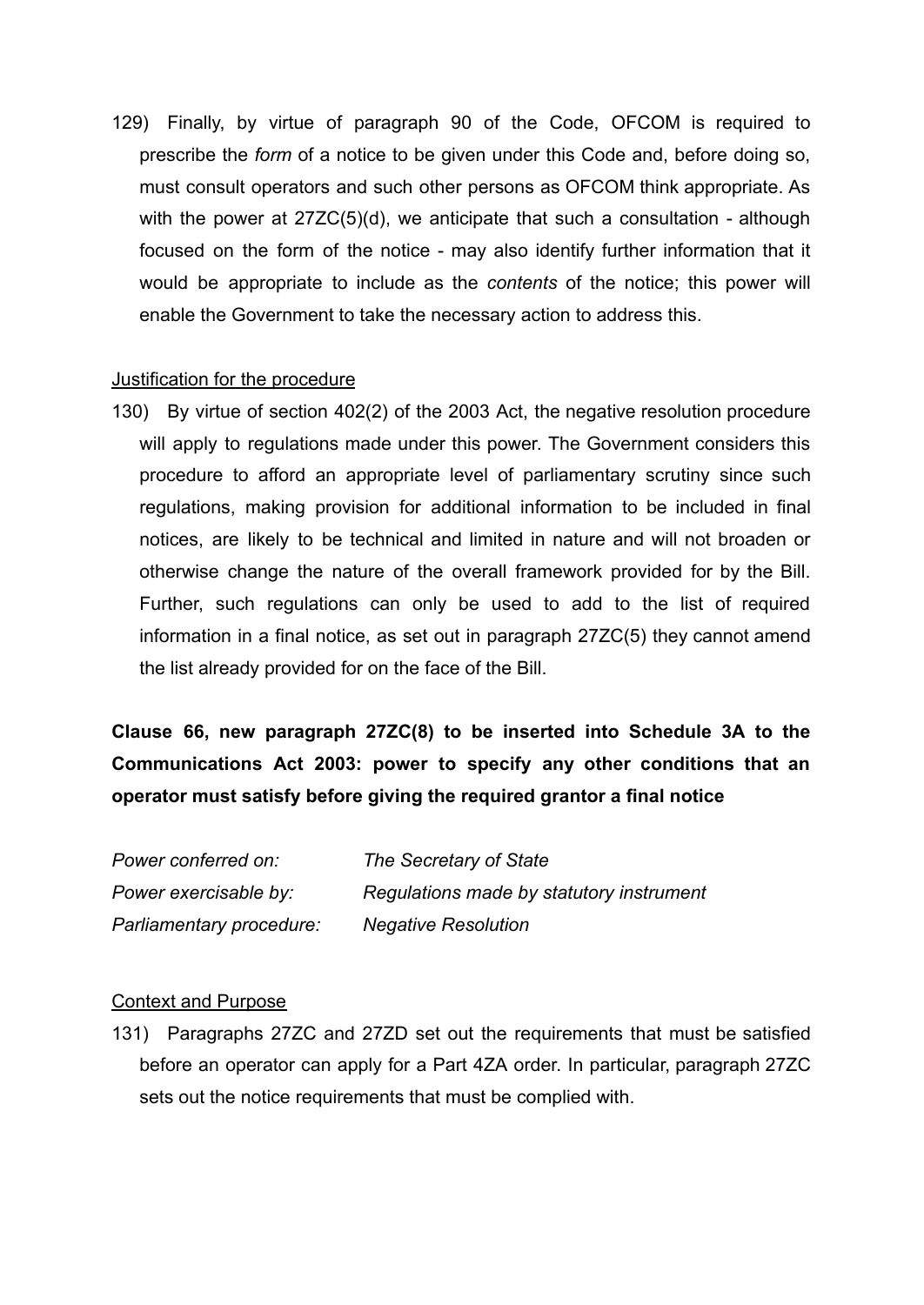129) Finally, by virtue of paragraph 90 of the Code, OFCOM is required to prescribe the *form* of a notice to be given under this Code and, before doing so, must consult operators and such other persons as OFCOM think appropriate. As with the power at 27ZC(5)(d), we anticipate that such a consultation - although focused on the form of the notice - may also identify further information that it would be appropriate to include as the *contents* of the notice; this power will enable the Government to take the necessary action to address this.

Justification for the procedure

130) By virtue of section 402(2) of the 2003 Act, the negative resolution procedure will apply to regulations made under this power. The Government considers this procedure to afford an appropriate level of parliamentary scrutiny since such regulations, making provision for additional information to be included in final notices, are likely to be technical and limited in nature and will not broaden or otherwise change the nature of the overall framework provided for by the Bill. Further, such regulations can only be used to add to the list of required information in a final notice, as set out in paragraph 27ZC(5) they cannot amend the list already provided for on the face of the Bill.

**Clause 66, new paragraph 27ZC(8) to be inserted into Schedule 3A to the Communications Act 2003: power to specify any other conditions that an operator must satisfy before giving the required grantor a final notice**

| | |
|---|---|
| *Power conferred on:* | *The Secretary of State* |
| *Power exercisable by:* | *Regulations made by statutory instrument* |
| *Parliamentary procedure:* | *Negative Resolution* |

Context and Purpose

131) Paragraphs 27ZC and 27ZD set out the requirements that must be satisfied before an operator can apply for a Part 4ZA order. In particular, paragraph 27ZC sets out the notice requirements that must be complied with.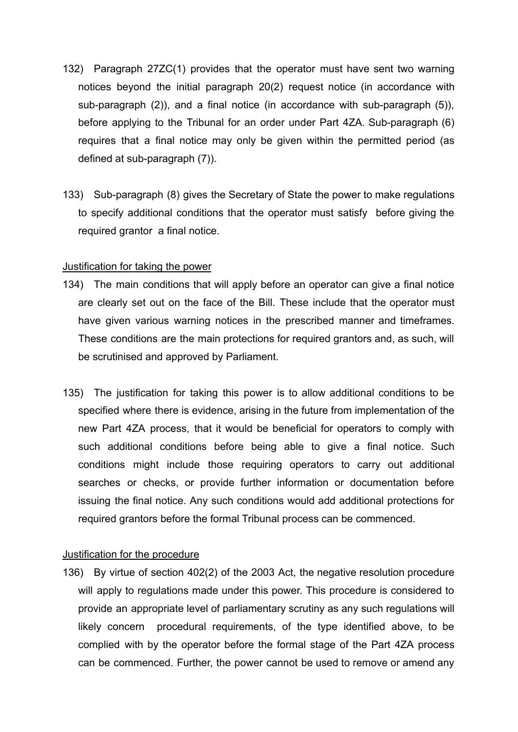132) Paragraph 27ZC(1) provides that the operator must have sent two warning notices beyond the initial paragraph 20(2) request notice (in accordance with sub-paragraph (2)), and a final notice (in accordance with sub-paragraph (5)), before applying to the Tribunal for an order under Part 4ZA. Sub-paragraph (6) requires that a final notice may only be given within the permitted period (as defined at sub-paragraph (7)).

133) Sub-paragraph (8) gives the Secretary of State the power to make regulations to specify additional conditions that the operator must satisfy before giving the required grantor a final notice.

Justification for taking the power

134) The main conditions that will apply before an operator can give a final notice are clearly set out on the face of the Bill. These include that the operator must have given various warning notices in the prescribed manner and timeframes. These conditions are the main protections for required grantors and, as such, will be scrutinised and approved by Parliament.

135) The justification for taking this power is to allow additional conditions to be specified where there is evidence, arising in the future from implementation of the new Part 4ZA process, that it would be beneficial for operators to comply with such additional conditions before being able to give a final notice. Such conditions might include those requiring operators to carry out additional searches or checks, or provide further information or documentation before issuing the final notice. Any such conditions would add additional protections for required grantors before the formal Tribunal process can be commenced.

Justification for the procedure

136) By virtue of section 402(2) of the 2003 Act, the negative resolution procedure will apply to regulations made under this power. This procedure is considered to provide an appropriate level of parliamentary scrutiny as any such regulations will likely concern procedural requirements, of the type identified above, to be complied with by the operator before the formal stage of the Part 4ZA process can be commenced. Further, the power cannot be used to remove or amend any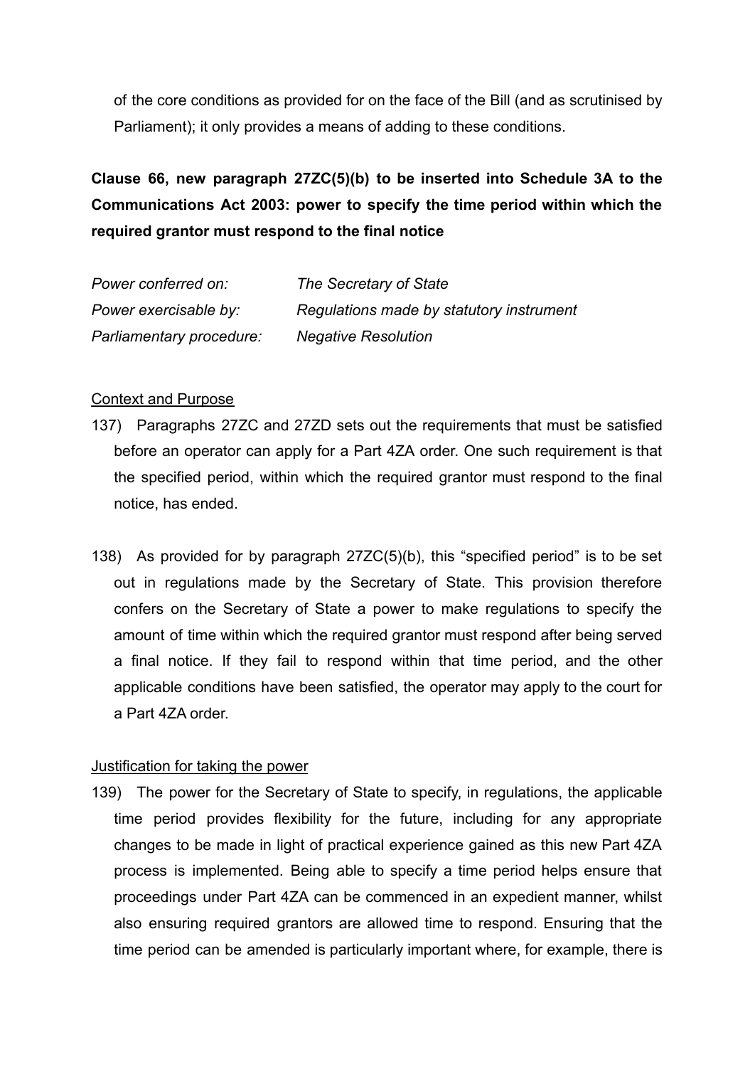of the core conditions as provided for on the face of the Bill (and as scrutinised by Parliament); it only provides a means of adding to these conditions.

**Clause 66, new paragraph 27ZC(5)(b) to be inserted into Schedule 3A to the Communications Act 2003: power to specify the time period within which the required grantor must respond to the final notice**

| | |
|---|---|
| *Power conferred on:* | *The Secretary of State* |
| *Power exercisable by:* | *Regulations made by statutory instrument* |
| *Parliamentary procedure:* | *Negative Resolution* |

Context and Purpose

137) Paragraphs 27ZC and 27ZD sets out the requirements that must be satisfied before an operator can apply for a Part 4ZA order. One such requirement is that the specified period, within which the required grantor must respond to the final notice, has ended.

138) As provided for by paragraph 27ZC(5)(b), this "specified period" is to be set out in regulations made by the Secretary of State. This provision therefore confers on the Secretary of State a power to make regulations to specify the amount of time within which the required grantor must respond after being served a final notice. If they fail to respond within that time period, and the other applicable conditions have been satisfied, the operator may apply to the court for a Part 4ZA order.

Justification for taking the power

139) The power for the Secretary of State to specify, in regulations, the applicable time period provides flexibility for the future, including for any appropriate changes to be made in light of practical experience gained as this new Part 4ZA process is implemented. Being able to specify a time period helps ensure that proceedings under Part 4ZA can be commenced in an expedient manner, whilst also ensuring required grantors are allowed time to respond. Ensuring that the time period can be amended is particularly important where, for example, there is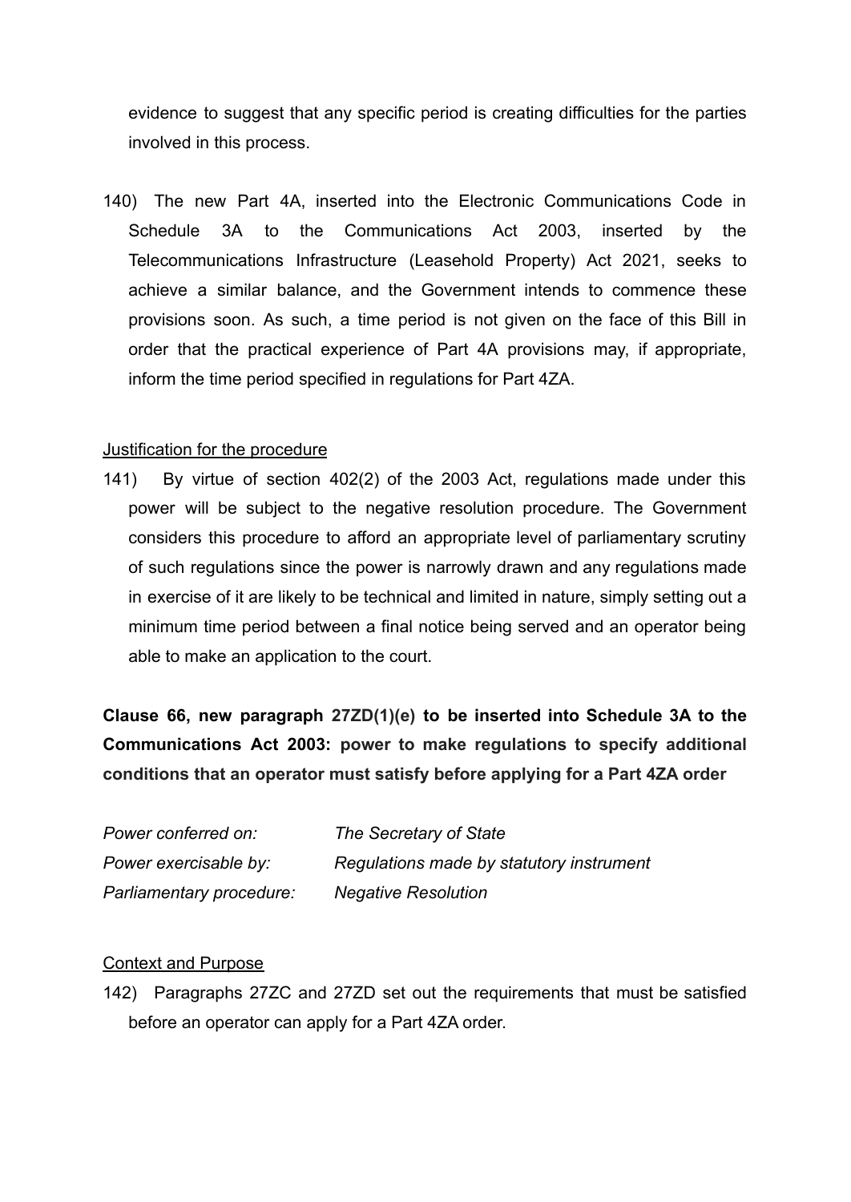evidence to suggest that any specific period is creating difficulties for the parties involved in this process.

140) The new Part 4A, inserted into the Electronic Communications Code in Schedule 3A to the Communications Act 2003, inserted by the Telecommunications Infrastructure (Leasehold Property) Act 2021, seeks to achieve a similar balance, and the Government intends to commence these provisions soon. As such, a time period is not given on the face of this Bill in order that the practical experience of Part 4A provisions may, if appropriate, inform the time period specified in regulations for Part 4ZA.

Justification for the procedure

141) By virtue of section 402(2) of the 2003 Act, regulations made under this power will be subject to the negative resolution procedure. The Government considers this procedure to afford an appropriate level of parliamentary scrutiny of such regulations since the power is narrowly drawn and any regulations made in exercise of it are likely to be technical and limited in nature, simply setting out a minimum time period between a final notice being served and an operator being able to make an application to the court.

**Clause 66, new paragraph 27ZD(1)(e) to be inserted into Schedule 3A to the Communications Act 2003: power to make regulations to specify additional conditions that an operator must satisfy before applying for a Part 4ZA order**

| | |
|---|---|
| *Power conferred on:* | *The Secretary of State* |
| *Power exercisable by:* | *Regulations made by statutory instrument* |
| *Parliamentary procedure:* | *Negative Resolution* |

Context and Purpose

142) Paragraphs 27ZC and 27ZD set out the requirements that must be satisfied before an operator can apply for a Part 4ZA order.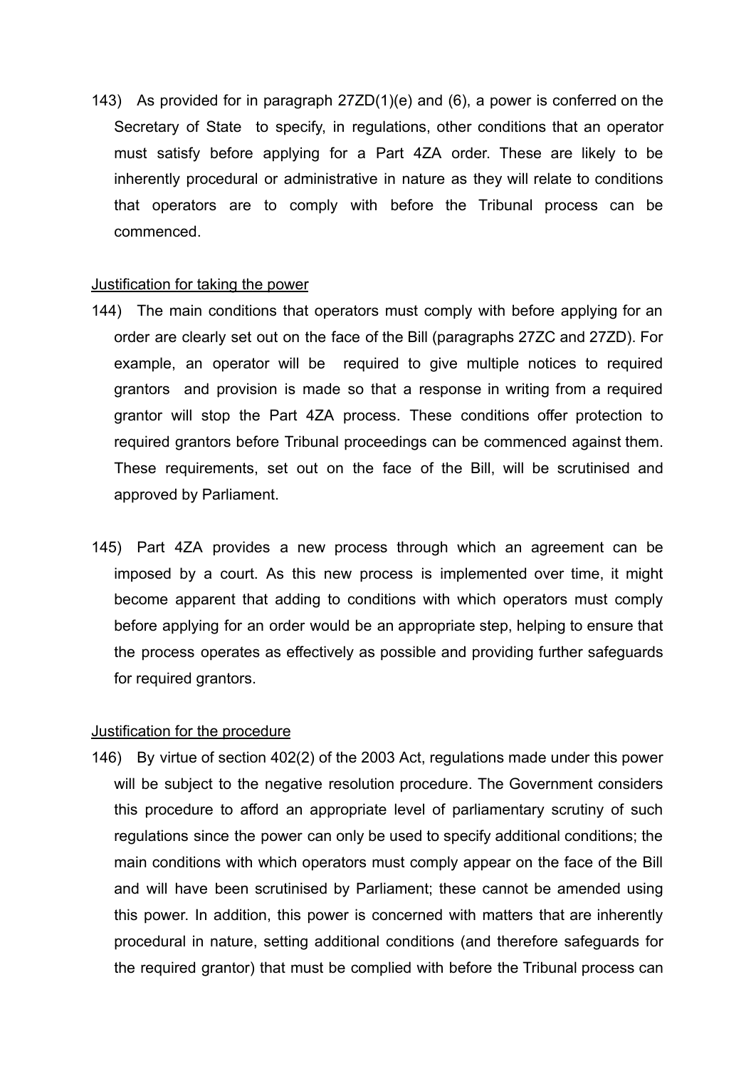143) As provided for in paragraph 27ZD(1)(e) and (6), a power is conferred on the Secretary of State to specify, in regulations, other conditions that an operator must satisfy before applying for a Part 4ZA order. These are likely to be inherently procedural or administrative in nature as they will relate to conditions that operators are to comply with before the Tribunal process can be commenced.

Justification for taking the power

144) The main conditions that operators must comply with before applying for an order are clearly set out on the face of the Bill (paragraphs 27ZC and 27ZD). For example, an operator will be required to give multiple notices to required grantors and provision is made so that a response in writing from a required grantor will stop the Part 4ZA process. These conditions offer protection to required grantors before Tribunal proceedings can be commenced against them. These requirements, set out on the face of the Bill, will be scrutinised and approved by Parliament.

145) Part 4ZA provides a new process through which an agreement can be imposed by a court. As this new process is implemented over time, it might become apparent that adding to conditions with which operators must comply before applying for an order would be an appropriate step, helping to ensure that the process operates as effectively as possible and providing further safeguards for required grantors.

Justification for the procedure

146) By virtue of section 402(2) of the 2003 Act, regulations made under this power will be subject to the negative resolution procedure. The Government considers this procedure to afford an appropriate level of parliamentary scrutiny of such regulations since the power can only be used to specify additional conditions; the main conditions with which operators must comply appear on the face of the Bill and will have been scrutinised by Parliament; these cannot be amended using this power. In addition, this power is concerned with matters that are inherently procedural in nature, setting additional conditions (and therefore safeguards for the required grantor) that must be complied with before the Tribunal process can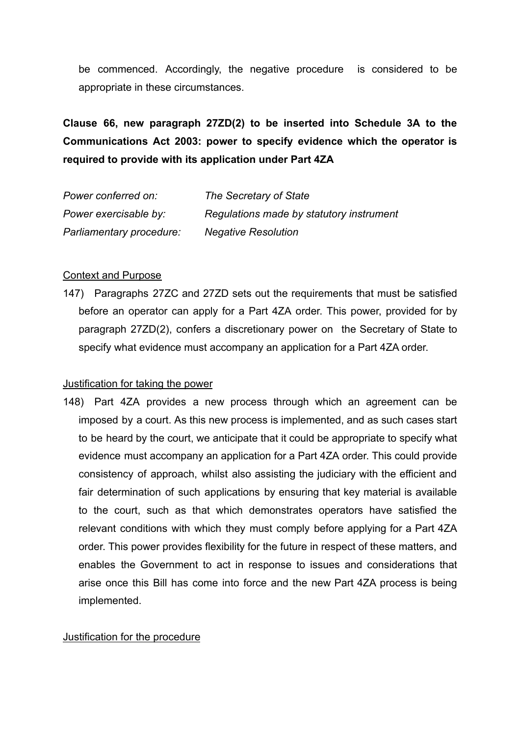be commenced. Accordingly, the negative procedure is considered to be appropriate in these circumstances.

**Clause 66, new paragraph 27ZD(2) to be inserted into Schedule 3A to the Communications Act 2003: power to specify evidence which the operator is required to provide with its application under Part 4ZA**

| | |
|---|---|
| *Power conferred on:* | *The Secretary of State* |
| *Power exercisable by:* | *Regulations made by statutory instrument* |
| *Parliamentary procedure:* | *Negative Resolution* |

Context and Purpose

147) Paragraphs 27ZC and 27ZD sets out the requirements that must be satisfied before an operator can apply for a Part 4ZA order. This power, provided for by paragraph 27ZD(2), confers a discretionary power on the Secretary of State to specify what evidence must accompany an application for a Part 4ZA order.

Justification for taking the power

148) Part 4ZA provides a new process through which an agreement can be imposed by a court. As this new process is implemented, and as such cases start to be heard by the court, we anticipate that it could be appropriate to specify what evidence must accompany an application for a Part 4ZA order. This could provide consistency of approach, whilst also assisting the judiciary with the efficient and fair determination of such applications by ensuring that key material is available to the court, such as that which demonstrates operators have satisfied the relevant conditions with which they must comply before applying for a Part 4ZA order. This power provides flexibility for the future in respect of these matters, and enables the Government to act in response to issues and considerations that arise once this Bill has come into force and the new Part 4ZA process is being implemented.

Justification for the procedure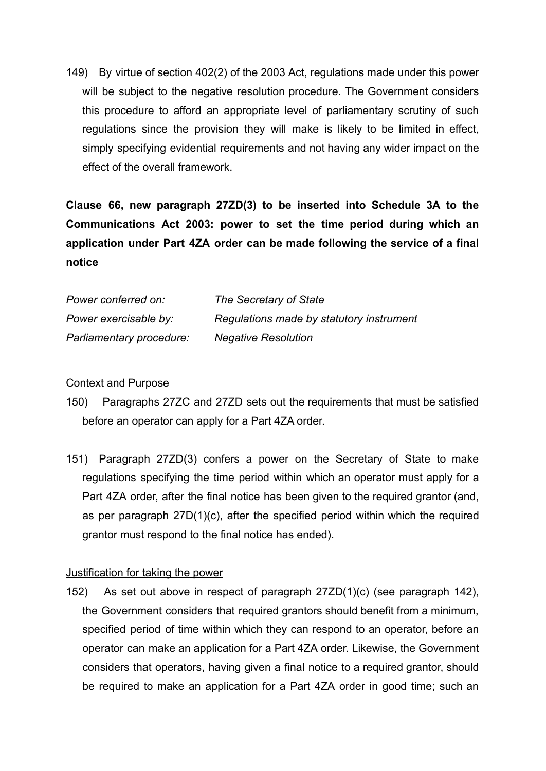149) By virtue of section 402(2) of the 2003 Act, regulations made under this power will be subject to the negative resolution procedure. The Government considers this procedure to afford an appropriate level of parliamentary scrutiny of such regulations since the provision they will make is likely to be limited in effect, simply specifying evidential requirements and not having any wider impact on the effect of the overall framework.

**Clause 66, new paragraph 27ZD(3) to be inserted into Schedule 3A to the Communications Act 2003: power to set the time period during which an application under Part 4ZA order can be made following the service of a final notice**

| | |
|---|---|
| *Power conferred on:* | *The Secretary of State* |
| *Power exercisable by:* | *Regulations made by statutory instrument* |
| *Parliamentary procedure:* | *Negative Resolution* |

Context and Purpose

150) Paragraphs 27ZC and 27ZD sets out the requirements that must be satisfied before an operator can apply for a Part 4ZA order.

151) Paragraph 27ZD(3) confers a power on the Secretary of State to make regulations specifying the time period within which an operator must apply for a Part 4ZA order, after the final notice has been given to the required grantor (and, as per paragraph 27D(1)(c), after the specified period within which the required grantor must respond to the final notice has ended).

Justification for taking the power

152) As set out above in respect of paragraph 27ZD(1)(c) (see paragraph 142), the Government considers that required grantors should benefit from a minimum, specified period of time within which they can respond to an operator, before an operator can make an application for a Part 4ZA order. Likewise, the Government considers that operators, having given a final notice to a required grantor, should be required to make an application for a Part 4ZA order in good time; such an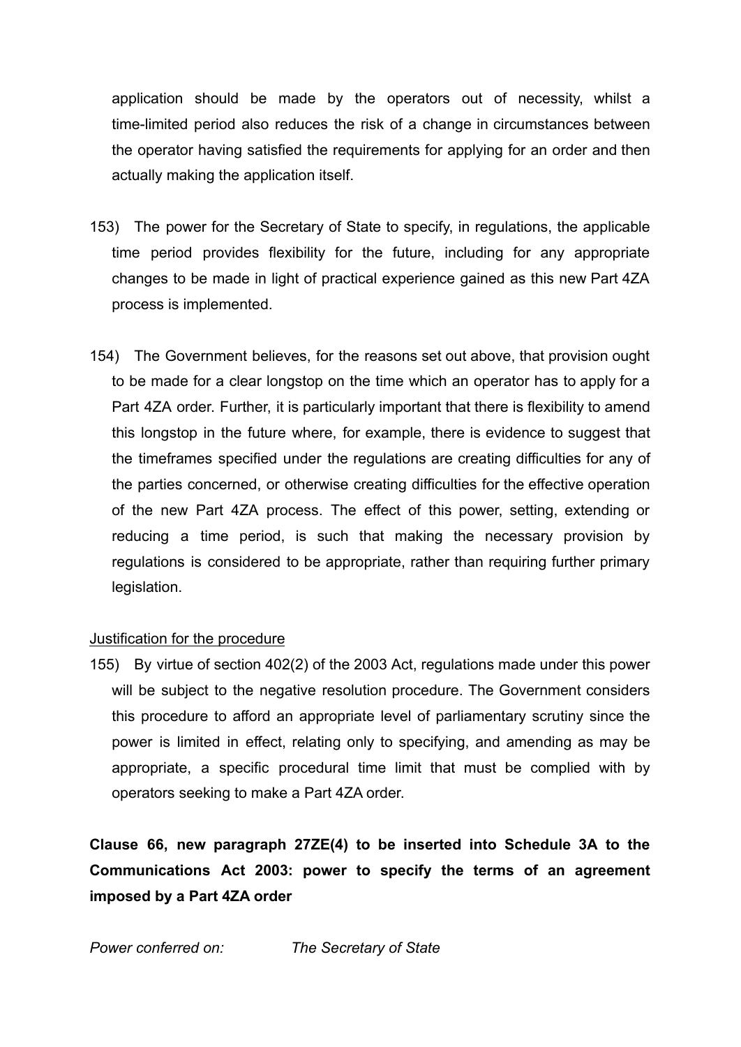application should be made by the operators out of necessity, whilst a time-limited period also reduces the risk of a change in circumstances between the operator having satisfied the requirements for applying for an order and then actually making the application itself.

153) The power for the Secretary of State to specify, in regulations, the applicable time period provides flexibility for the future, including for any appropriate changes to be made in light of practical experience gained as this new Part 4ZA process is implemented.

154) The Government believes, for the reasons set out above, that provision ought to be made for a clear longstop on the time which an operator has to apply for a Part 4ZA order. Further, it is particularly important that there is flexibility to amend this longstop in the future where, for example, there is evidence to suggest that the timeframes specified under the regulations are creating difficulties for any of the parties concerned, or otherwise creating difficulties for the effective operation of the new Part 4ZA process. The effect of this power, setting, extending or reducing a time period, is such that making the necessary provision by regulations is considered to be appropriate, rather than requiring further primary legislation.

Justification for the procedure

155) By virtue of section 402(2) of the 2003 Act, regulations made under this power will be subject to the negative resolution procedure. The Government considers this procedure to afford an appropriate level of parliamentary scrutiny since the power is limited in effect, relating only to specifying, and amending as may be appropriate, a specific procedural time limit that must be complied with by operators seeking to make a Part 4ZA order.

**Clause 66, new paragraph 27ZE(4) to be inserted into Schedule 3A to the Communications Act 2003: power to specify the terms of an agreement imposed by a Part 4ZA order**

*Power conferred on:* *The Secretary of State*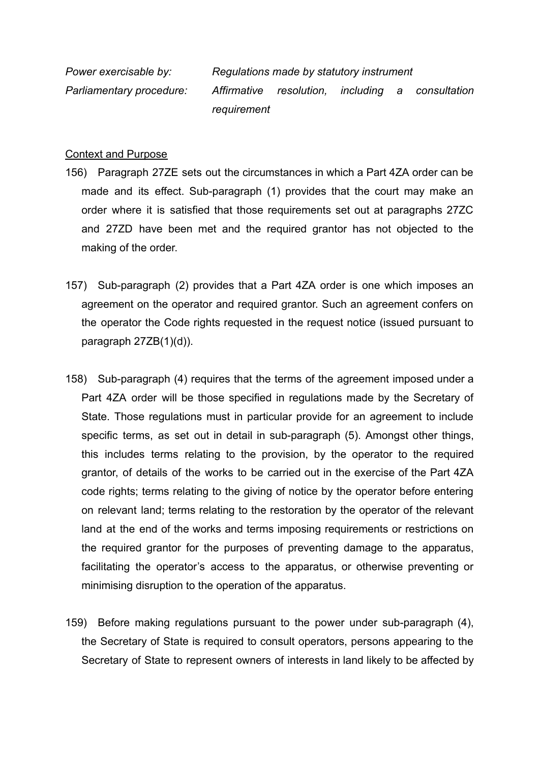*Power exercisable by:* *Regulations made by statutory instrument*

*Parliamentary procedure:* *Affirmative resolution, including a consultation requirement*

Context and Purpose

156) Paragraph 27ZE sets out the circumstances in which a Part 4ZA order can be made and its effect. Sub-paragraph (1) provides that the court may make an order where it is satisfied that those requirements set out at paragraphs 27ZC and 27ZD have been met and the required grantor has not objected to the making of the order.

157) Sub-paragraph (2) provides that a Part 4ZA order is one which imposes an agreement on the operator and required grantor. Such an agreement confers on the operator the Code rights requested in the request notice (issued pursuant to paragraph 27ZB(1)(d)).

158) Sub-paragraph (4) requires that the terms of the agreement imposed under a Part 4ZA order will be those specified in regulations made by the Secretary of State. Those regulations must in particular provide for an agreement to include specific terms, as set out in detail in sub-paragraph (5). Amongst other things, this includes terms relating to the provision, by the operator to the required grantor, of details of the works to be carried out in the exercise of the Part 4ZA code rights; terms relating to the giving of notice by the operator before entering on relevant land; terms relating to the restoration by the operator of the relevant land at the end of the works and terms imposing requirements or restrictions on the required grantor for the purposes of preventing damage to the apparatus, facilitating the operator's access to the apparatus, or otherwise preventing or minimising disruption to the operation of the apparatus.

159) Before making regulations pursuant to the power under sub-paragraph (4), the Secretary of State is required to consult operators, persons appearing to the Secretary of State to represent owners of interests in land likely to be affected by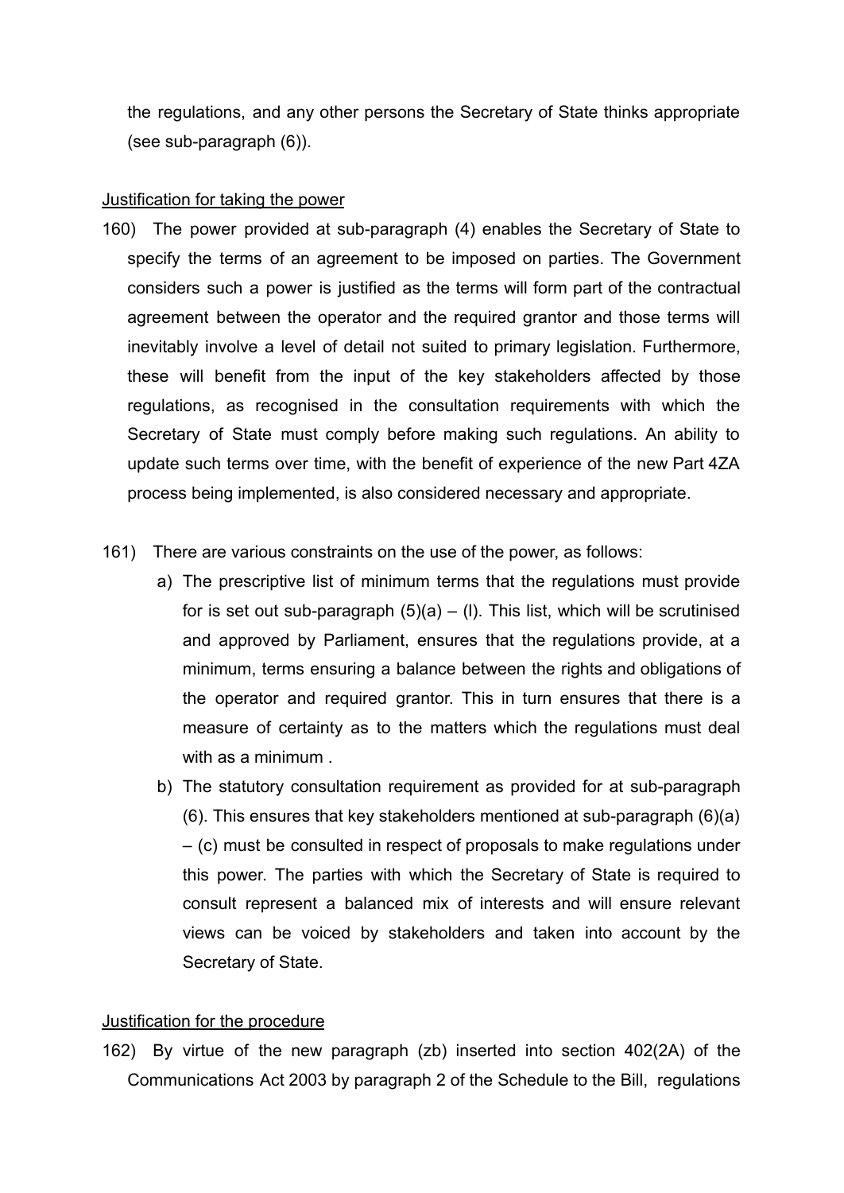the regulations, and any other persons the Secretary of State thinks appropriate (see sub-paragraph (6)).

Justification for taking the power

160) The power provided at sub-paragraph (4) enables the Secretary of State to specify the terms of an agreement to be imposed on parties. The Government considers such a power is justified as the terms will form part of the contractual agreement between the operator and the required grantor and those terms will inevitably involve a level of detail not suited to primary legislation. Furthermore, these will benefit from the input of the key stakeholders affected by those regulations, as recognised in the consultation requirements with which the Secretary of State must comply before making such regulations. An ability to update such terms over time, with the benefit of experience of the new Part 4ZA process being implemented, is also considered necessary and appropriate.

161) There are various constraints on the use of the power, as follows:

a) The prescriptive list of minimum terms that the regulations must provide for is set out sub-paragraph (5)(a) – (l). This list, which will be scrutinised and approved by Parliament, ensures that the regulations provide, at a minimum, terms ensuring a balance between the rights and obligations of the operator and required grantor. This in turn ensures that there is a measure of certainty as to the matters which the regulations must deal with as a minimum .

b) The statutory consultation requirement as provided for at sub-paragraph (6). This ensures that key stakeholders mentioned at sub-paragraph (6)(a) – (c) must be consulted in respect of proposals to make regulations under this power. The parties with which the Secretary of State is required to consult represent a balanced mix of interests and will ensure relevant views can be voiced by stakeholders and taken into account by the Secretary of State.

Justification for the procedure

162) By virtue of the new paragraph (zb) inserted into section 402(2A) of the Communications Act 2003 by paragraph 2 of the Schedule to the Bill, regulations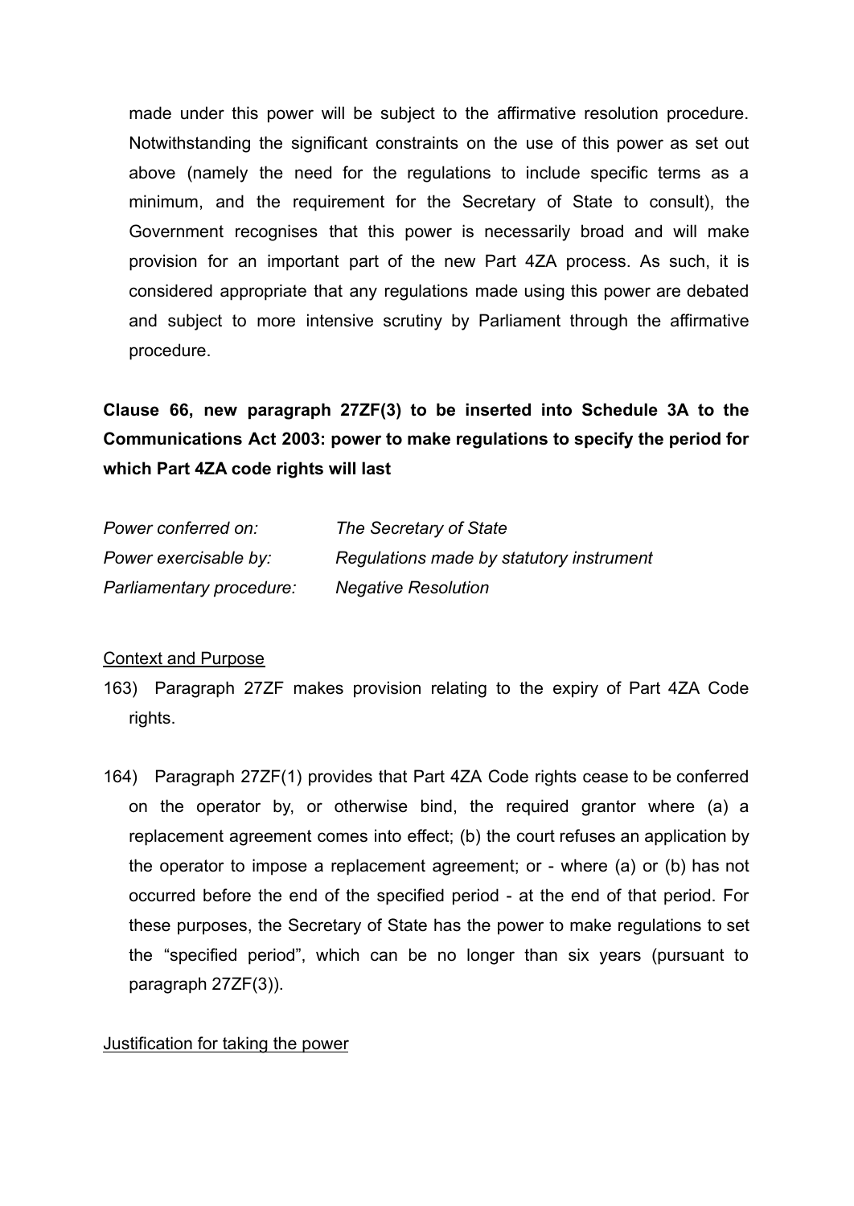made under this power will be subject to the affirmative resolution procedure. Notwithstanding the significant constraints on the use of this power as set out above (namely the need for the regulations to include specific terms as a minimum, and the requirement for the Secretary of State to consult), the Government recognises that this power is necessarily broad and will make provision for an important part of the new Part 4ZA process. As such, it is considered appropriate that any regulations made using this power are debated and subject to more intensive scrutiny by Parliament through the affirmative procedure.

**Clause 66, new paragraph 27ZF(3) to be inserted into Schedule 3A to the Communications Act 2003: power to make regulations to specify the period for which Part 4ZA code rights will last**

| | |
|---|---|
| *Power conferred on:* | *The Secretary of State* |
| *Power exercisable by:* | *Regulations made by statutory instrument* |
| *Parliamentary procedure:* | *Negative Resolution* |

Context and Purpose

163) Paragraph 27ZF makes provision relating to the expiry of Part 4ZA Code rights.

164) Paragraph 27ZF(1) provides that Part 4ZA Code rights cease to be conferred on the operator by, or otherwise bind, the required grantor where (a) a replacement agreement comes into effect; (b) the court refuses an application by the operator to impose a replacement agreement; or - where (a) or (b) has not occurred before the end of the specified period - at the end of that period. For these purposes, the Secretary of State has the power to make regulations to set the "specified period", which can be no longer than six years (pursuant to paragraph 27ZF(3)).

Justification for taking the power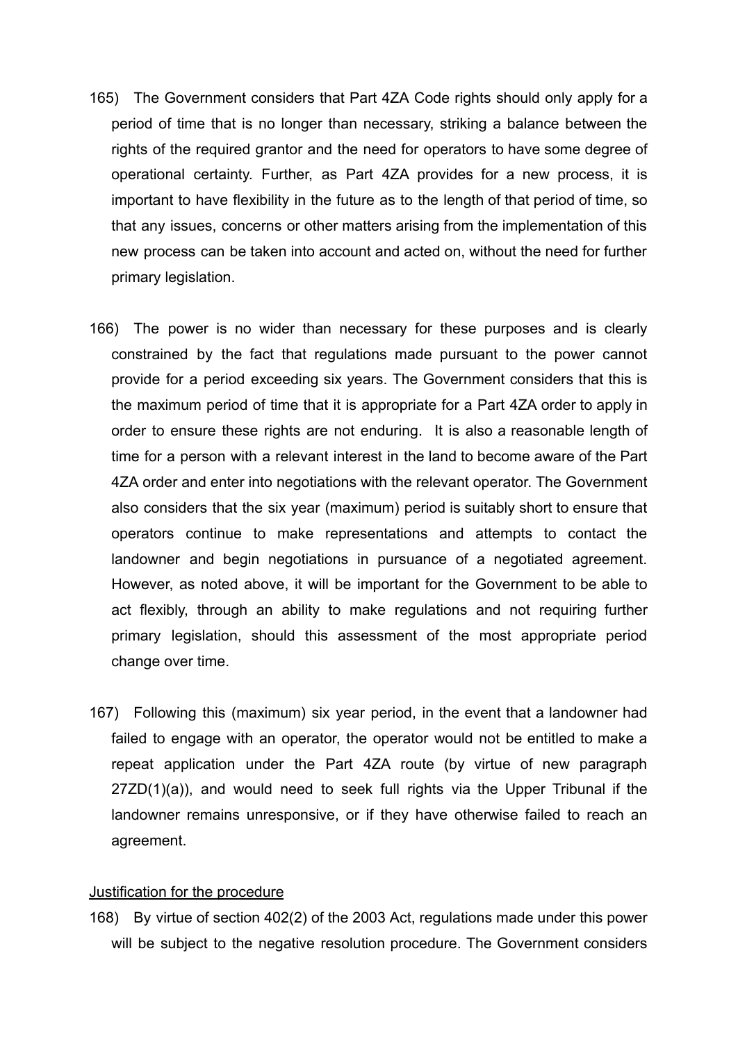165) The Government considers that Part 4ZA Code rights should only apply for a period of time that is no longer than necessary, striking a balance between the rights of the required grantor and the need for operators to have some degree of operational certainty. Further, as Part 4ZA provides for a new process, it is important to have flexibility in the future as to the length of that period of time, so that any issues, concerns or other matters arising from the implementation of this new process can be taken into account and acted on, without the need for further primary legislation.

166) The power is no wider than necessary for these purposes and is clearly constrained by the fact that regulations made pursuant to the power cannot provide for a period exceeding six years. The Government considers that this is the maximum period of time that it is appropriate for a Part 4ZA order to apply in order to ensure these rights are not enduring. It is also a reasonable length of time for a person with a relevant interest in the land to become aware of the Part 4ZA order and enter into negotiations with the relevant operator. The Government also considers that the six year (maximum) period is suitably short to ensure that operators continue to make representations and attempts to contact the landowner and begin negotiations in pursuance of a negotiated agreement. However, as noted above, it will be important for the Government to be able to act flexibly, through an ability to make regulations and not requiring further primary legislation, should this assessment of the most appropriate period change over time.

167) Following this (maximum) six year period, in the event that a landowner had failed to engage with an operator, the operator would not be entitled to make a repeat application under the Part 4ZA route (by virtue of new paragraph 27ZD(1)(a)), and would need to seek full rights via the Upper Tribunal if the landowner remains unresponsive, or if they have otherwise failed to reach an agreement.

Justification for the procedure

168) By virtue of section 402(2) of the 2003 Act, regulations made under this power will be subject to the negative resolution procedure. The Government considers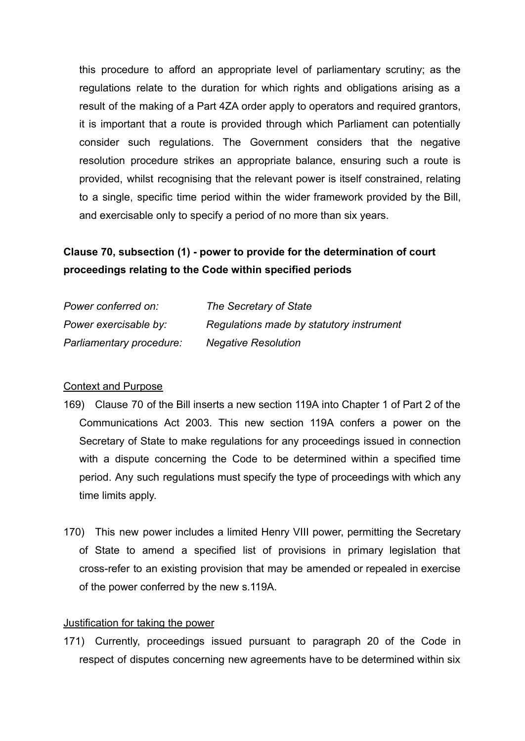this procedure to afford an appropriate level of parliamentary scrutiny; as the regulations relate to the duration for which rights and obligations arising as a result of the making of a Part 4ZA order apply to operators and required grantors, it is important that a route is provided through which Parliament can potentially consider such regulations. The Government considers that the negative resolution procedure strikes an appropriate balance, ensuring such a route is provided, whilst recognising that the relevant power is itself constrained, relating to a single, specific time period within the wider framework provided by the Bill, and exercisable only to specify a period of no more than six years.

**Clause 70, subsection (1) - power to provide for the determination of court proceedings relating to the Code within specified periods**

| | |
|---|---|
| *Power conferred on:* | *The Secretary of State* |
| *Power exercisable by:* | *Regulations made by statutory instrument* |
| *Parliamentary procedure:* | *Negative Resolution* |

<u>Context and Purpose</u>

169) Clause 70 of the Bill inserts a new section 119A into Chapter 1 of Part 2 of the Communications Act 2003. This new section 119A confers a power on the Secretary of State to make regulations for any proceedings issued in connection with a dispute concerning the Code to be determined within a specified time period. Any such regulations must specify the type of proceedings with which any time limits apply.

170) This new power includes a limited Henry VIII power, permitting the Secretary of State to amend a specified list of provisions in primary legislation that cross-refer to an existing provision that may be amended or repealed in exercise of the power conferred by the new s.119A.

<u>Justification for taking the power</u>

171) Currently, proceedings issued pursuant to paragraph 20 of the Code in respect of disputes concerning new agreements have to be determined within six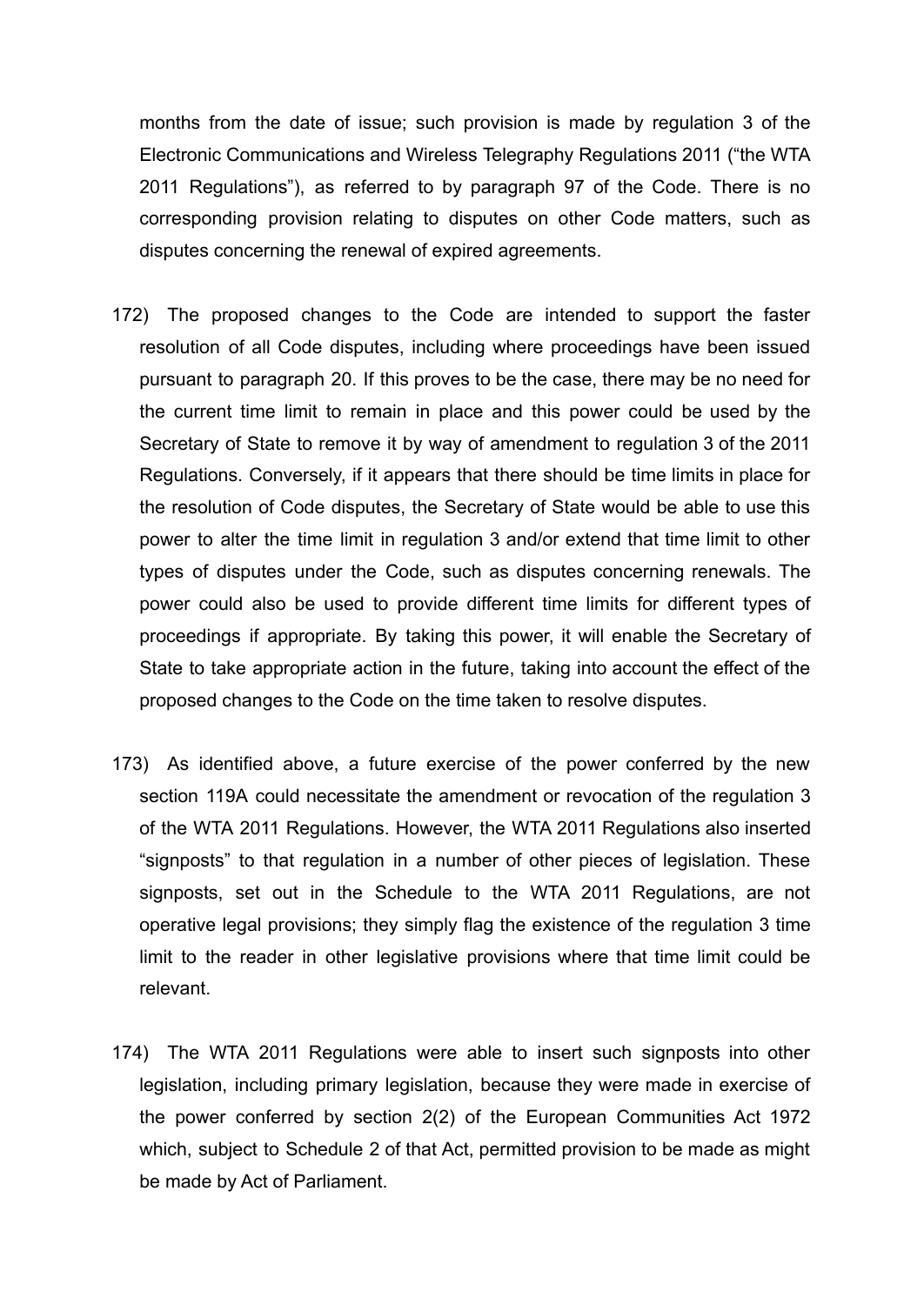months from the date of issue; such provision is made by regulation 3 of the Electronic Communications and Wireless Telegraphy Regulations 2011 ("the WTA 2011 Regulations"), as referred to by paragraph 97 of the Code. There is no corresponding provision relating to disputes on other Code matters, such as disputes concerning the renewal of expired agreements.

172) The proposed changes to the Code are intended to support the faster resolution of all Code disputes, including where proceedings have been issued pursuant to paragraph 20. If this proves to be the case, there may be no need for the current time limit to remain in place and this power could be used by the Secretary of State to remove it by way of amendment to regulation 3 of the 2011 Regulations. Conversely, if it appears that there should be time limits in place for the resolution of Code disputes, the Secretary of State would be able to use this power to alter the time limit in regulation 3 and/or extend that time limit to other types of disputes under the Code, such as disputes concerning renewals. The power could also be used to provide different time limits for different types of proceedings if appropriate. By taking this power, it will enable the Secretary of State to take appropriate action in the future, taking into account the effect of the proposed changes to the Code on the time taken to resolve disputes.

173) As identified above, a future exercise of the power conferred by the new section 119A could necessitate the amendment or revocation of the regulation 3 of the WTA 2011 Regulations. However, the WTA 2011 Regulations also inserted "signposts" to that regulation in a number of other pieces of legislation. These signposts, set out in the Schedule to the WTA 2011 Regulations, are not operative legal provisions; they simply flag the existence of the regulation 3 time limit to the reader in other legislative provisions where that time limit could be relevant.

174) The WTA 2011 Regulations were able to insert such signposts into other legislation, including primary legislation, because they were made in exercise of the power conferred by section 2(2) of the European Communities Act 1972 which, subject to Schedule 2 of that Act, permitted provision to be made as might be made by Act of Parliament.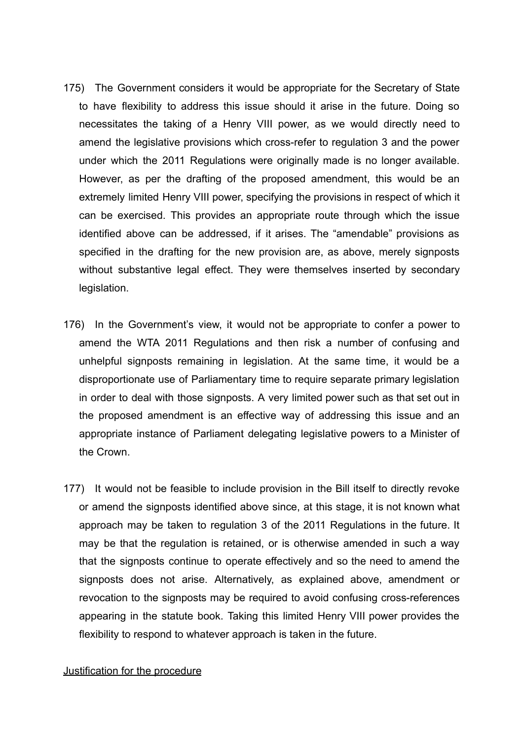175) The Government considers it would be appropriate for the Secretary of State to have flexibility to address this issue should it arise in the future. Doing so necessitates the taking of a Henry VIII power, as we would directly need to amend the legislative provisions which cross-refer to regulation 3 and the power under which the 2011 Regulations were originally made is no longer available. However, as per the drafting of the proposed amendment, this would be an extremely limited Henry VIII power, specifying the provisions in respect of which it can be exercised. This provides an appropriate route through which the issue identified above can be addressed, if it arises. The "amendable" provisions as specified in the drafting for the new provision are, as above, merely signposts without substantive legal effect. They were themselves inserted by secondary legislation.

176) In the Government's view, it would not be appropriate to confer a power to amend the WTA 2011 Regulations and then risk a number of confusing and unhelpful signposts remaining in legislation. At the same time, it would be a disproportionate use of Parliamentary time to require separate primary legislation in order to deal with those signposts. A very limited power such as that set out in the proposed amendment is an effective way of addressing this issue and an appropriate instance of Parliament delegating legislative powers to a Minister of the Crown.

177) It would not be feasible to include provision in the Bill itself to directly revoke or amend the signposts identified above since, at this stage, it is not known what approach may be taken to regulation 3 of the 2011 Regulations in the future. It may be that the regulation is retained, or is otherwise amended in such a way that the signposts continue to operate effectively and so the need to amend the signposts does not arise. Alternatively, as explained above, amendment or revocation to the signposts may be required to avoid confusing cross-references appearing in the statute book. Taking this limited Henry VIII power provides the flexibility to respond to whatever approach is taken in the future.

<u>Justification for the procedure</u>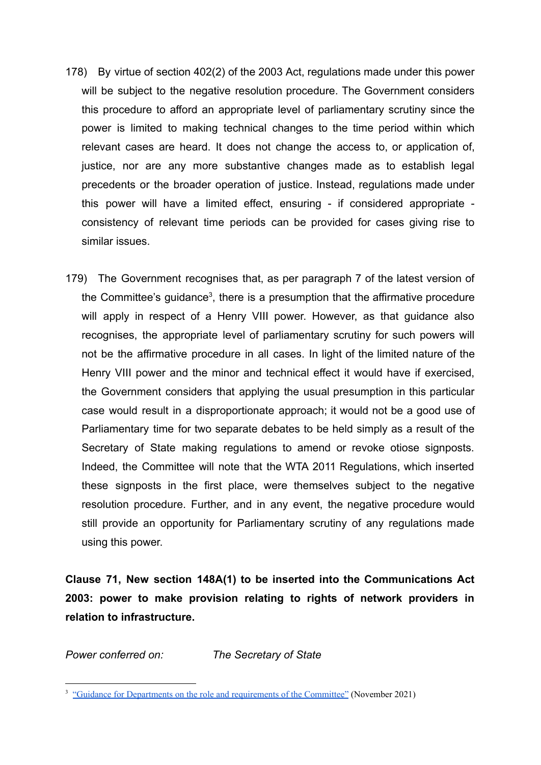178) By virtue of section 402(2) of the 2003 Act, regulations made under this power will be subject to the negative resolution procedure. The Government considers this procedure to afford an appropriate level of parliamentary scrutiny since the power is limited to making technical changes to the time period within which relevant cases are heard. It does not change the access to, or application of, justice, nor are any more substantive changes made as to establish legal precedents or the broader operation of justice. Instead, regulations made under this power will have a limited effect, ensuring - if considered appropriate - consistency of relevant time periods can be provided for cases giving rise to similar issues.

179) The Government recognises that, as per paragraph 7 of the latest version of the Committee's guidance[3], there is a presumption that the affirmative procedure will apply in respect of a Henry VIII power. However, as that guidance also recognises, the appropriate level of parliamentary scrutiny for such powers will not be the affirmative procedure in all cases. In light of the limited nature of the Henry VIII power and the minor and technical effect it would have if exercised, the Government considers that applying the usual presumption in this particular case would result in a disproportionate approach; it would not be a good use of Parliamentary time for two separate debates to be held simply as a result of the Secretary of State making regulations to amend or revoke otiose signposts. Indeed, the Committee will note that the WTA 2011 Regulations, which inserted these signposts in the first place, were themselves subject to the negative resolution procedure. Further, and in any event, the negative procedure would still provide an opportunity for Parliamentary scrutiny of any regulations made using this power.

**Clause 71, New section 148A(1) to be inserted into the Communications Act 2003: power to make provision relating to rights of network providers in relation to infrastructure.**

*Power conferred on:* *The Secretary of State*

[3] "Guidance for Departments on the role and requirements of the Committee" (November 2021)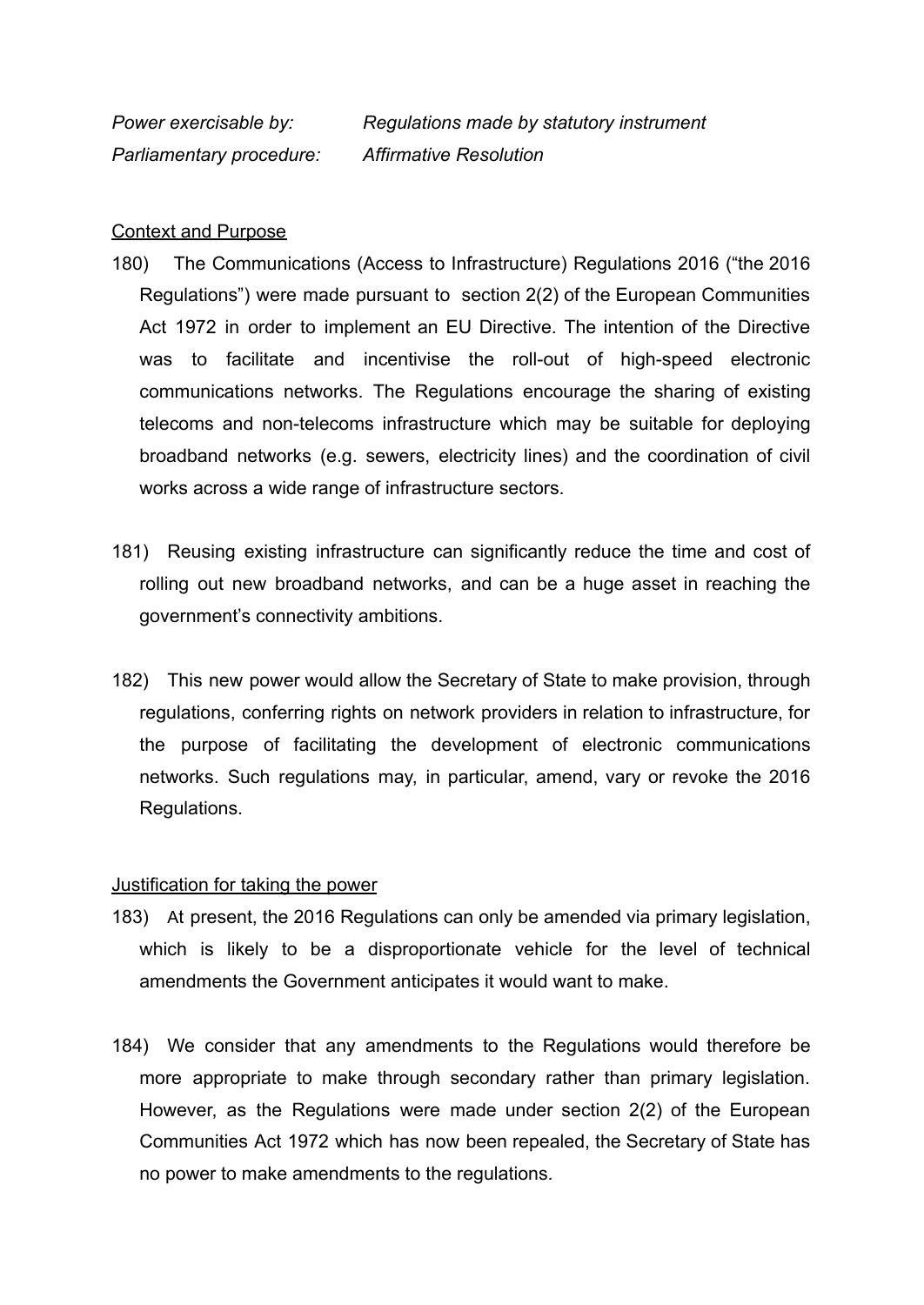*Power exercisable by:* *Regulations made by statutory instrument*
*Parliamentary procedure:* *Affirmative Resolution*

Context and Purpose

180) The Communications (Access to Infrastructure) Regulations 2016 ("the 2016 Regulations") were made pursuant to section 2(2) of the European Communities Act 1972 in order to implement an EU Directive. The intention of the Directive was to facilitate and incentivise the roll-out of high-speed electronic communications networks. The Regulations encourage the sharing of existing telecoms and non-telecoms infrastructure which may be suitable for deploying broadband networks (e.g. sewers, electricity lines) and the coordination of civil works across a wide range of infrastructure sectors.

181) Reusing existing infrastructure can significantly reduce the time and cost of rolling out new broadband networks, and can be a huge asset in reaching the government's connectivity ambitions.

182) This new power would allow the Secretary of State to make provision, through regulations, conferring rights on network providers in relation to infrastructure, for the purpose of facilitating the development of electronic communications networks. Such regulations may, in particular, amend, vary or revoke the 2016 Regulations.

Justification for taking the power

183) At present, the 2016 Regulations can only be amended via primary legislation, which is likely to be a disproportionate vehicle for the level of technical amendments the Government anticipates it would want to make.

184) We consider that any amendments to the Regulations would therefore be more appropriate to make through secondary rather than primary legislation. However, as the Regulations were made under section 2(2) of the European Communities Act 1972 which has now been repealed, the Secretary of State has no power to make amendments to the regulations.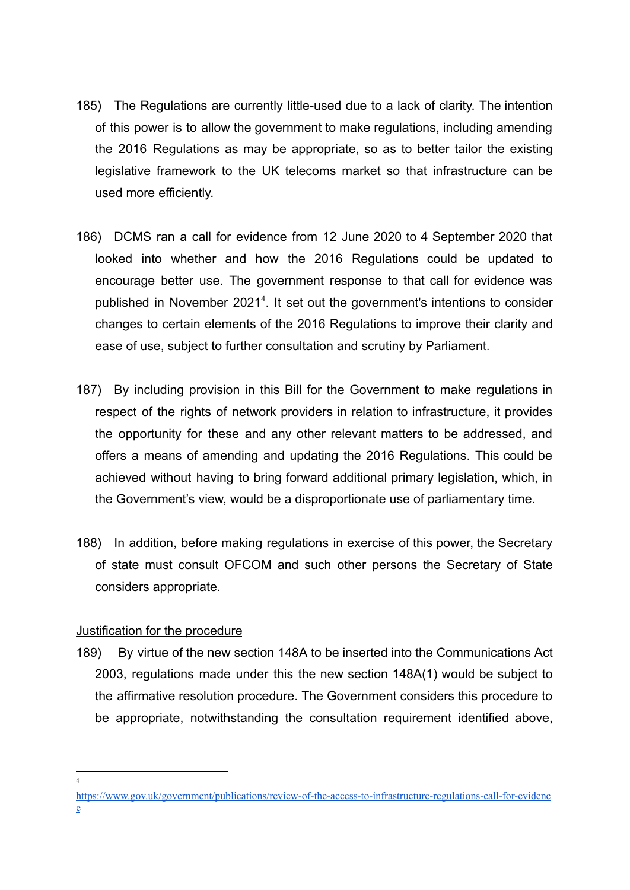185) The Regulations are currently little-used due to a lack of clarity. The intention of this power is to allow the government to make regulations, including amending the 2016 Regulations as may be appropriate, so as to better tailor the existing legislative framework to the UK telecoms market so that infrastructure can be used more efficiently.

186) DCMS ran a call for evidence from 12 June 2020 to 4 September 2020 that looked into whether and how the 2016 Regulations could be updated to encourage better use. The government response to that call for evidence was published in November 2021[4]. It set out the government's intentions to consider changes to certain elements of the 2016 Regulations to improve their clarity and ease of use, subject to further consultation and scrutiny by Parliament.

187) By including provision in this Bill for the Government to make regulations in respect of the rights of network providers in relation to infrastructure, it provides the opportunity for these and any other relevant matters to be addressed, and offers a means of amending and updating the 2016 Regulations. This could be achieved without having to bring forward additional primary legislation, which, in the Government's view, would be a disproportionate use of parliamentary time.

188) In addition, before making regulations in exercise of this power, the Secretary of state must consult OFCOM and such other persons the Secretary of State considers appropriate.

<u>Justification for the procedure</u>

189) By virtue of the new section 148A to be inserted into the Communications Act 2003, regulations made under this the new section 148A(1) would be subject to the affirmative resolution procedure. The Government considers this procedure to be appropriate, notwithstanding the consultation requirement identified above,

---

[4] https://www.gov.uk/government/publications/review-of-the-access-to-infrastructure-regulations-call-for-evidence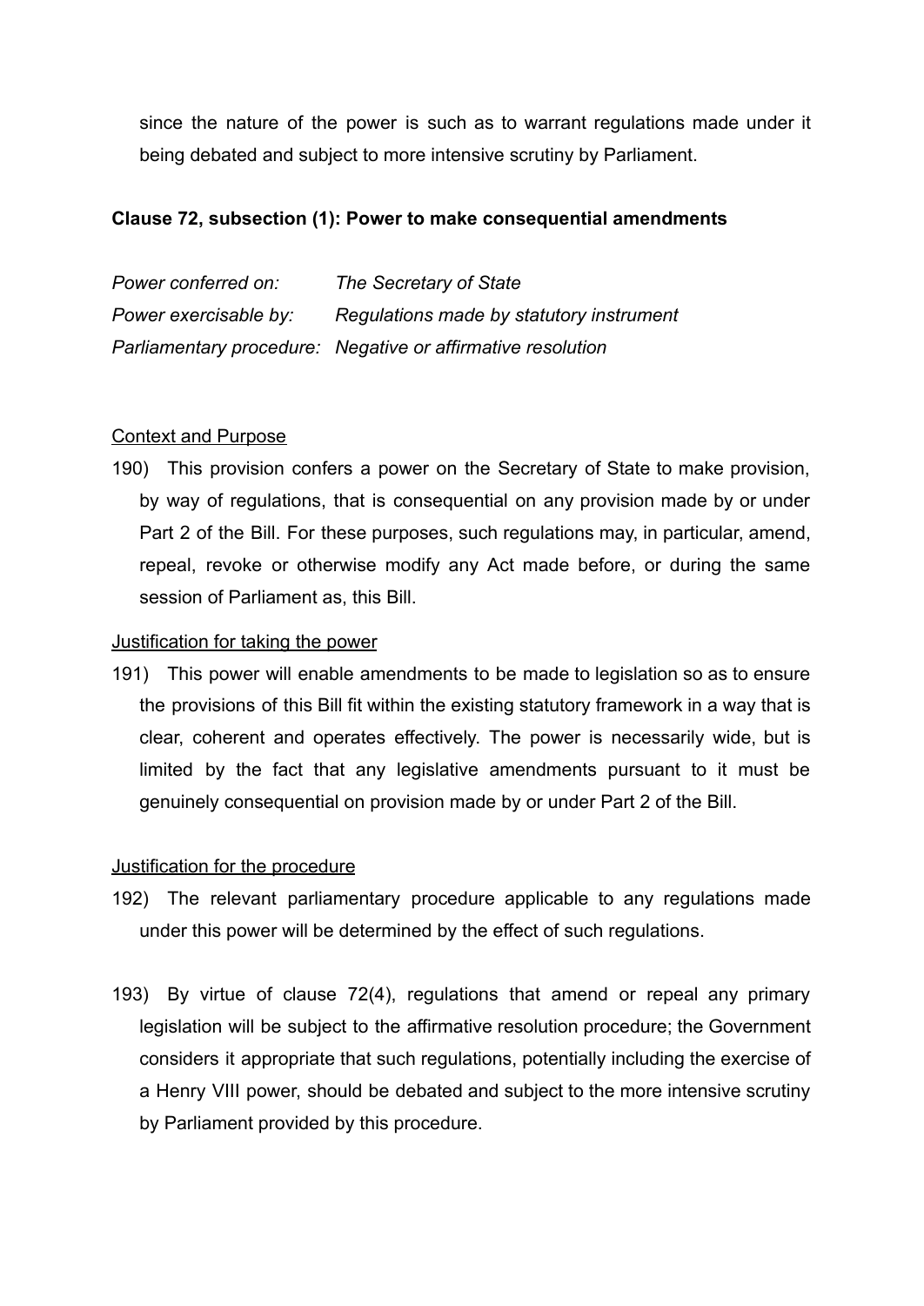since the nature of the power is such as to warrant regulations made under it being debated and subject to more intensive scrutiny by Parliament.

**Clause 72, subsection (1): Power to make consequential amendments**

*Power conferred on:* *The Secretary of State*
*Power exercisable by:* *Regulations made by statutory instrument*
*Parliamentary procedure:* *Negative or affirmative resolution*

Context and Purpose

190) This provision confers a power on the Secretary of State to make provision, by way of regulations, that is consequential on any provision made by or under Part 2 of the Bill. For these purposes, such regulations may, in particular, amend, repeal, revoke or otherwise modify any Act made before, or during the same session of Parliament as, this Bill.

Justification for taking the power

191) This power will enable amendments to be made to legislation so as to ensure the provisions of this Bill fit within the existing statutory framework in a way that is clear, coherent and operates effectively. The power is necessarily wide, but is limited by the fact that any legislative amendments pursuant to it must be genuinely consequential on provision made by or under Part 2 of the Bill.

Justification for the procedure

192) The relevant parliamentary procedure applicable to any regulations made under this power will be determined by the effect of such regulations.

193) By virtue of clause 72(4), regulations that amend or repeal any primary legislation will be subject to the affirmative resolution procedure; the Government considers it appropriate that such regulations, potentially including the exercise of a Henry VIII power, should be debated and subject to the more intensive scrutiny by Parliament provided by this procedure.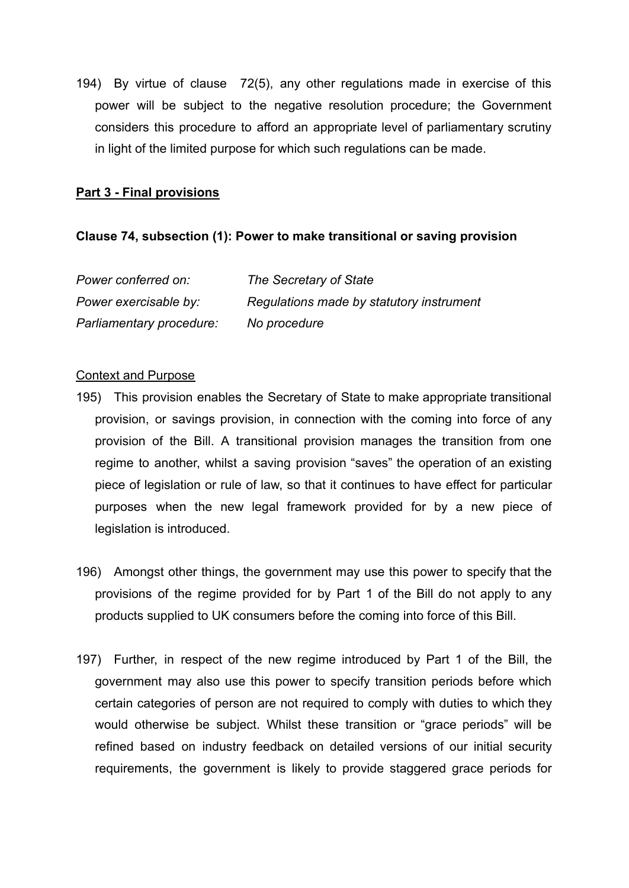194) By virtue of clause 72(5), any other regulations made in exercise of this power will be subject to the negative resolution procedure; the Government considers this procedure to afford an appropriate level of parliamentary scrutiny in light of the limited purpose for which such regulations can be made.

## Part 3 - Final provisions

### Clause 74, subsection (1): Power to make transitional or saving provision

| | |
|---|---|
| *Power conferred on:* | *The Secretary of State* |
| *Power exercisable by:* | *Regulations made by statutory instrument* |
| *Parliamentary procedure:* | *No procedure* |

Context and Purpose

195) This provision enables the Secretary of State to make appropriate transitional provision, or savings provision, in connection with the coming into force of any provision of the Bill. A transitional provision manages the transition from one regime to another, whilst a saving provision "saves" the operation of an existing piece of legislation or rule of law, so that it continues to have effect for particular purposes when the new legal framework provided for by a new piece of legislation is introduced.

196) Amongst other things, the government may use this power to specify that the provisions of the regime provided for by Part 1 of the Bill do not apply to any products supplied to UK consumers before the coming into force of this Bill.

197) Further, in respect of the new regime introduced by Part 1 of the Bill, the government may also use this power to specify transition periods before which certain categories of person are not required to comply with duties to which they would otherwise be subject. Whilst these transition or "grace periods" will be refined based on industry feedback on detailed versions of our initial security requirements, the government is likely to provide staggered grace periods for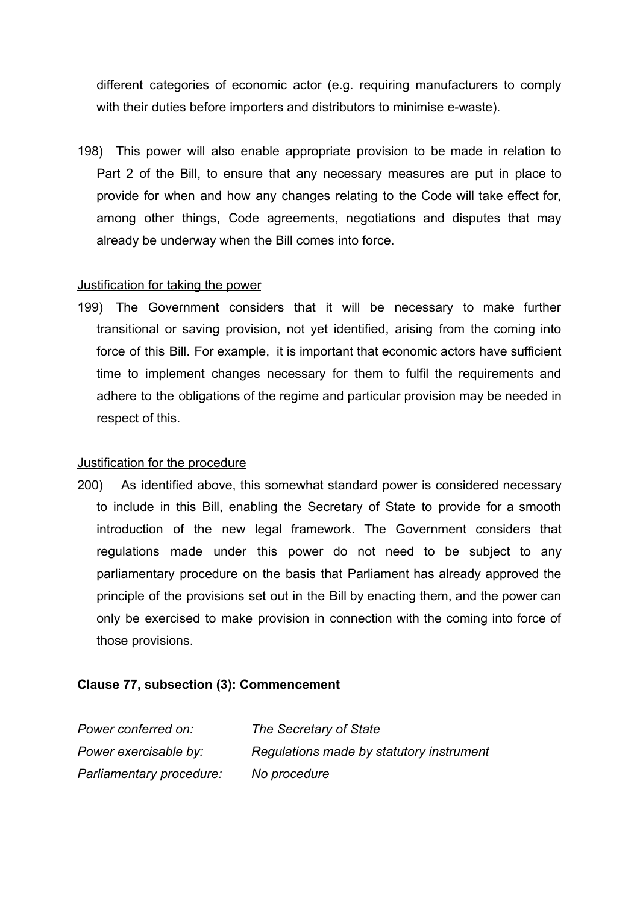different categories of economic actor (e.g. requiring manufacturers to comply with their duties before importers and distributors to minimise e-waste).

198) This power will also enable appropriate provision to be made in relation to Part 2 of the Bill, to ensure that any necessary measures are put in place to provide for when and how any changes relating to the Code will take effect for, among other things, Code agreements, negotiations and disputes that may already be underway when the Bill comes into force.

<u>Justification for taking the power</u>

199) The Government considers that it will be necessary to make further transitional or saving provision, not yet identified, arising from the coming into force of this Bill. For example, it is important that economic actors have sufficient time to implement changes necessary for them to fulfil the requirements and adhere to the obligations of the regime and particular provision may be needed in respect of this.

<u>Justification for the procedure</u>

200) As identified above, this somewhat standard power is considered necessary to include in this Bill, enabling the Secretary of State to provide for a smooth introduction of the new legal framework. The Government considers that regulations made under this power do not need to be subject to any parliamentary procedure on the basis that Parliament has already approved the principle of the provisions set out in the Bill by enacting them, and the power can only be exercised to make provision in connection with the coming into force of those provisions.

**Clause 77, subsection (3): Commencement**

| | |
|---|---|
| *Power conferred on:* | *The Secretary of State* |
| *Power exercisable by:* | *Regulations made by statutory instrument* |
| *Parliamentary procedure:* | *No procedure* |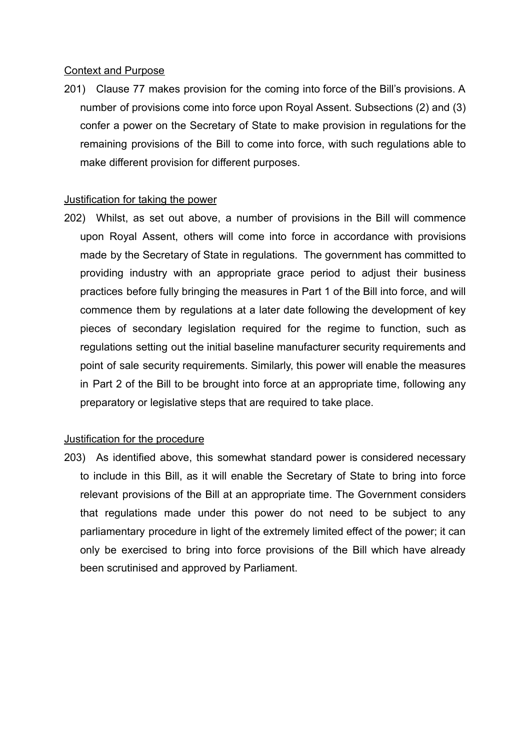Context and Purpose

201) Clause 77 makes provision for the coming into force of the Bill's provisions. A number of provisions come into force upon Royal Assent. Subsections (2) and (3) confer a power on the Secretary of State to make provision in regulations for the remaining provisions of the Bill to come into force, with such regulations able to make different provision for different purposes.

Justification for taking the power

202) Whilst, as set out above, a number of provisions in the Bill will commence upon Royal Assent, others will come into force in accordance with provisions made by the Secretary of State in regulations. The government has committed to providing industry with an appropriate grace period to adjust their business practices before fully bringing the measures in Part 1 of the Bill into force, and will commence them by regulations at a later date following the development of key pieces of secondary legislation required for the regime to function, such as regulations setting out the initial baseline manufacturer security requirements and point of sale security requirements. Similarly, this power will enable the measures in Part 2 of the Bill to be brought into force at an appropriate time, following any preparatory or legislative steps that are required to take place.

Justification for the procedure

203) As identified above, this somewhat standard power is considered necessary to include in this Bill, as it will enable the Secretary of State to bring into force relevant provisions of the Bill at an appropriate time. The Government considers that regulations made under this power do not need to be subject to any parliamentary procedure in light of the extremely limited effect of the power; it can only be exercised to bring into force provisions of the Bill which have already been scrutinised and approved by Parliament.